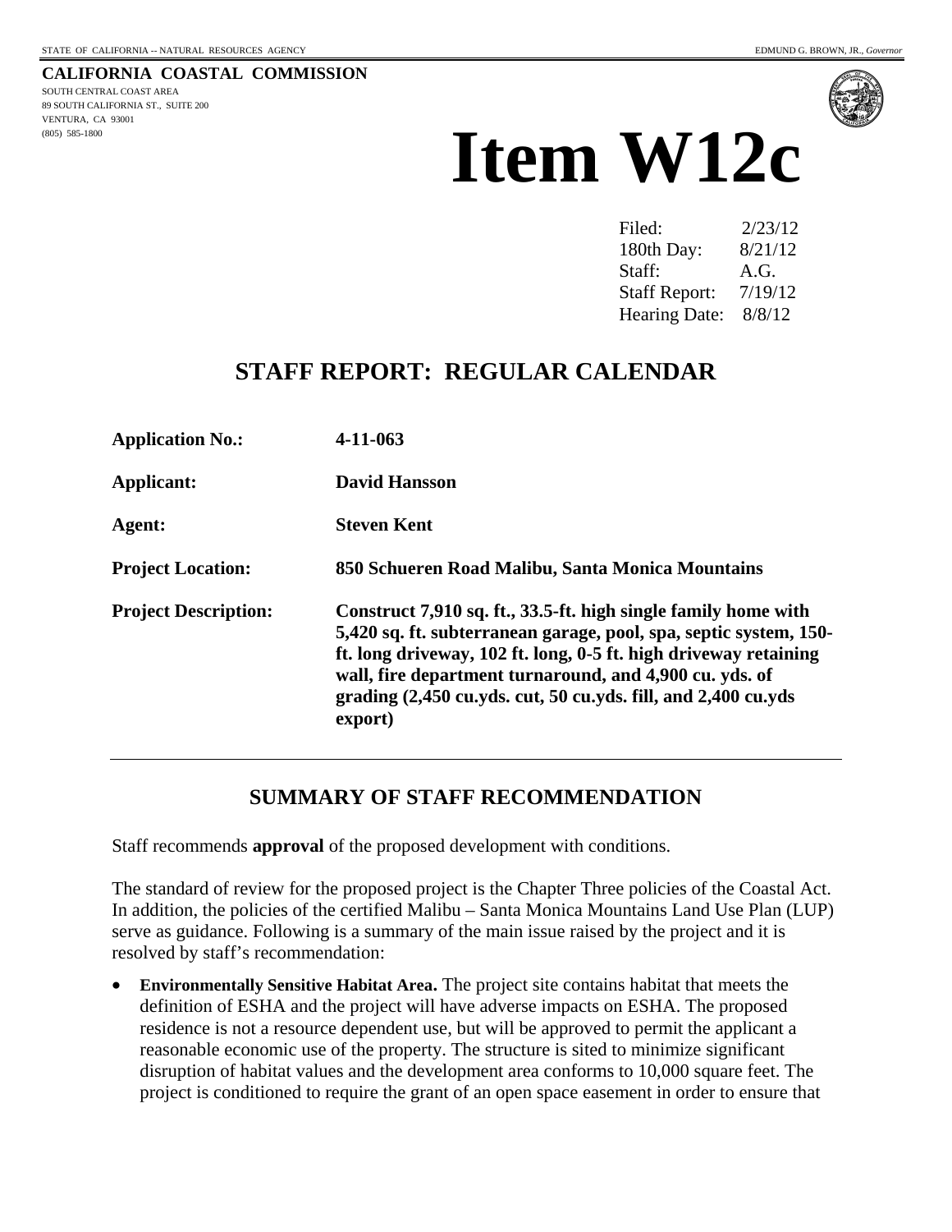STATE OF CALIFORNIA -- NATURAL RESOURCES AGENCY EDMUND G. BROWN, JR., *Governor*

**CALIFORNIA COASTAL COMMISSION**
SOUTH CENTRAL COAST AREA
89 SOUTH CALIFORNIA ST., SUITE 200
VENTURA, CA 93001
(805) 585-1800

# Item W12c

Filed: 2/23/12
180th Day: 8/21/12
Staff: A.G.
Staff Report: 7/19/12
Hearing Date: 8/8/12

## STAFF REPORT: REGULAR CALENDAR

| | |
|---|---|
| **Application No.:** | **4-11-063** |
| **Applicant:** | **David Hansson** |
| **Agent:** | **Steven Kent** |
| **Project Location:** | **850 Schueren Road Malibu, Santa Monica Mountains** |
| **Project Description:** | **Construct 7,910 sq. ft., 33.5-ft. high single family home with 5,420 sq. ft. subterranean garage, pool, spa, septic system, 150-ft. long driveway, 102 ft. long, 0-5 ft. high driveway retaining wall, fire department turnaround, and 4,900 cu. yds. of grading (2,450 cu.yds. cut, 50 cu.yds. fill, and 2,400 cu.yds export)** |

## SUMMARY OF STAFF RECOMMENDATION

Staff recommends **approval** of the proposed development with conditions.

The standard of review for the proposed project is the Chapter Three policies of the Coastal Act. In addition, the policies of the certified Malibu – Santa Monica Mountains Land Use Plan (LUP) serve as guidance. Following is a summary of the main issue raised by the project and it is resolved by staff's recommendation:

- **Environmentally Sensitive Habitat Area.** The project site contains habitat that meets the definition of ESHA and the project will have adverse impacts on ESHA. The proposed residence is not a resource dependent use, but will be approved to permit the applicant a reasonable economic use of the property. The structure is sited to minimize significant disruption of habitat values and the development area conforms to 10,000 square feet. The project is conditioned to require the grant of an open space easement in order to ensure that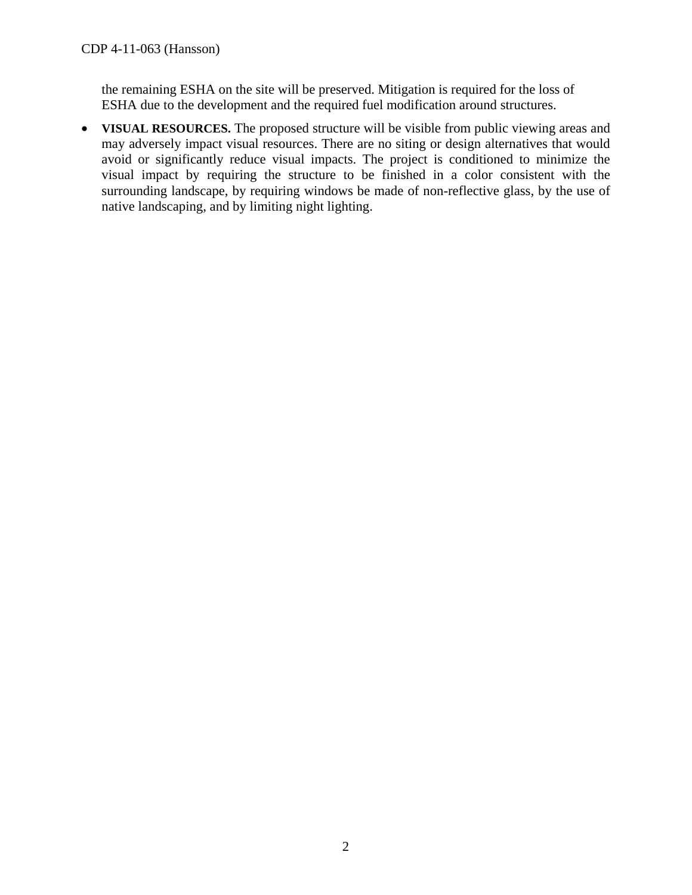the remaining ESHA on the site will be preserved. Mitigation is required for the loss of ESHA due to the development and the required fuel modification around structures.

- **VISUAL RESOURCES.** The proposed structure will be visible from public viewing areas and may adversely impact visual resources. There are no siting or design alternatives that would avoid or significantly reduce visual impacts. The project is conditioned to minimize the visual impact by requiring the structure to be finished in a color consistent with the surrounding landscape, by requiring windows be made of non-reflective glass, by the use of native landscaping, and by limiting night lighting.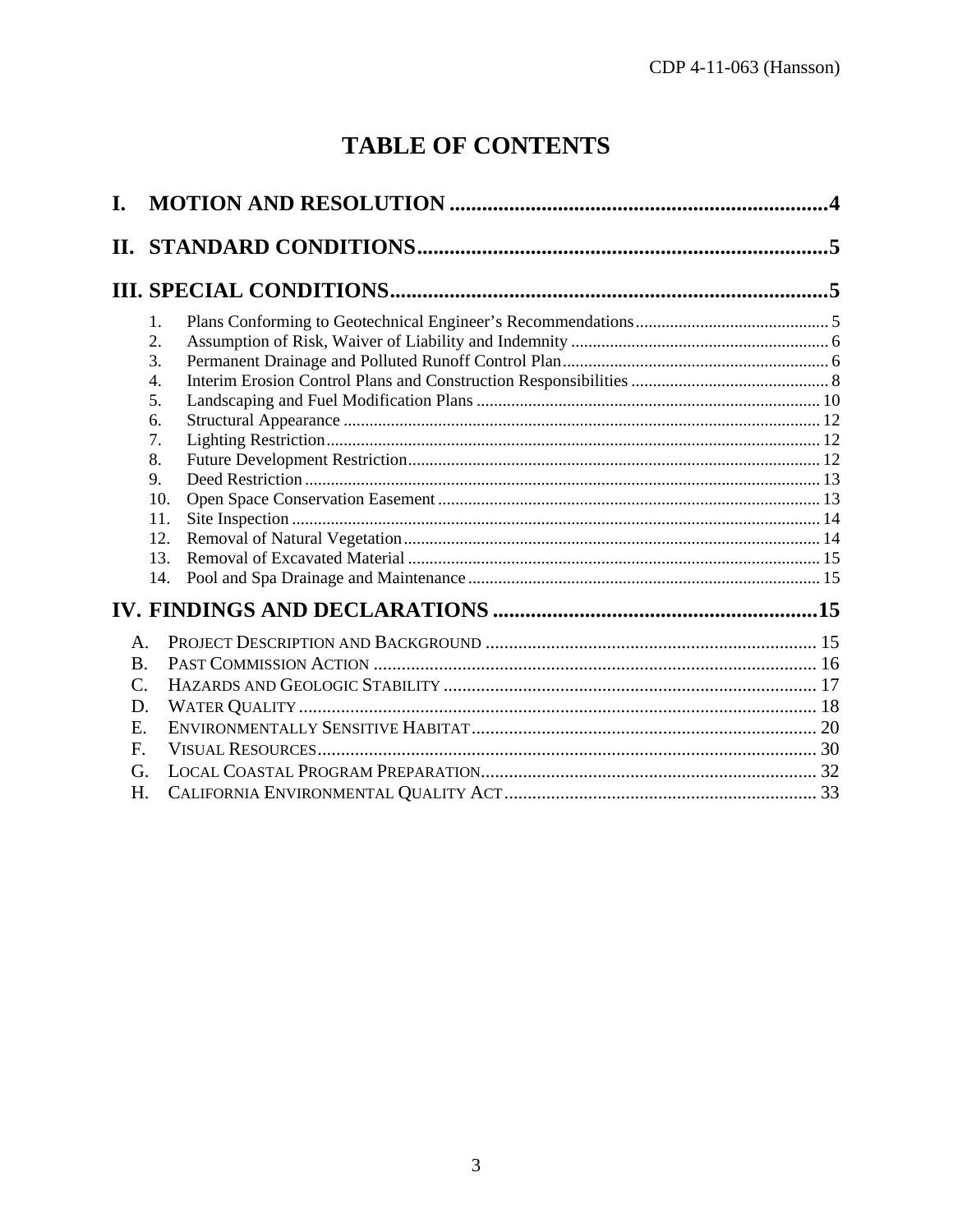# TABLE OF CONTENTS

**I. MOTION AND RESOLUTION .......................................................................4**

**II. STANDARD CONDITIONS..............................................................................5**

**III. SPECIAL CONDITIONS..................................................................................5**

1. Plans Conforming to Geotechnical Engineer's Recommendations............................................ 5
2. Assumption of Risk, Waiver of Liability and Indemnity ............................................................ 6
3. Permanent Drainage and Polluted Runoff Control Plan.............................................................. 6
4. Interim Erosion Control Plans and Construction Responsibilities ............................................. 8
5. Landscaping and Fuel Modification Plans ............................................................................... 10
6. Structural Appearance ............................................................................................................... 12
7. Lighting Restriction................................................................................................................... 12
8. Future Development Restriction................................................................................................ 12
9. Deed Restriction ........................................................................................................................ 13
10. Open Space Conservation Easement ......................................................................................... 13
11. Site Inspection ........................................................................................................................... 14
12. Removal of Natural Vegetation................................................................................................. 14
13. Removal of Excavated Material ................................................................................................ 15
14. Pool and Spa Drainage and Maintenance .................................................................................. 15

**IV. FINDINGS AND DECLARATIONS ............................................................15**

A. Project Description and Background ....................................................................... 15
B. Past Commission Action ............................................................................................... 16
C. Hazards and Geologic Stability ................................................................................. 17
D. Water Quality ................................................................................................................ 18
E. Environmentally Sensitive Habitat........................................................................... 20
F. Visual Resources............................................................................................................ 30
G. Local Coastal Program Preparation........................................................................ 32
H. California Environmental Quality Act................................................................... 33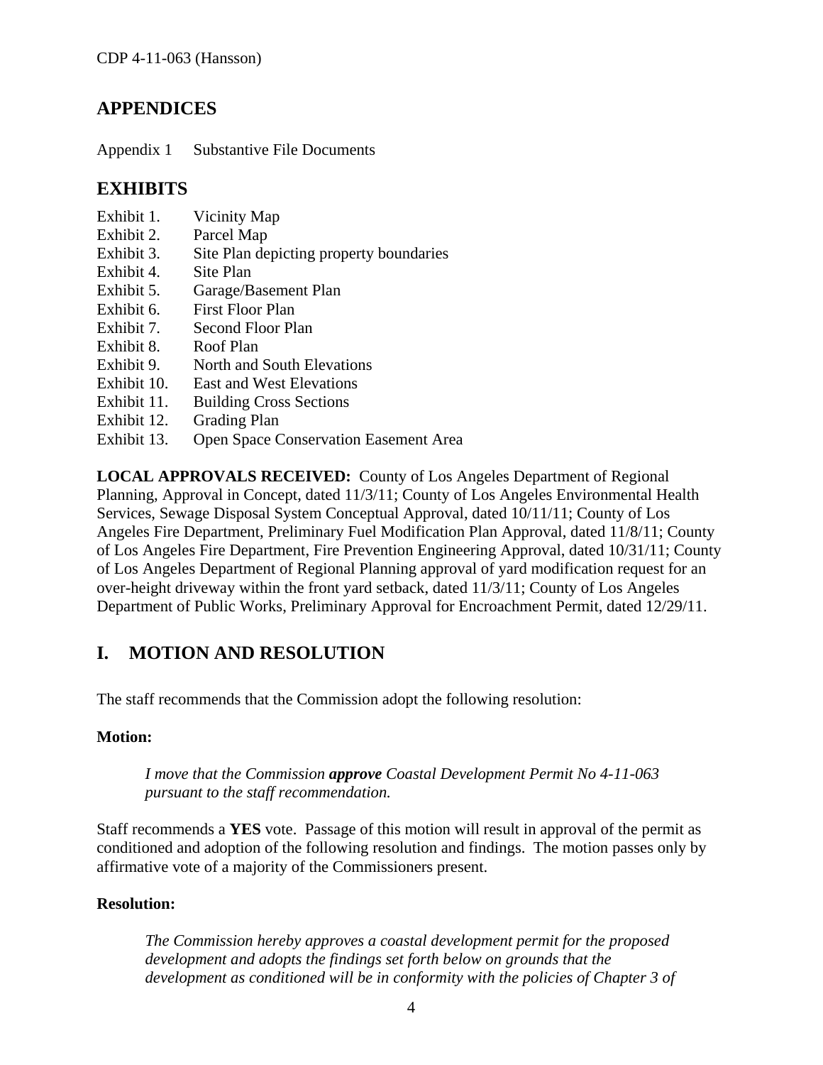## APPENDICES

Appendix 1 Substantive File Documents

## EXHIBITS

Exhibit 1. Vicinity Map
Exhibit 2. Parcel Map
Exhibit 3. Site Plan depicting property boundaries
Exhibit 4. Site Plan
Exhibit 5. Garage/Basement Plan
Exhibit 6. First Floor Plan
Exhibit 7. Second Floor Plan
Exhibit 8. Roof Plan
Exhibit 9. North and South Elevations
Exhibit 10. East and West Elevations
Exhibit 11. Building Cross Sections
Exhibit 12. Grading Plan
Exhibit 13. Open Space Conservation Easement Area

**LOCAL APPROVALS RECEIVED:** County of Los Angeles Department of Regional Planning, Approval in Concept, dated 11/3/11; County of Los Angeles Environmental Health Services, Sewage Disposal System Conceptual Approval, dated 10/11/11; County of Los Angeles Fire Department, Preliminary Fuel Modification Plan Approval, dated 11/8/11; County of Los Angeles Fire Department, Fire Prevention Engineering Approval, dated 10/31/11; County of Los Angeles Department of Regional Planning approval of yard modification request for an over-height driveway within the front yard setback, dated 11/3/11; County of Los Angeles Department of Public Works, Preliminary Approval for Encroachment Permit, dated 12/29/11.

## I. MOTION AND RESOLUTION

The staff recommends that the Commission adopt the following resolution:

**Motion:**

> *I move that the Commission **approve** Coastal Development Permit No 4-11-063 pursuant to the staff recommendation.*

Staff recommends a **YES** vote. Passage of this motion will result in approval of the permit as conditioned and adoption of the following resolution and findings. The motion passes only by affirmative vote of a majority of the Commissioners present.

**Resolution:**

> *The Commission hereby approves a coastal development permit for the proposed development and adopts the findings set forth below on grounds that the development as conditioned will be in conformity with the policies of Chapter 3 of*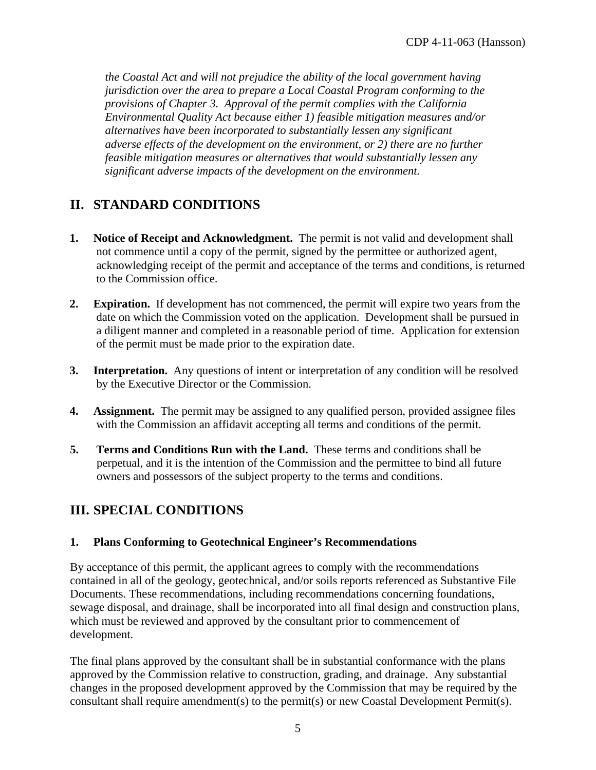*the Coastal Act and will not prejudice the ability of the local government having jurisdiction over the area to prepare a Local Coastal Program conforming to the provisions of Chapter 3. Approval of the permit complies with the California Environmental Quality Act because either 1) feasible mitigation measures and/or alternatives have been incorporated to substantially lessen any significant adverse effects of the development on the environment, or 2) there are no further feasible mitigation measures or alternatives that would substantially lessen any significant adverse impacts of the development on the environment.*

## II. STANDARD CONDITIONS

1. **Notice of Receipt and Acknowledgment.** The permit is not valid and development shall not commence until a copy of the permit, signed by the permittee or authorized agent, acknowledging receipt of the permit and acceptance of the terms and conditions, is returned to the Commission office.

2. **Expiration.** If development has not commenced, the permit will expire two years from the date on which the Commission voted on the application. Development shall be pursued in a diligent manner and completed in a reasonable period of time. Application for extension of the permit must be made prior to the expiration date.

3. **Interpretation.** Any questions of intent or interpretation of any condition will be resolved by the Executive Director or the Commission.

4. **Assignment.** The permit may be assigned to any qualified person, provided assignee files with the Commission an affidavit accepting all terms and conditions of the permit.

5. **Terms and Conditions Run with the Land.** These terms and conditions shall be perpetual, and it is the intention of the Commission and the permittee to bind all future owners and possessors of the subject property to the terms and conditions.

## III. SPECIAL CONDITIONS

### 1. Plans Conforming to Geotechnical Engineer's Recommendations

By acceptance of this permit, the applicant agrees to comply with the recommendations contained in all of the geology, geotechnical, and/or soils reports referenced as Substantive File Documents. These recommendations, including recommendations concerning foundations, sewage disposal, and drainage, shall be incorporated into all final design and construction plans, which must be reviewed and approved by the consultant prior to commencement of development.

The final plans approved by the consultant shall be in substantial conformance with the plans approved by the Commission relative to construction, grading, and drainage. Any substantial changes in the proposed development approved by the Commission that may be required by the consultant shall require amendment(s) to the permit(s) or new Coastal Development Permit(s).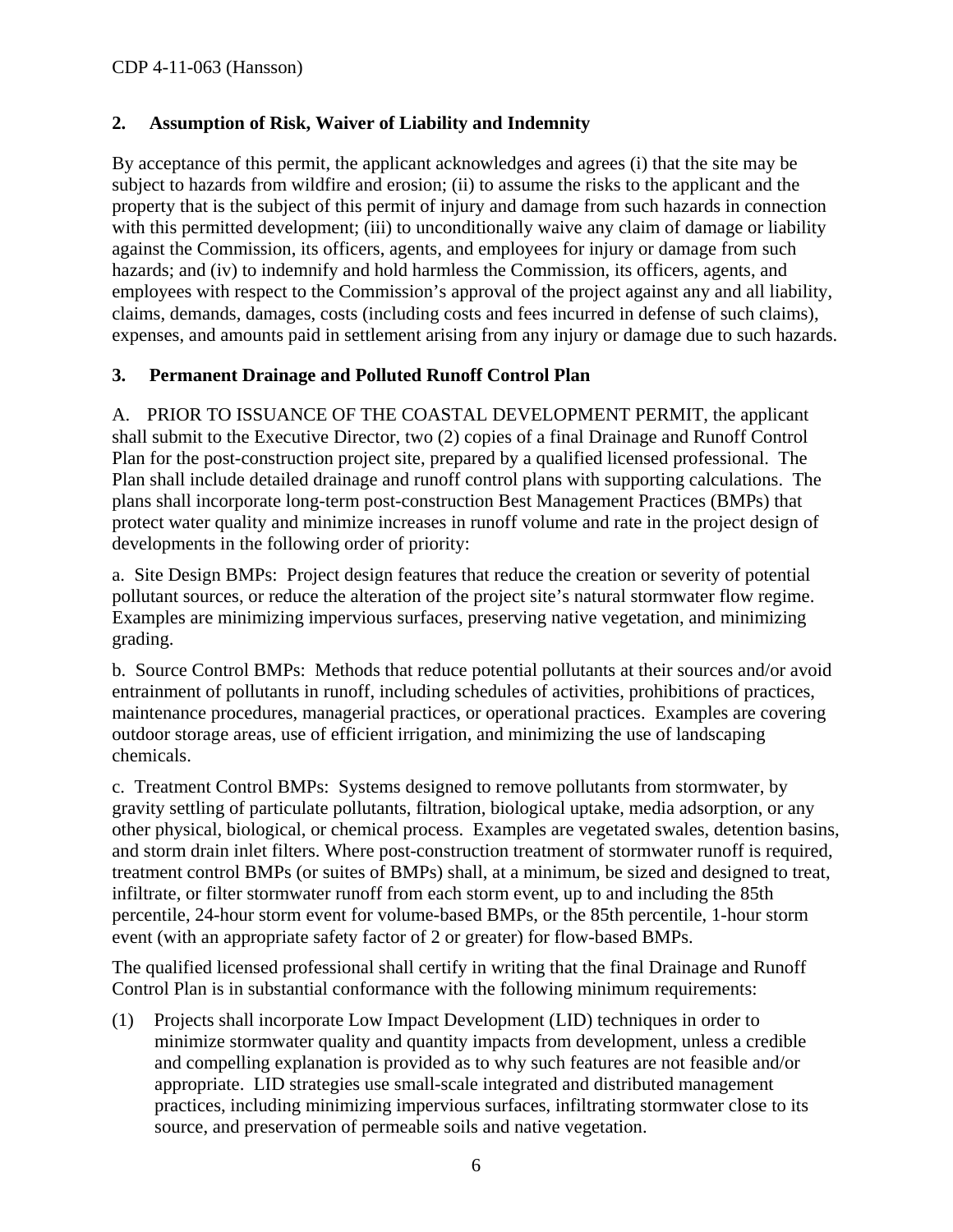## 2. Assumption of Risk, Waiver of Liability and Indemnity

By acceptance of this permit, the applicant acknowledges and agrees (i) that the site may be subject to hazards from wildfire and erosion; (ii) to assume the risks to the applicant and the property that is the subject of this permit of injury and damage from such hazards in connection with this permitted development; (iii) to unconditionally waive any claim of damage or liability against the Commission, its officers, agents, and employees for injury or damage from such hazards; and (iv) to indemnify and hold harmless the Commission, its officers, agents, and employees with respect to the Commission's approval of the project against any and all liability, claims, demands, damages, costs (including costs and fees incurred in defense of such claims), expenses, and amounts paid in settlement arising from any injury or damage due to such hazards.

## 3. Permanent Drainage and Polluted Runoff Control Plan

A. PRIOR TO ISSUANCE OF THE COASTAL DEVELOPMENT PERMIT, the applicant shall submit to the Executive Director, two (2) copies of a final Drainage and Runoff Control Plan for the post-construction project site, prepared by a qualified licensed professional. The Plan shall include detailed drainage and runoff control plans with supporting calculations. The plans shall incorporate long-term post-construction Best Management Practices (BMPs) that protect water quality and minimize increases in runoff volume and rate in the project design of developments in the following order of priority:

a. Site Design BMPs: Project design features that reduce the creation or severity of potential pollutant sources, or reduce the alteration of the project site's natural stormwater flow regime. Examples are minimizing impervious surfaces, preserving native vegetation, and minimizing grading.

b. Source Control BMPs: Methods that reduce potential pollutants at their sources and/or avoid entrainment of pollutants in runoff, including schedules of activities, prohibitions of practices, maintenance procedures, managerial practices, or operational practices. Examples are covering outdoor storage areas, use of efficient irrigation, and minimizing the use of landscaping chemicals.

c. Treatment Control BMPs: Systems designed to remove pollutants from stormwater, by gravity settling of particulate pollutants, filtration, biological uptake, media adsorption, or any other physical, biological, or chemical process. Examples are vegetated swales, detention basins, and storm drain inlet filters. Where post-construction treatment of stormwater runoff is required, treatment control BMPs (or suites of BMPs) shall, at a minimum, be sized and designed to treat, infiltrate, or filter stormwater runoff from each storm event, up to and including the 85th percentile, 24-hour storm event for volume-based BMPs, or the 85th percentile, 1-hour storm event (with an appropriate safety factor of 2 or greater) for flow-based BMPs.

The qualified licensed professional shall certify in writing that the final Drainage and Runoff Control Plan is in substantial conformance with the following minimum requirements:

(1) Projects shall incorporate Low Impact Development (LID) techniques in order to minimize stormwater quality and quantity impacts from development, unless a credible and compelling explanation is provided as to why such features are not feasible and/or appropriate. LID strategies use small-scale integrated and distributed management practices, including minimizing impervious surfaces, infiltrating stormwater close to its source, and preservation of permeable soils and native vegetation.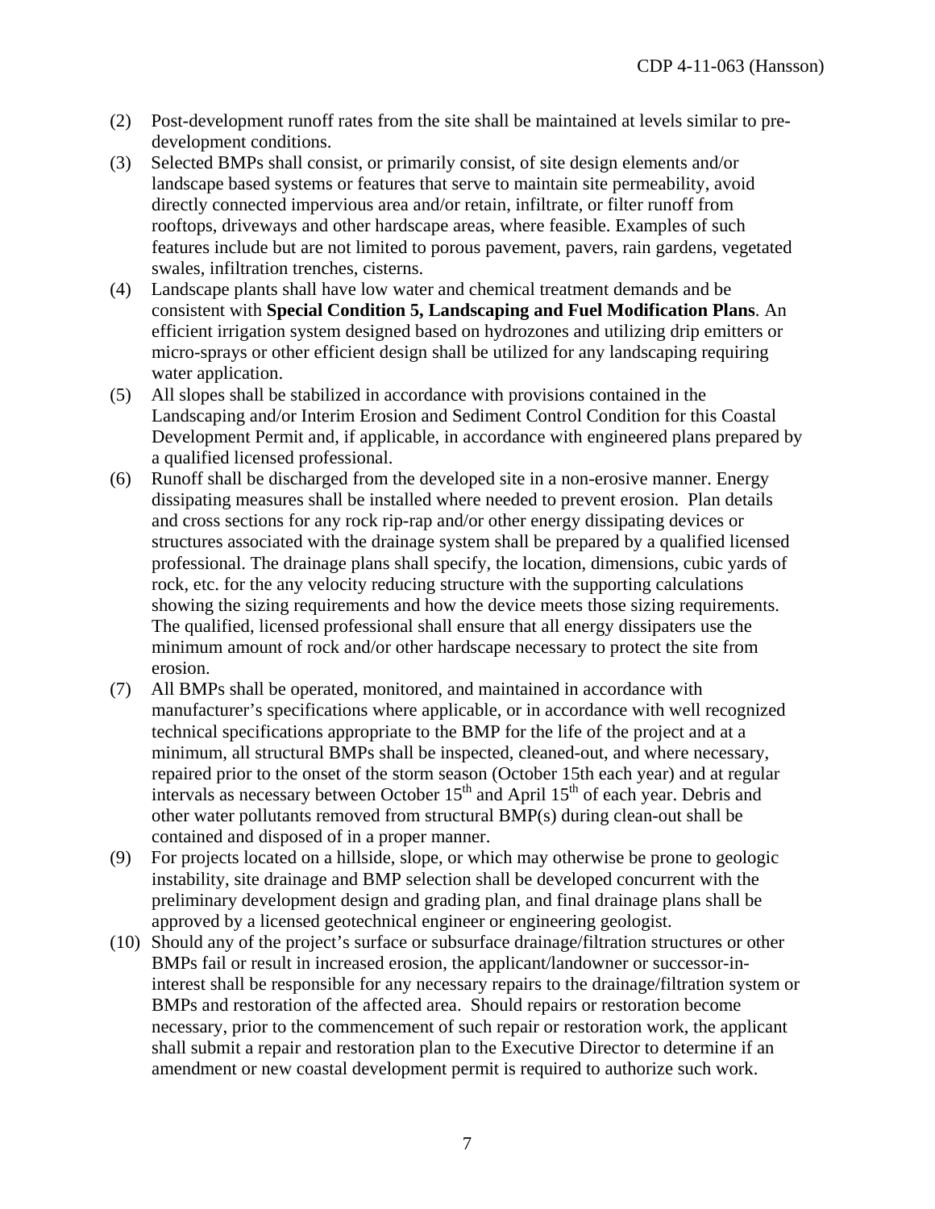(2) Post-development runoff rates from the site shall be maintained at levels similar to pre-development conditions.

(3) Selected BMPs shall consist, or primarily consist, of site design elements and/or landscape based systems or features that serve to maintain site permeability, avoid directly connected impervious area and/or retain, infiltrate, or filter runoff from rooftops, driveways and other hardscape areas, where feasible. Examples of such features include but are not limited to porous pavement, pavers, rain gardens, vegetated swales, infiltration trenches, cisterns.

(4) Landscape plants shall have low water and chemical treatment demands and be consistent with **Special Condition 5, Landscaping and Fuel Modification Plans**. An efficient irrigation system designed based on hydrozones and utilizing drip emitters or micro-sprays or other efficient design shall be utilized for any landscaping requiring water application.

(5) All slopes shall be stabilized in accordance with provisions contained in the Landscaping and/or Interim Erosion and Sediment Control Condition for this Coastal Development Permit and, if applicable, in accordance with engineered plans prepared by a qualified licensed professional.

(6) Runoff shall be discharged from the developed site in a non-erosive manner. Energy dissipating measures shall be installed where needed to prevent erosion. Plan details and cross sections for any rock rip-rap and/or other energy dissipating devices or structures associated with the drainage system shall be prepared by a qualified licensed professional. The drainage plans shall specify, the location, dimensions, cubic yards of rock, etc. for the any velocity reducing structure with the supporting calculations showing the sizing requirements and how the device meets those sizing requirements. The qualified, licensed professional shall ensure that all energy dissipaters use the minimum amount of rock and/or other hardscape necessary to protect the site from erosion.

(7) All BMPs shall be operated, monitored, and maintained in accordance with manufacturer's specifications where applicable, or in accordance with well recognized technical specifications appropriate to the BMP for the life of the project and at a minimum, all structural BMPs shall be inspected, cleaned-out, and where necessary, repaired prior to the onset of the storm season (October 15th each year) and at regular intervals as necessary between October 15th and April 15th of each year. Debris and other water pollutants removed from structural BMP(s) during clean-out shall be contained and disposed of in a proper manner.

(9) For projects located on a hillside, slope, or which may otherwise be prone to geologic instability, site drainage and BMP selection shall be developed concurrent with the preliminary development design and grading plan, and final drainage plans shall be approved by a licensed geotechnical engineer or engineering geologist.

(10) Should any of the project's surface or subsurface drainage/filtration structures or other BMPs fail or result in increased erosion, the applicant/landowner or successor-in-interest shall be responsible for any necessary repairs to the drainage/filtration system or BMPs and restoration of the affected area. Should repairs or restoration become necessary, prior to the commencement of such repair or restoration work, the applicant shall submit a repair and restoration plan to the Executive Director to determine if an amendment or new coastal development permit is required to authorize such work.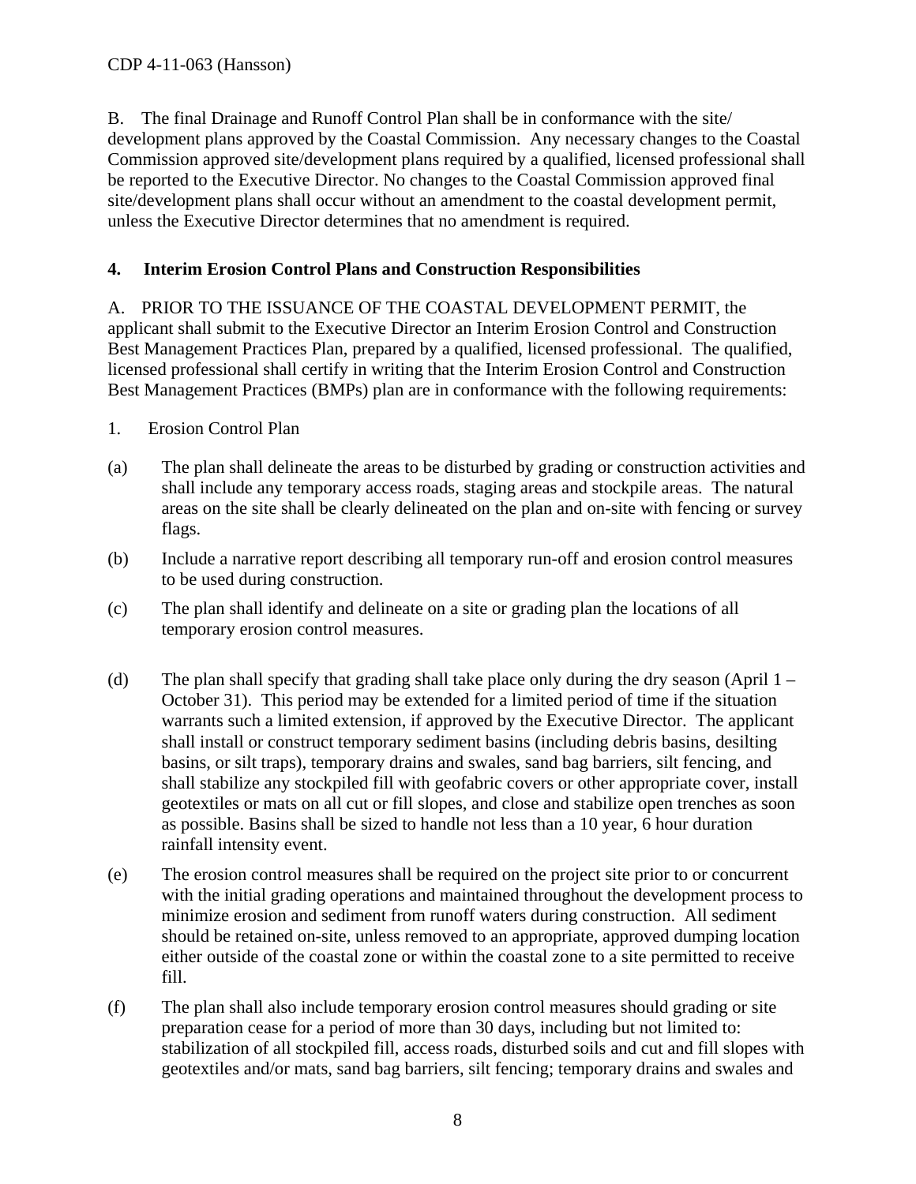B. The final Drainage and Runoff Control Plan shall be in conformance with the site/ development plans approved by the Coastal Commission. Any necessary changes to the Coastal Commission approved site/development plans required by a qualified, licensed professional shall be reported to the Executive Director. No changes to the Coastal Commission approved final site/development plans shall occur without an amendment to the coastal development permit, unless the Executive Director determines that no amendment is required.

**4. Interim Erosion Control Plans and Construction Responsibilities**

A. PRIOR TO THE ISSUANCE OF THE COASTAL DEVELOPMENT PERMIT, the applicant shall submit to the Executive Director an Interim Erosion Control and Construction Best Management Practices Plan, prepared by a qualified, licensed professional. The qualified, licensed professional shall certify in writing that the Interim Erosion Control and Construction Best Management Practices (BMPs) plan are in conformance with the following requirements:

1. Erosion Control Plan

(a) The plan shall delineate the areas to be disturbed by grading or construction activities and shall include any temporary access roads, staging areas and stockpile areas. The natural areas on the site shall be clearly delineated on the plan and on-site with fencing or survey flags.

(b) Include a narrative report describing all temporary run-off and erosion control measures to be used during construction.

(c) The plan shall identify and delineate on a site or grading plan the locations of all temporary erosion control measures.

(d) The plan shall specify that grading shall take place only during the dry season (April 1 – October 31). This period may be extended for a limited period of time if the situation warrants such a limited extension, if approved by the Executive Director. The applicant shall install or construct temporary sediment basins (including debris basins, desilting basins, or silt traps), temporary drains and swales, sand bag barriers, silt fencing, and shall stabilize any stockpiled fill with geofabric covers or other appropriate cover, install geotextiles or mats on all cut or fill slopes, and close and stabilize open trenches as soon as possible. Basins shall be sized to handle not less than a 10 year, 6 hour duration rainfall intensity event.

(e) The erosion control measures shall be required on the project site prior to or concurrent with the initial grading operations and maintained throughout the development process to minimize erosion and sediment from runoff waters during construction. All sediment should be retained on-site, unless removed to an appropriate, approved dumping location either outside of the coastal zone or within the coastal zone to a site permitted to receive fill.

(f) The plan shall also include temporary erosion control measures should grading or site preparation cease for a period of more than 30 days, including but not limited to: stabilization of all stockpiled fill, access roads, disturbed soils and cut and fill slopes with geotextiles and/or mats, sand bag barriers, silt fencing; temporary drains and swales and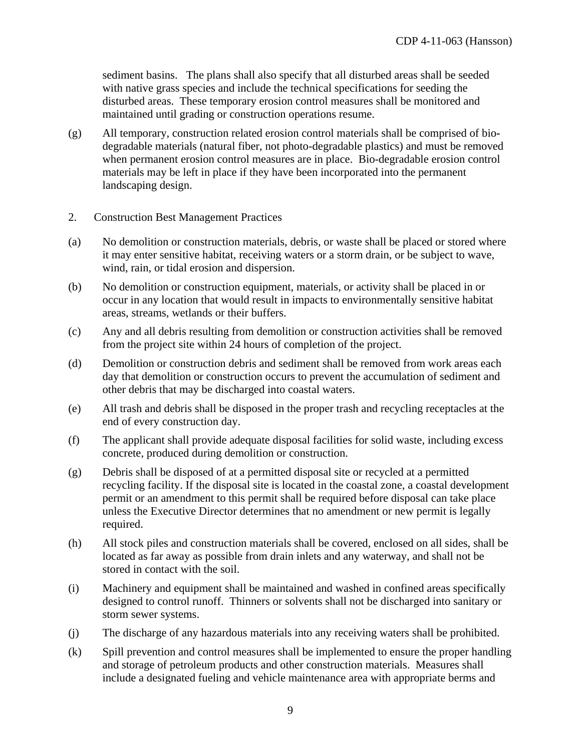sediment basins. The plans shall also specify that all disturbed areas shall be seeded with native grass species and include the technical specifications for seeding the disturbed areas. These temporary erosion control measures shall be monitored and maintained until grading or construction operations resume.

(g) All temporary, construction related erosion control materials shall be comprised of bio-degradable materials (natural fiber, not photo-degradable plastics) and must be removed when permanent erosion control measures are in place. Bio-degradable erosion control materials may be left in place if they have been incorporated into the permanent landscaping design.

2. Construction Best Management Practices

(a) No demolition or construction materials, debris, or waste shall be placed or stored where it may enter sensitive habitat, receiving waters or a storm drain, or be subject to wave, wind, rain, or tidal erosion and dispersion.

(b) No demolition or construction equipment, materials, or activity shall be placed in or occur in any location that would result in impacts to environmentally sensitive habitat areas, streams, wetlands or their buffers.

(c) Any and all debris resulting from demolition or construction activities shall be removed from the project site within 24 hours of completion of the project.

(d) Demolition or construction debris and sediment shall be removed from work areas each day that demolition or construction occurs to prevent the accumulation of sediment and other debris that may be discharged into coastal waters.

(e) All trash and debris shall be disposed in the proper trash and recycling receptacles at the end of every construction day.

(f) The applicant shall provide adequate disposal facilities for solid waste, including excess concrete, produced during demolition or construction.

(g) Debris shall be disposed of at a permitted disposal site or recycled at a permitted recycling facility. If the disposal site is located in the coastal zone, a coastal development permit or an amendment to this permit shall be required before disposal can take place unless the Executive Director determines that no amendment or new permit is legally required.

(h) All stock piles and construction materials shall be covered, enclosed on all sides, shall be located as far away as possible from drain inlets and any waterway, and shall not be stored in contact with the soil.

(i) Machinery and equipment shall be maintained and washed in confined areas specifically designed to control runoff. Thinners or solvents shall not be discharged into sanitary or storm sewer systems.

(j) The discharge of any hazardous materials into any receiving waters shall be prohibited.

(k) Spill prevention and control measures shall be implemented to ensure the proper handling and storage of petroleum products and other construction materials. Measures shall include a designated fueling and vehicle maintenance area with appropriate berms and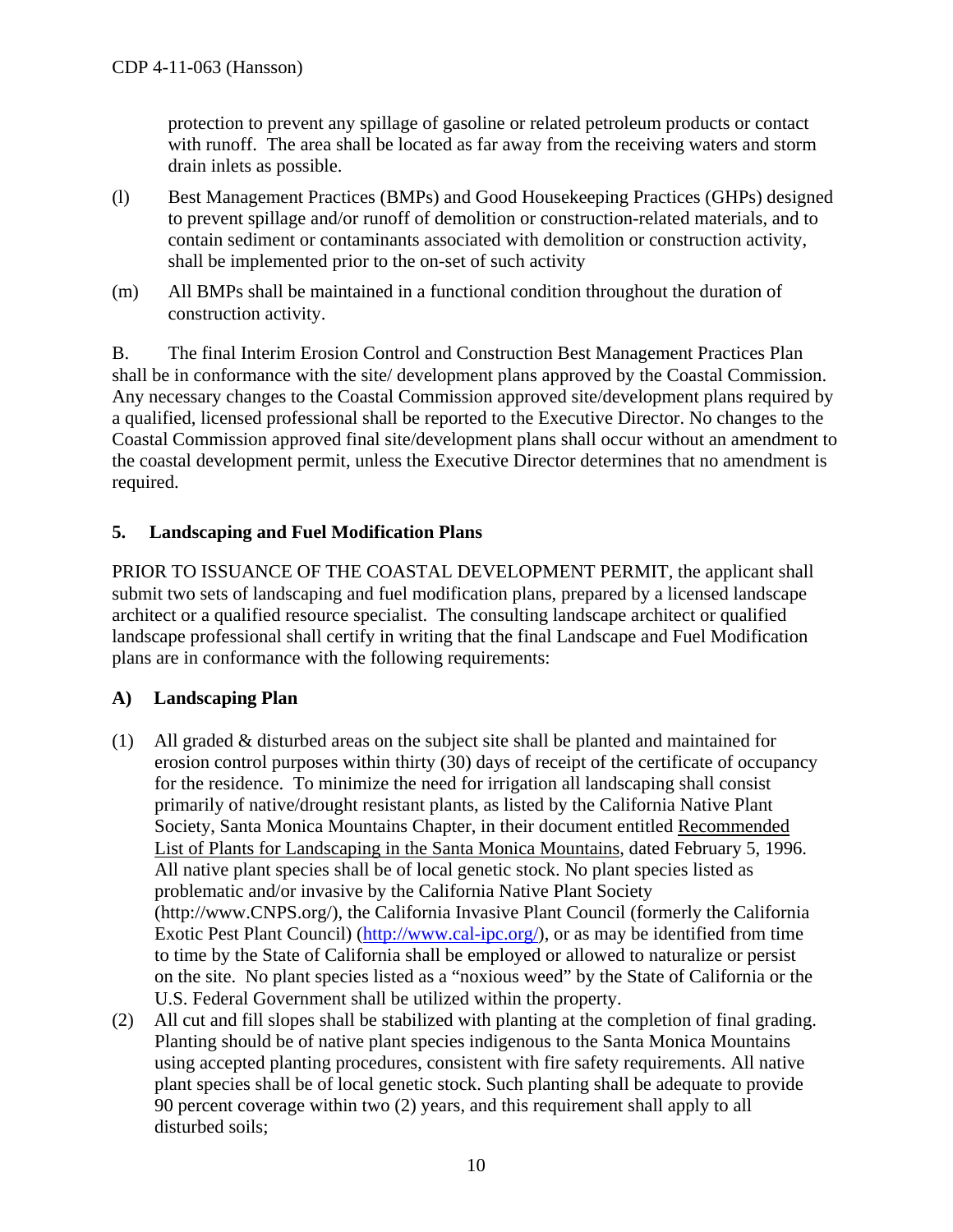protection to prevent any spillage of gasoline or related petroleum products or contact with runoff. The area shall be located as far away from the receiving waters and storm drain inlets as possible.

(l) Best Management Practices (BMPs) and Good Housekeeping Practices (GHPs) designed to prevent spillage and/or runoff of demolition or construction-related materials, and to contain sediment or contaminants associated with demolition or construction activity, shall be implemented prior to the on-set of such activity

(m) All BMPs shall be maintained in a functional condition throughout the duration of construction activity.

B. The final Interim Erosion Control and Construction Best Management Practices Plan shall be in conformance with the site/ development plans approved by the Coastal Commission. Any necessary changes to the Coastal Commission approved site/development plans required by a qualified, licensed professional shall be reported to the Executive Director. No changes to the Coastal Commission approved final site/development plans shall occur without an amendment to the coastal development permit, unless the Executive Director determines that no amendment is required.

**5. Landscaping and Fuel Modification Plans**

PRIOR TO ISSUANCE OF THE COASTAL DEVELOPMENT PERMIT, the applicant shall submit two sets of landscaping and fuel modification plans, prepared by a licensed landscape architect or a qualified resource specialist. The consulting landscape architect or qualified landscape professional shall certify in writing that the final Landscape and Fuel Modification plans are in conformance with the following requirements:

**A) Landscaping Plan**

(1) All graded & disturbed areas on the subject site shall be planted and maintained for erosion control purposes within thirty (30) days of receipt of the certificate of occupancy for the residence. To minimize the need for irrigation all landscaping shall consist primarily of native/drought resistant plants, as listed by the California Native Plant Society, Santa Monica Mountains Chapter, in their document entitled Recommended List of Plants for Landscaping in the Santa Monica Mountains, dated February 5, 1996. All native plant species shall be of local genetic stock. No plant species listed as problematic and/or invasive by the California Native Plant Society (http://www.CNPS.org/), the California Invasive Plant Council (formerly the California Exotic Pest Plant Council) (http://www.cal-ipc.org/), or as may be identified from time to time by the State of California shall be employed or allowed to naturalize or persist on the site. No plant species listed as a "noxious weed" by the State of California or the U.S. Federal Government shall be utilized within the property.

(2) All cut and fill slopes shall be stabilized with planting at the completion of final grading. Planting should be of native plant species indigenous to the Santa Monica Mountains using accepted planting procedures, consistent with fire safety requirements. All native plant species shall be of local genetic stock. Such planting shall be adequate to provide 90 percent coverage within two (2) years, and this requirement shall apply to all disturbed soils;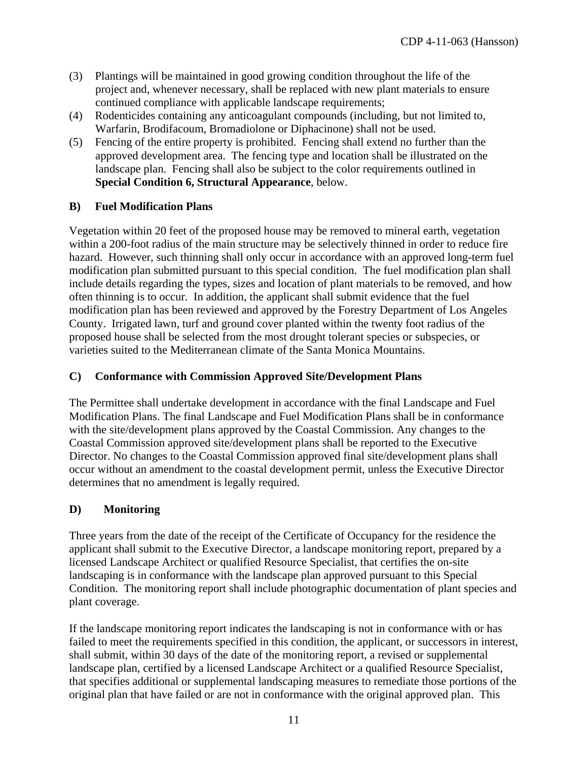(3) Plantings will be maintained in good growing condition throughout the life of the project and, whenever necessary, shall be replaced with new plant materials to ensure continued compliance with applicable landscape requirements;

(4) Rodenticides containing any anticoagulant compounds (including, but not limited to, Warfarin, Brodifacoum, Bromadiolone or Diphacinone) shall not be used.

(5) Fencing of the entire property is prohibited. Fencing shall extend no further than the approved development area. The fencing type and location shall be illustrated on the landscape plan. Fencing shall also be subject to the color requirements outlined in **Special Condition 6, Structural Appearance**, below.

**B) Fuel Modification Plans**

Vegetation within 20 feet of the proposed house may be removed to mineral earth, vegetation within a 200-foot radius of the main structure may be selectively thinned in order to reduce fire hazard. However, such thinning shall only occur in accordance with an approved long-term fuel modification plan submitted pursuant to this special condition. The fuel modification plan shall include details regarding the types, sizes and location of plant materials to be removed, and how often thinning is to occur. In addition, the applicant shall submit evidence that the fuel modification plan has been reviewed and approved by the Forestry Department of Los Angeles County. Irrigated lawn, turf and ground cover planted within the twenty foot radius of the proposed house shall be selected from the most drought tolerant species or subspecies, or varieties suited to the Mediterranean climate of the Santa Monica Mountains.

**C) Conformance with Commission Approved Site/Development Plans**

The Permittee shall undertake development in accordance with the final Landscape and Fuel Modification Plans. The final Landscape and Fuel Modification Plans shall be in conformance with the site/development plans approved by the Coastal Commission. Any changes to the Coastal Commission approved site/development plans shall be reported to the Executive Director. No changes to the Coastal Commission approved final site/development plans shall occur without an amendment to the coastal development permit, unless the Executive Director determines that no amendment is legally required.

**D) Monitoring**

Three years from the date of the receipt of the Certificate of Occupancy for the residence the applicant shall submit to the Executive Director, a landscape monitoring report, prepared by a licensed Landscape Architect or qualified Resource Specialist, that certifies the on-site landscaping is in conformance with the landscape plan approved pursuant to this Special Condition. The monitoring report shall include photographic documentation of plant species and plant coverage.

If the landscape monitoring report indicates the landscaping is not in conformance with or has failed to meet the requirements specified in this condition, the applicant, or successors in interest, shall submit, within 30 days of the date of the monitoring report, a revised or supplemental landscape plan, certified by a licensed Landscape Architect or a qualified Resource Specialist, that specifies additional or supplemental landscaping measures to remediate those portions of the original plan that have failed or are not in conformance with the original approved plan. This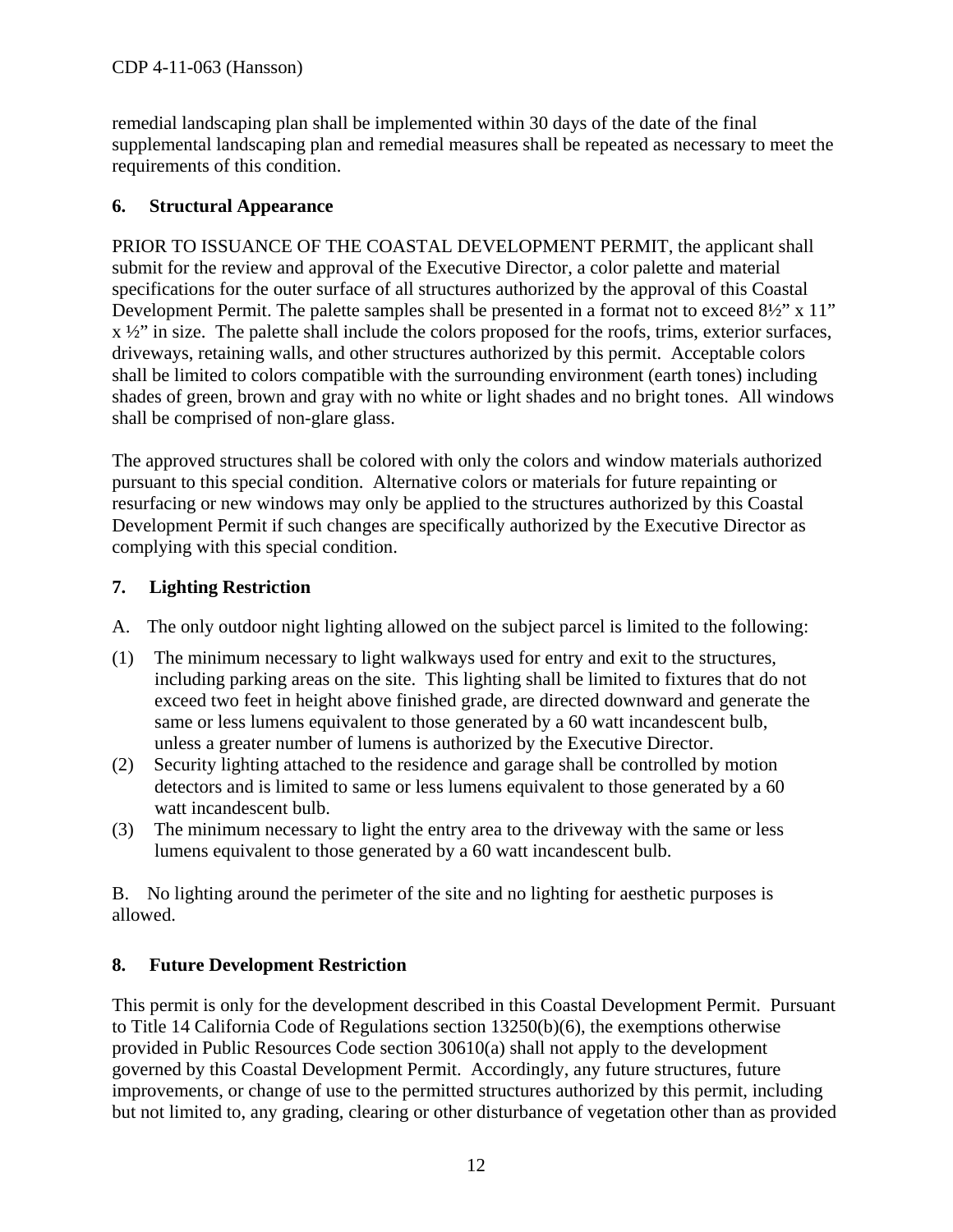remedial landscaping plan shall be implemented within 30 days of the date of the final supplemental landscaping plan and remedial measures shall be repeated as necessary to meet the requirements of this condition.

**6. Structural Appearance**

PRIOR TO ISSUANCE OF THE COASTAL DEVELOPMENT PERMIT, the applicant shall submit for the review and approval of the Executive Director, a color palette and material specifications for the outer surface of all structures authorized by the approval of this Coastal Development Permit. The palette samples shall be presented in a format not to exceed 8½" x 11" x ½" in size. The palette shall include the colors proposed for the roofs, trims, exterior surfaces, driveways, retaining walls, and other structures authorized by this permit. Acceptable colors shall be limited to colors compatible with the surrounding environment (earth tones) including shades of green, brown and gray with no white or light shades and no bright tones. All windows shall be comprised of non-glare glass.

The approved structures shall be colored with only the colors and window materials authorized pursuant to this special condition. Alternative colors or materials for future repainting or resurfacing or new windows may only be applied to the structures authorized by this Coastal Development Permit if such changes are specifically authorized by the Executive Director as complying with this special condition.

**7. Lighting Restriction**

A. The only outdoor night lighting allowed on the subject parcel is limited to the following:

(1) The minimum necessary to light walkways used for entry and exit to the structures, including parking areas on the site. This lighting shall be limited to fixtures that do not exceed two feet in height above finished grade, are directed downward and generate the same or less lumens equivalent to those generated by a 60 watt incandescent bulb, unless a greater number of lumens is authorized by the Executive Director.

(2) Security lighting attached to the residence and garage shall be controlled by motion detectors and is limited to same or less lumens equivalent to those generated by a 60 watt incandescent bulb.

(3) The minimum necessary to light the entry area to the driveway with the same or less lumens equivalent to those generated by a 60 watt incandescent bulb.

B. No lighting around the perimeter of the site and no lighting for aesthetic purposes is allowed.

**8. Future Development Restriction**

This permit is only for the development described in this Coastal Development Permit. Pursuant to Title 14 California Code of Regulations section 13250(b)(6), the exemptions otherwise provided in Public Resources Code section 30610(a) shall not apply to the development governed by this Coastal Development Permit. Accordingly, any future structures, future improvements, or change of use to the permitted structures authorized by this permit, including but not limited to, any grading, clearing or other disturbance of vegetation other than as provided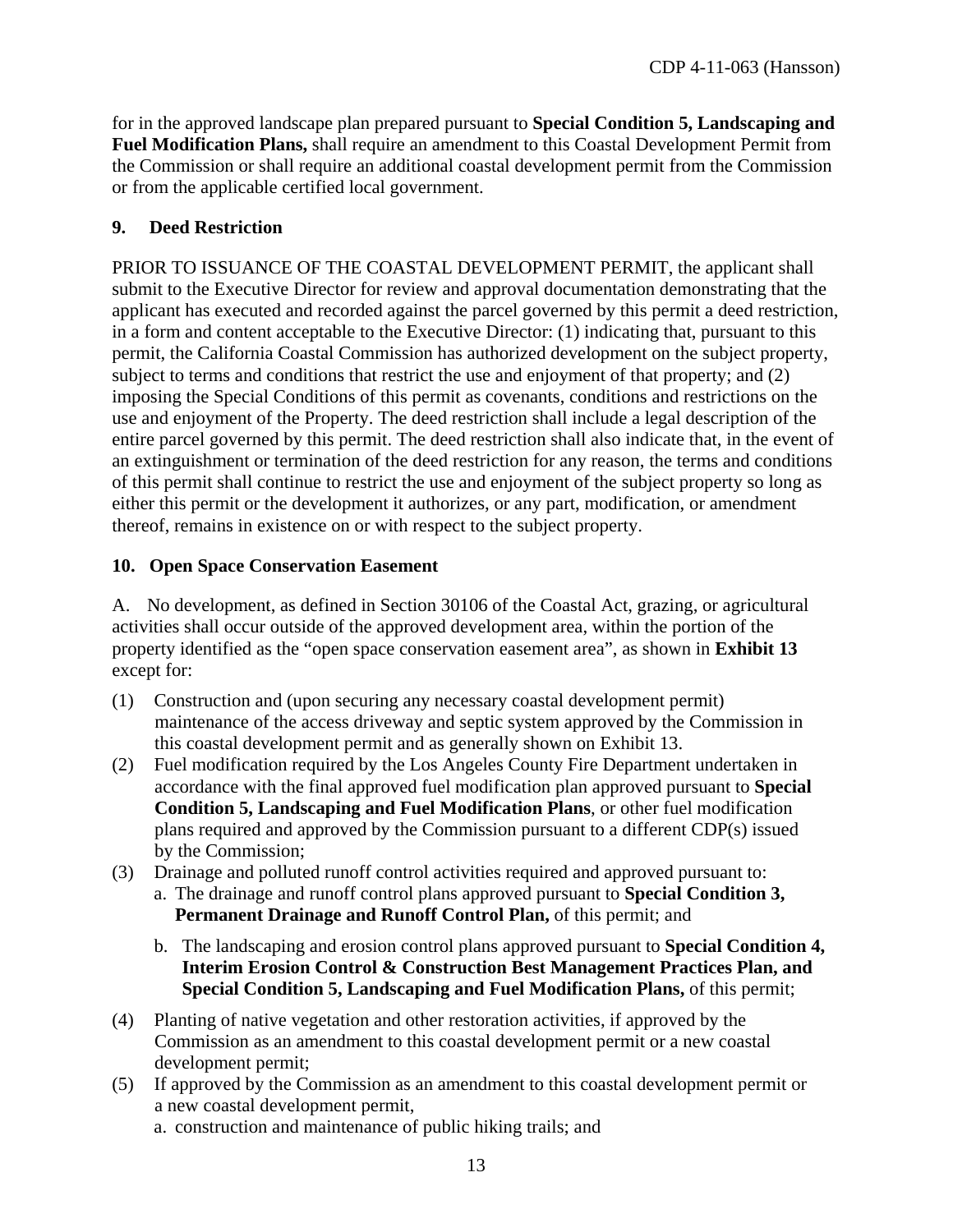for in the approved landscape plan prepared pursuant to **Special Condition 5, Landscaping and Fuel Modification Plans,** shall require an amendment to this Coastal Development Permit from the Commission or shall require an additional coastal development permit from the Commission or from the applicable certified local government.

**9. Deed Restriction**

PRIOR TO ISSUANCE OF THE COASTAL DEVELOPMENT PERMIT, the applicant shall submit to the Executive Director for review and approval documentation demonstrating that the applicant has executed and recorded against the parcel governed by this permit a deed restriction, in a form and content acceptable to the Executive Director: (1) indicating that, pursuant to this permit, the California Coastal Commission has authorized development on the subject property, subject to terms and conditions that restrict the use and enjoyment of that property; and (2) imposing the Special Conditions of this permit as covenants, conditions and restrictions on the use and enjoyment of the Property. The deed restriction shall include a legal description of the entire parcel governed by this permit. The deed restriction shall also indicate that, in the event of an extinguishment or termination of the deed restriction for any reason, the terms and conditions of this permit shall continue to restrict the use and enjoyment of the subject property so long as either this permit or the development it authorizes, or any part, modification, or amendment thereof, remains in existence on or with respect to the subject property.

**10. Open Space Conservation Easement**

A. No development, as defined in Section 30106 of the Coastal Act, grazing, or agricultural activities shall occur outside of the approved development area, within the portion of the property identified as the "open space conservation easement area", as shown in **Exhibit 13** except for:

(1) Construction and (upon securing any necessary coastal development permit) maintenance of the access driveway and septic system approved by the Commission in this coastal development permit and as generally shown on Exhibit 13.

(2) Fuel modification required by the Los Angeles County Fire Department undertaken in accordance with the final approved fuel modification plan approved pursuant to **Special Condition 5, Landscaping and Fuel Modification Plans**, or other fuel modification plans required and approved by the Commission pursuant to a different CDP(s) issued by the Commission;

(3) Drainage and polluted runoff control activities required and approved pursuant to:
   a. The drainage and runoff control plans approved pursuant to **Special Condition 3, Permanent Drainage and Runoff Control Plan,** of this permit; and
   b. The landscaping and erosion control plans approved pursuant to **Special Condition 4, Interim Erosion Control & Construction Best Management Practices Plan, and Special Condition 5, Landscaping and Fuel Modification Plans,** of this permit;

(4) Planting of native vegetation and other restoration activities, if approved by the Commission as an amendment to this coastal development permit or a new coastal development permit;

(5) If approved by the Commission as an amendment to this coastal development permit or a new coastal development permit,
   a. construction and maintenance of public hiking trails; and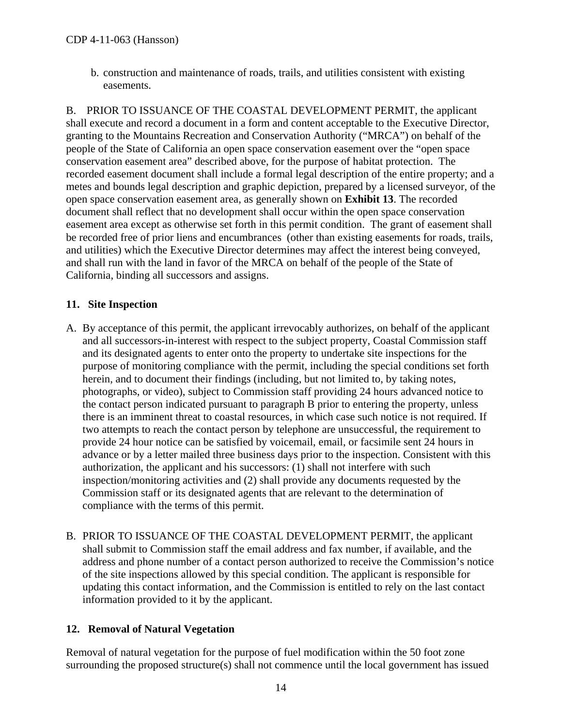b. construction and maintenance of roads, trails, and utilities consistent with existing easements.

B. PRIOR TO ISSUANCE OF THE COASTAL DEVELOPMENT PERMIT, the applicant shall execute and record a document in a form and content acceptable to the Executive Director, granting to the Mountains Recreation and Conservation Authority ("MRCA") on behalf of the people of the State of California an open space conservation easement over the "open space conservation easement area" described above, for the purpose of habitat protection. The recorded easement document shall include a formal legal description of the entire property; and a metes and bounds legal description and graphic depiction, prepared by a licensed surveyor, of the open space conservation easement area, as generally shown on **Exhibit 13**. The recorded document shall reflect that no development shall occur within the open space conservation easement area except as otherwise set forth in this permit condition. The grant of easement shall be recorded free of prior liens and encumbrances (other than existing easements for roads, trails, and utilities) which the Executive Director determines may affect the interest being conveyed, and shall run with the land in favor of the MRCA on behalf of the people of the State of California, binding all successors and assigns.

## 11. Site Inspection

A. By acceptance of this permit, the applicant irrevocably authorizes, on behalf of the applicant and all successors-in-interest with respect to the subject property, Coastal Commission staff and its designated agents to enter onto the property to undertake site inspections for the purpose of monitoring compliance with the permit, including the special conditions set forth herein, and to document their findings (including, but not limited to, by taking notes, photographs, or video), subject to Commission staff providing 24 hours advanced notice to the contact person indicated pursuant to paragraph B prior to entering the property, unless there is an imminent threat to coastal resources, in which case such notice is not required. If two attempts to reach the contact person by telephone are unsuccessful, the requirement to provide 24 hour notice can be satisfied by voicemail, email, or facsimile sent 24 hours in advance or by a letter mailed three business days prior to the inspection. Consistent with this authorization, the applicant and his successors: (1) shall not interfere with such inspection/monitoring activities and (2) shall provide any documents requested by the Commission staff or its designated agents that are relevant to the determination of compliance with the terms of this permit.

B. PRIOR TO ISSUANCE OF THE COASTAL DEVELOPMENT PERMIT, the applicant shall submit to Commission staff the email address and fax number, if available, and the address and phone number of a contact person authorized to receive the Commission's notice of the site inspections allowed by this special condition. The applicant is responsible for updating this contact information, and the Commission is entitled to rely on the last contact information provided to it by the applicant.

## 12. Removal of Natural Vegetation

Removal of natural vegetation for the purpose of fuel modification within the 50 foot zone surrounding the proposed structure(s) shall not commence until the local government has issued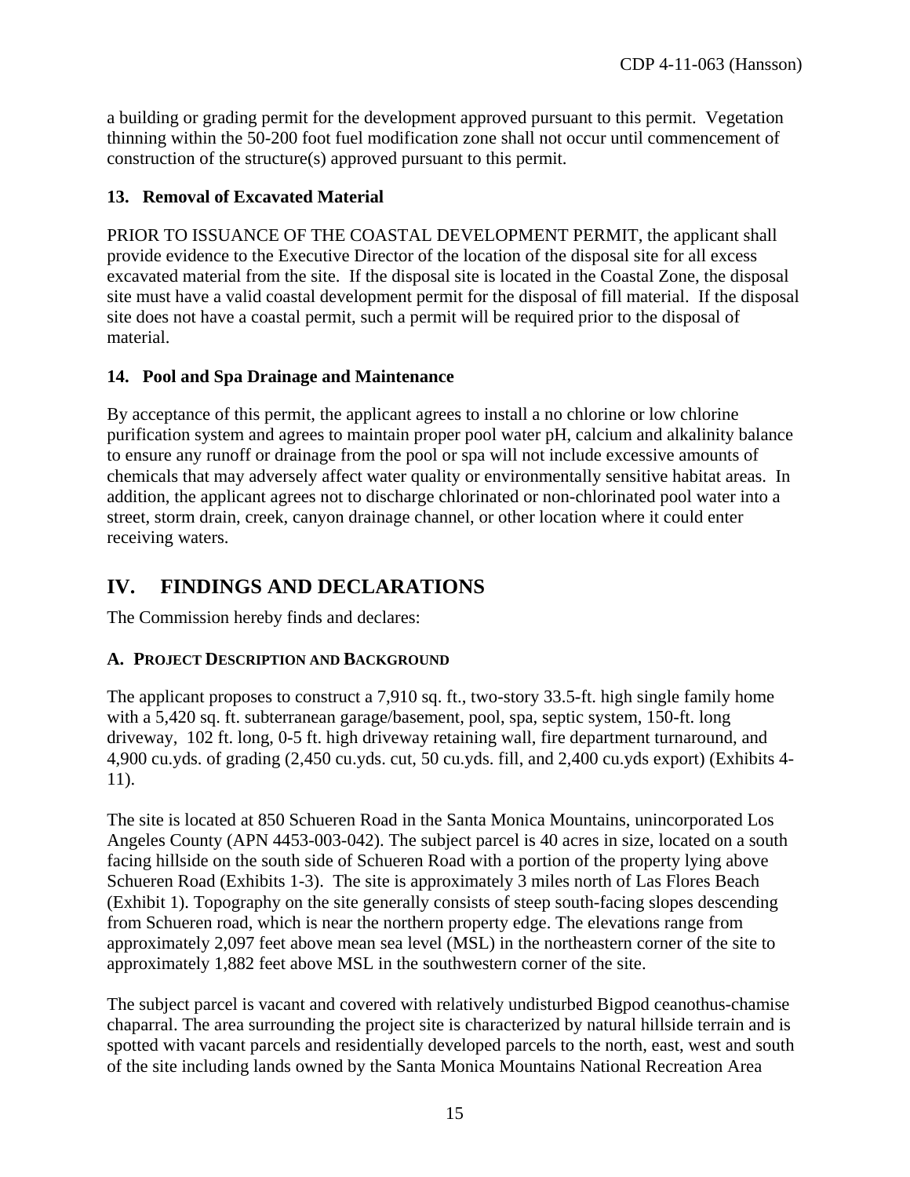a building or grading permit for the development approved pursuant to this permit. Vegetation thinning within the 50-200 foot fuel modification zone shall not occur until commencement of construction of the structure(s) approved pursuant to this permit.

### 13. Removal of Excavated Material

PRIOR TO ISSUANCE OF THE COASTAL DEVELOPMENT PERMIT, the applicant shall provide evidence to the Executive Director of the location of the disposal site for all excess excavated material from the site. If the disposal site is located in the Coastal Zone, the disposal site must have a valid coastal development permit for the disposal of fill material. If the disposal site does not have a coastal permit, such a permit will be required prior to the disposal of material.

### 14. Pool and Spa Drainage and Maintenance

By acceptance of this permit, the applicant agrees to install a no chlorine or low chlorine purification system and agrees to maintain proper pool water pH, calcium and alkalinity balance to ensure any runoff or drainage from the pool or spa will not include excessive amounts of chemicals that may adversely affect water quality or environmentally sensitive habitat areas. In addition, the applicant agrees not to discharge chlorinated or non-chlorinated pool water into a street, storm drain, creek, canyon drainage channel, or other location where it could enter receiving waters.

## IV. FINDINGS AND DECLARATIONS

The Commission hereby finds and declares:

### A. PROJECT DESCRIPTION AND BACKGROUND

The applicant proposes to construct a 7,910 sq. ft., two-story 33.5-ft. high single family home with a 5,420 sq. ft. subterranean garage/basement, pool, spa, septic system, 150-ft. long driveway, 102 ft. long, 0-5 ft. high driveway retaining wall, fire department turnaround, and 4,900 cu.yds. of grading (2,450 cu.yds. cut, 50 cu.yds. fill, and 2,400 cu.yds export) (Exhibits 4-11).

The site is located at 850 Schueren Road in the Santa Monica Mountains, unincorporated Los Angeles County (APN 4453-003-042). The subject parcel is 40 acres in size, located on a south facing hillside on the south side of Schueren Road with a portion of the property lying above Schueren Road (Exhibits 1-3). The site is approximately 3 miles north of Las Flores Beach (Exhibit 1). Topography on the site generally consists of steep south-facing slopes descending from Schueren road, which is near the northern property edge. The elevations range from approximately 2,097 feet above mean sea level (MSL) in the northeastern corner of the site to approximately 1,882 feet above MSL in the southwestern corner of the site.

The subject parcel is vacant and covered with relatively undisturbed Bigpod ceanothus-chamise chaparral. The area surrounding the project site is characterized by natural hillside terrain and is spotted with vacant parcels and residentially developed parcels to the north, east, west and south of the site including lands owned by the Santa Monica Mountains National Recreation Area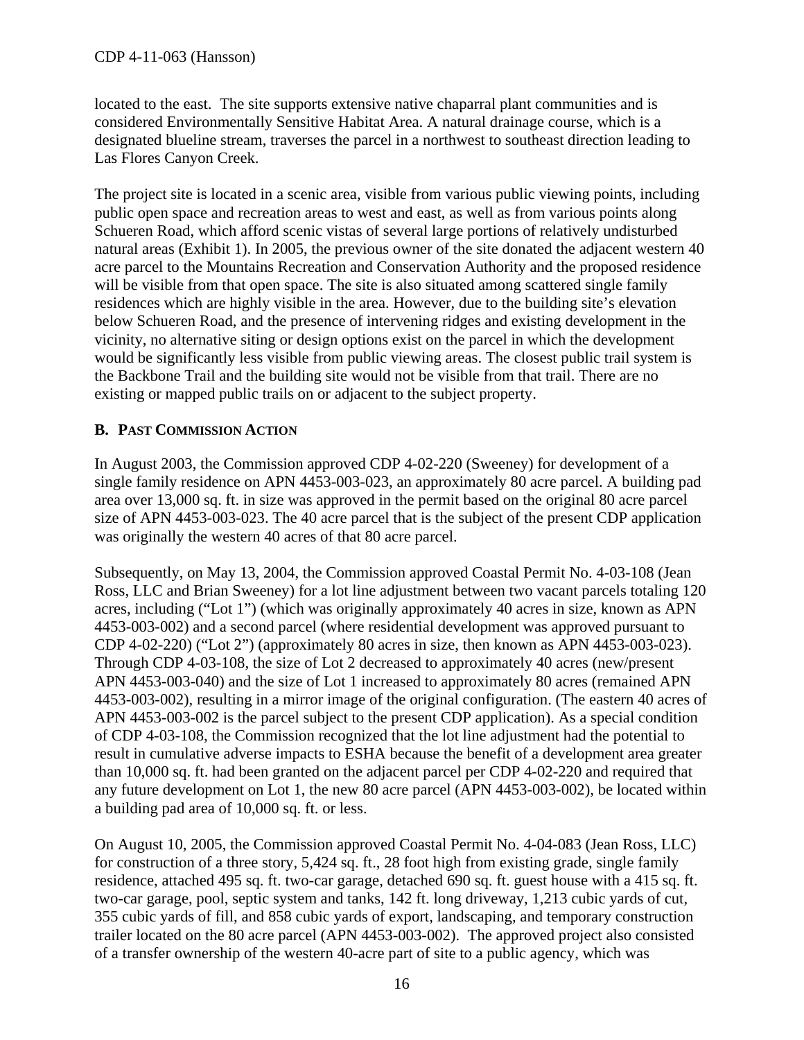located to the east. The site supports extensive native chaparral plant communities and is considered Environmentally Sensitive Habitat Area. A natural drainage course, which is a designated blueline stream, traverses the parcel in a northwest to southeast direction leading to Las Flores Canyon Creek.

The project site is located in a scenic area, visible from various public viewing points, including public open space and recreation areas to west and east, as well as from various points along Schueren Road, which afford scenic vistas of several large portions of relatively undisturbed natural areas (Exhibit 1). In 2005, the previous owner of the site donated the adjacent western 40 acre parcel to the Mountains Recreation and Conservation Authority and the proposed residence will be visible from that open space. The site is also situated among scattered single family residences which are highly visible in the area. However, due to the building site's elevation below Schueren Road, and the presence of intervening ridges and existing development in the vicinity, no alternative siting or design options exist on the parcel in which the development would be significantly less visible from public viewing areas. The closest public trail system is the Backbone Trail and the building site would not be visible from that trail. There are no existing or mapped public trails on or adjacent to the subject property.

### B. Past Commission Action

In August 2003, the Commission approved CDP 4-02-220 (Sweeney) for development of a single family residence on APN 4453-003-023, an approximately 80 acre parcel. A building pad area over 13,000 sq. ft. in size was approved in the permit based on the original 80 acre parcel size of APN 4453-003-023. The 40 acre parcel that is the subject of the present CDP application was originally the western 40 acres of that 80 acre parcel.

Subsequently, on May 13, 2004, the Commission approved Coastal Permit No. 4-03-108 (Jean Ross, LLC and Brian Sweeney) for a lot line adjustment between two vacant parcels totaling 120 acres, including ("Lot 1") (which was originally approximately 40 acres in size, known as APN 4453-003-002) and a second parcel (where residential development was approved pursuant to CDP 4-02-220) ("Lot 2") (approximately 80 acres in size, then known as APN 4453-003-023). Through CDP 4-03-108, the size of Lot 2 decreased to approximately 40 acres (new/present APN 4453-003-040) and the size of Lot 1 increased to approximately 80 acres (remained APN 4453-003-002), resulting in a mirror image of the original configuration. (The eastern 40 acres of APN 4453-003-002 is the parcel subject to the present CDP application). As a special condition of CDP 4-03-108, the Commission recognized that the lot line adjustment had the potential to result in cumulative adverse impacts to ESHA because the benefit of a development area greater than 10,000 sq. ft. had been granted on the adjacent parcel per CDP 4-02-220 and required that any future development on Lot 1, the new 80 acre parcel (APN 4453-003-002), be located within a building pad area of 10,000 sq. ft. or less.

On August 10, 2005, the Commission approved Coastal Permit No. 4-04-083 (Jean Ross, LLC) for construction of a three story, 5,424 sq. ft., 28 foot high from existing grade, single family residence, attached 495 sq. ft. two-car garage, detached 690 sq. ft. guest house with a 415 sq. ft. two-car garage, pool, septic system and tanks, 142 ft. long driveway, 1,213 cubic yards of cut, 355 cubic yards of fill, and 858 cubic yards of export, landscaping, and temporary construction trailer located on the 80 acre parcel (APN 4453-003-002). The approved project also consisted of a transfer ownership of the western 40-acre part of site to a public agency, which was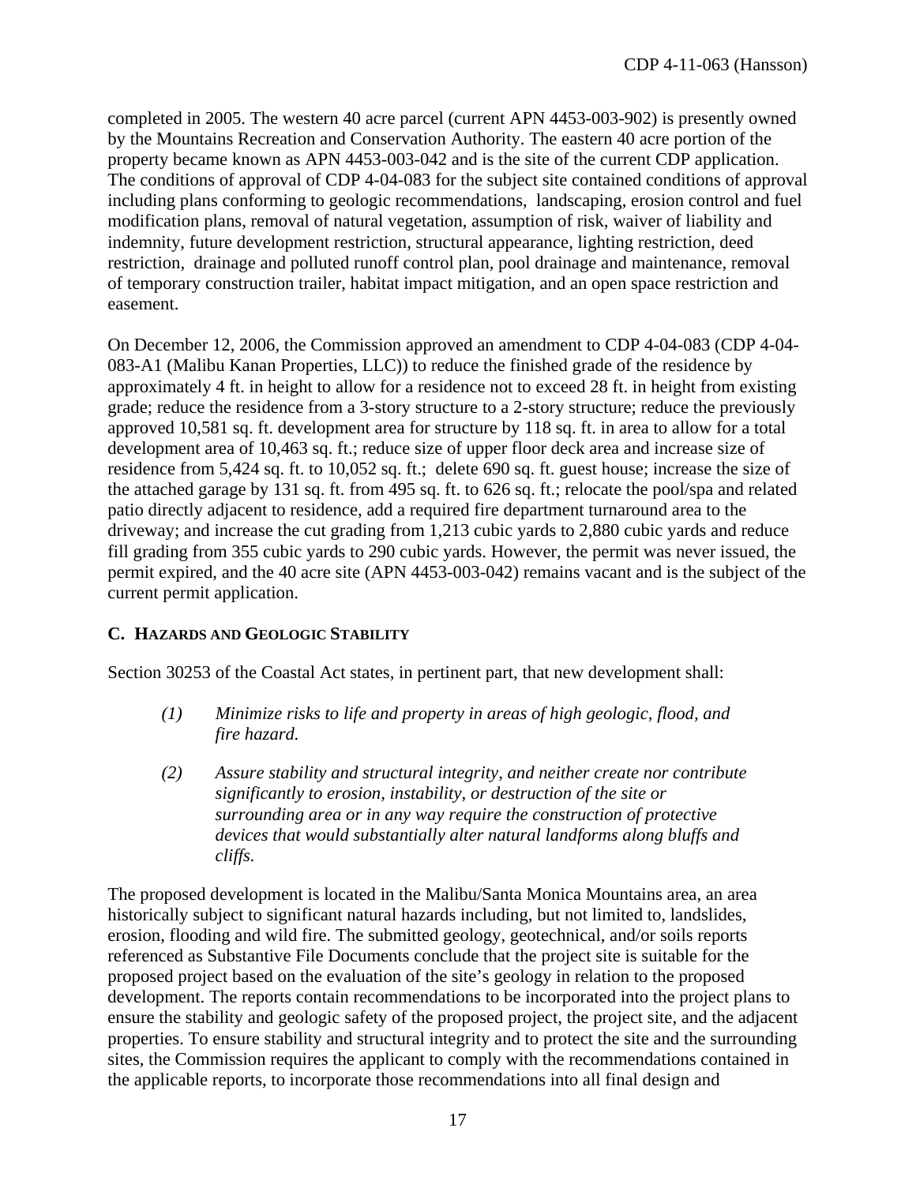completed in 2005. The western 40 acre parcel (current APN 4453-003-902) is presently owned by the Mountains Recreation and Conservation Authority. The eastern 40 acre portion of the property became known as APN 4453-003-042 and is the site of the current CDP application. The conditions of approval of CDP 4-04-083 for the subject site contained conditions of approval including plans conforming to geologic recommendations, landscaping, erosion control and fuel modification plans, removal of natural vegetation, assumption of risk, waiver of liability and indemnity, future development restriction, structural appearance, lighting restriction, deed restriction, drainage and polluted runoff control plan, pool drainage and maintenance, removal of temporary construction trailer, habitat impact mitigation, and an open space restriction and easement.

On December 12, 2006, the Commission approved an amendment to CDP 4-04-083 (CDP 4-04-083-A1 (Malibu Kanan Properties, LLC)) to reduce the finished grade of the residence by approximately 4 ft. in height to allow for a residence not to exceed 28 ft. in height from existing grade; reduce the residence from a 3-story structure to a 2-story structure; reduce the previously approved 10,581 sq. ft. development area for structure by 118 sq. ft. in area to allow for a total development area of 10,463 sq. ft.; reduce size of upper floor deck area and increase size of residence from 5,424 sq. ft. to 10,052 sq. ft.; delete 690 sq. ft. guest house; increase the size of the attached garage by 131 sq. ft. from 495 sq. ft. to 626 sq. ft.; relocate the pool/spa and related patio directly adjacent to residence, add a required fire department turnaround area to the driveway; and increase the cut grading from 1,213 cubic yards to 2,880 cubic yards and reduce fill grading from 355 cubic yards to 290 cubic yards. However, the permit was never issued, the permit expired, and the 40 acre site (APN 4453-003-042) remains vacant and is the subject of the current permit application.

## C. HAZARDS AND GEOLOGIC STABILITY

Section 30253 of the Coastal Act states, in pertinent part, that new development shall:

> *(1) Minimize risks to life and property in areas of high geologic, flood, and fire hazard.*
>
> *(2) Assure stability and structural integrity, and neither create nor contribute significantly to erosion, instability, or destruction of the site or surrounding area or in any way require the construction of protective devices that would substantially alter natural landforms along bluffs and cliffs.*

The proposed development is located in the Malibu/Santa Monica Mountains area, an area historically subject to significant natural hazards including, but not limited to, landslides, erosion, flooding and wild fire. The submitted geology, geotechnical, and/or soils reports referenced as Substantive File Documents conclude that the project site is suitable for the proposed project based on the evaluation of the site's geology in relation to the proposed development. The reports contain recommendations to be incorporated into the project plans to ensure the stability and geologic safety of the proposed project, the project site, and the adjacent properties. To ensure stability and structural integrity and to protect the site and the surrounding sites, the Commission requires the applicant to comply with the recommendations contained in the applicable reports, to incorporate those recommendations into all final design and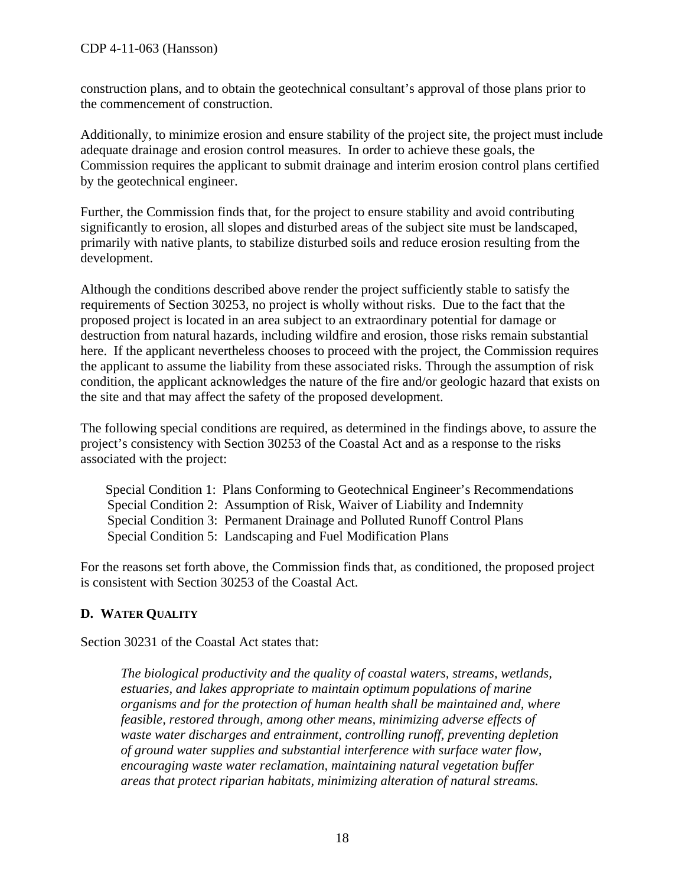construction plans, and to obtain the geotechnical consultant's approval of those plans prior to the commencement of construction.

Additionally, to minimize erosion and ensure stability of the project site, the project must include adequate drainage and erosion control measures. In order to achieve these goals, the Commission requires the applicant to submit drainage and interim erosion control plans certified by the geotechnical engineer.

Further, the Commission finds that, for the project to ensure stability and avoid contributing significantly to erosion, all slopes and disturbed areas of the subject site must be landscaped, primarily with native plants, to stabilize disturbed soils and reduce erosion resulting from the development.

Although the conditions described above render the project sufficiently stable to satisfy the requirements of Section 30253, no project is wholly without risks. Due to the fact that the proposed project is located in an area subject to an extraordinary potential for damage or destruction from natural hazards, including wildfire and erosion, those risks remain substantial here. If the applicant nevertheless chooses to proceed with the project, the Commission requires the applicant to assume the liability from these associated risks. Through the assumption of risk condition, the applicant acknowledges the nature of the fire and/or geologic hazard that exists on the site and that may affect the safety of the proposed development.

The following special conditions are required, as determined in the findings above, to assure the project's consistency with Section 30253 of the Coastal Act and as a response to the risks associated with the project:

Special Condition 1: Plans Conforming to Geotechnical Engineer's Recommendations
Special Condition 2: Assumption of Risk, Waiver of Liability and Indemnity
Special Condition 3: Permanent Drainage and Polluted Runoff Control Plans
Special Condition 5: Landscaping and Fuel Modification Plans

For the reasons set forth above, the Commission finds that, as conditioned, the proposed project is consistent with Section 30253 of the Coastal Act.

### D. WATER QUALITY

Section 30231 of the Coastal Act states that:

> *The biological productivity and the quality of coastal waters, streams, wetlands, estuaries, and lakes appropriate to maintain optimum populations of marine organisms and for the protection of human health shall be maintained and, where feasible, restored through, among other means, minimizing adverse effects of waste water discharges and entrainment, controlling runoff, preventing depletion of ground water supplies and substantial interference with surface water flow, encouraging waste water reclamation, maintaining natural vegetation buffer areas that protect riparian habitats, minimizing alteration of natural streams.*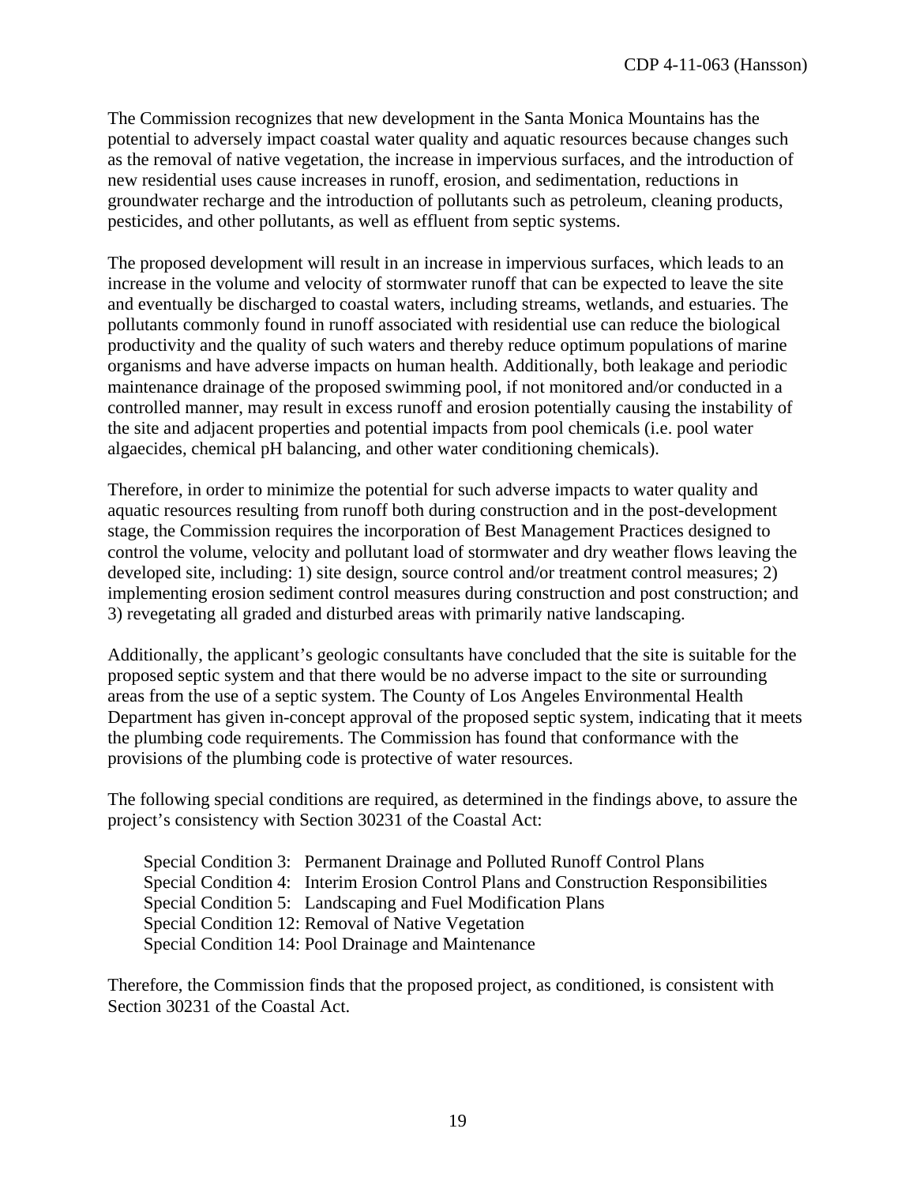The Commission recognizes that new development in the Santa Monica Mountains has the potential to adversely impact coastal water quality and aquatic resources because changes such as the removal of native vegetation, the increase in impervious surfaces, and the introduction of new residential uses cause increases in runoff, erosion, and sedimentation, reductions in groundwater recharge and the introduction of pollutants such as petroleum, cleaning products, pesticides, and other pollutants, as well as effluent from septic systems.

The proposed development will result in an increase in impervious surfaces, which leads to an increase in the volume and velocity of stormwater runoff that can be expected to leave the site and eventually be discharged to coastal waters, including streams, wetlands, and estuaries. The pollutants commonly found in runoff associated with residential use can reduce the biological productivity and the quality of such waters and thereby reduce optimum populations of marine organisms and have adverse impacts on human health. Additionally, both leakage and periodic maintenance drainage of the proposed swimming pool, if not monitored and/or conducted in a controlled manner, may result in excess runoff and erosion potentially causing the instability of the site and adjacent properties and potential impacts from pool chemicals (i.e. pool water algaecides, chemical pH balancing, and other water conditioning chemicals).

Therefore, in order to minimize the potential for such adverse impacts to water quality and aquatic resources resulting from runoff both during construction and in the post-development stage, the Commission requires the incorporation of Best Management Practices designed to control the volume, velocity and pollutant load of stormwater and dry weather flows leaving the developed site, including: 1) site design, source control and/or treatment control measures; 2) implementing erosion sediment control measures during construction and post construction; and 3) revegetating all graded and disturbed areas with primarily native landscaping.

Additionally, the applicant's geologic consultants have concluded that the site is suitable for the proposed septic system and that there would be no adverse impact to the site or surrounding areas from the use of a septic system. The County of Los Angeles Environmental Health Department has given in-concept approval of the proposed septic system, indicating that it meets the plumbing code requirements. The Commission has found that conformance with the provisions of the plumbing code is protective of water resources.

The following special conditions are required, as determined in the findings above, to assure the project's consistency with Section 30231 of the Coastal Act:

Special Condition 3: Permanent Drainage and Polluted Runoff Control Plans
Special Condition 4: Interim Erosion Control Plans and Construction Responsibilities
Special Condition 5: Landscaping and Fuel Modification Plans
Special Condition 12: Removal of Native Vegetation
Special Condition 14: Pool Drainage and Maintenance

Therefore, the Commission finds that the proposed project, as conditioned, is consistent with Section 30231 of the Coastal Act.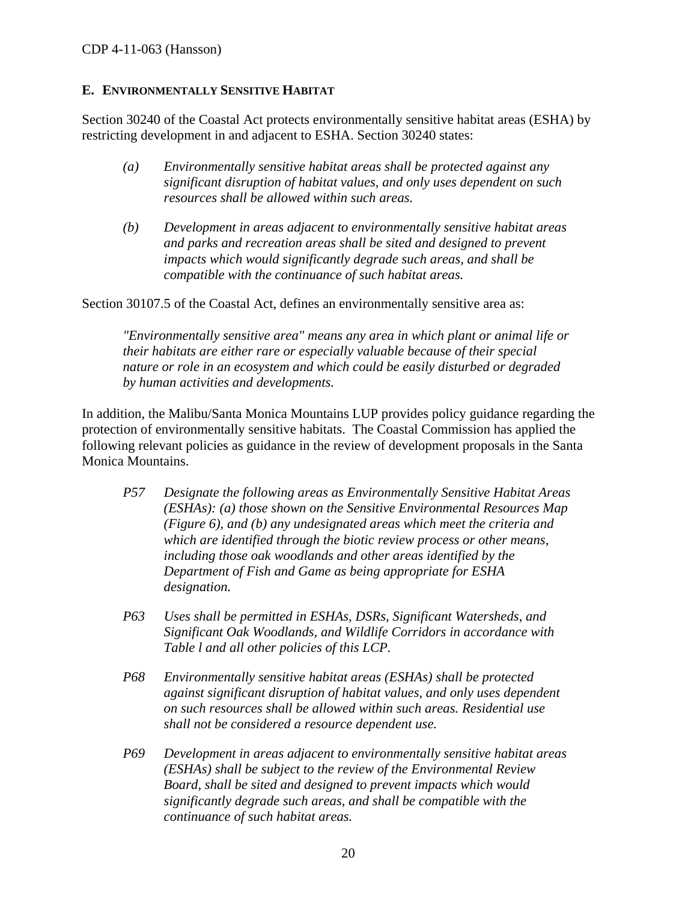## E. ENVIRONMENTALLY SENSITIVE HABITAT

Section 30240 of the Coastal Act protects environmentally sensitive habitat areas (ESHA) by restricting development in and adjacent to ESHA. Section 30240 states:

> *(a) Environmentally sensitive habitat areas shall be protected against any significant disruption of habitat values, and only uses dependent on such resources shall be allowed within such areas.*
>
> *(b) Development in areas adjacent to environmentally sensitive habitat areas and parks and recreation areas shall be sited and designed to prevent impacts which would significantly degrade such areas, and shall be compatible with the continuance of such habitat areas.*

Section 30107.5 of the Coastal Act, defines an environmentally sensitive area as:

> *"Environmentally sensitive area" means any area in which plant or animal life or their habitats are either rare or especially valuable because of their special nature or role in an ecosystem and which could be easily disturbed or degraded by human activities and developments.*

In addition, the Malibu/Santa Monica Mountains LUP provides policy guidance regarding the protection of environmentally sensitive habitats. The Coastal Commission has applied the following relevant policies as guidance in the review of development proposals in the Santa Monica Mountains.

> *P57 Designate the following areas as Environmentally Sensitive Habitat Areas (ESHAs): (a) those shown on the Sensitive Environmental Resources Map (Figure 6), and (b) any undesignated areas which meet the criteria and which are identified through the biotic review process or other means, including those oak woodlands and other areas identified by the Department of Fish and Game as being appropriate for ESHA designation.*
>
> *P63 Uses shall be permitted in ESHAs, DSRs, Significant Watersheds, and Significant Oak Woodlands, and Wildlife Corridors in accordance with Table l and all other policies of this LCP.*
>
> *P68 Environmentally sensitive habitat areas (ESHAs) shall be protected against significant disruption of habitat values, and only uses dependent on such resources shall be allowed within such areas. Residential use shall not be considered a resource dependent use.*
>
> *P69 Development in areas adjacent to environmentally sensitive habitat areas (ESHAs) shall be subject to the review of the Environmental Review Board, shall be sited and designed to prevent impacts which would significantly degrade such areas, and shall be compatible with the continuance of such habitat areas.*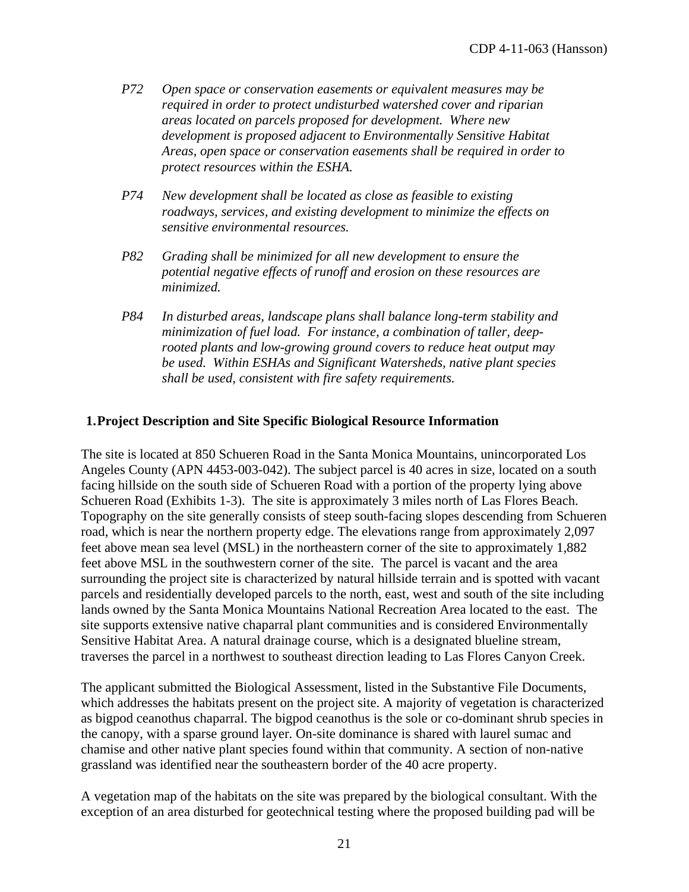*P72 Open space or conservation easements or equivalent measures may be required in order to protect undisturbed watershed cover and riparian areas located on parcels proposed for development. Where new development is proposed adjacent to Environmentally Sensitive Habitat Areas, open space or conservation easements shall be required in order to protect resources within the ESHA.*

*P74 New development shall be located as close as feasible to existing roadways, services, and existing development to minimize the effects on sensitive environmental resources.*

*P82 Grading shall be minimized for all new development to ensure the potential negative effects of runoff and erosion on these resources are minimized.*

*P84 In disturbed areas, landscape plans shall balance long-term stability and minimization of fuel load. For instance, a combination of taller, deep-rooted plants and low-growing ground covers to reduce heat output may be used. Within ESHAs and Significant Watersheds, native plant species shall be used, consistent with fire safety requirements.*

## 1. Project Description and Site Specific Biological Resource Information

The site is located at 850 Schueren Road in the Santa Monica Mountains, unincorporated Los Angeles County (APN 4453-003-042). The subject parcel is 40 acres in size, located on a south facing hillside on the south side of Schueren Road with a portion of the property lying above Schueren Road (Exhibits 1-3). The site is approximately 3 miles north of Las Flores Beach. Topography on the site generally consists of steep south-facing slopes descending from Schueren road, which is near the northern property edge. The elevations range from approximately 2,097 feet above mean sea level (MSL) in the northeastern corner of the site to approximately 1,882 feet above MSL in the southwestern corner of the site. The parcel is vacant and the area surrounding the project site is characterized by natural hillside terrain and is spotted with vacant parcels and residentially developed parcels to the north, east, west and south of the site including lands owned by the Santa Monica Mountains National Recreation Area located to the east. The site supports extensive native chaparral plant communities and is considered Environmentally Sensitive Habitat Area. A natural drainage course, which is a designated blueline stream, traverses the parcel in a northwest to southeast direction leading to Las Flores Canyon Creek.

The applicant submitted the Biological Assessment, listed in the Substantive File Documents, which addresses the habitats present on the project site. A majority of vegetation is characterized as bigpod ceanothus chaparral. The bigpod ceanothus is the sole or co-dominant shrub species in the canopy, with a sparse ground layer. On-site dominance is shared with laurel sumac and chamise and other native plant species found within that community. A section of non-native grassland was identified near the southeastern border of the 40 acre property.

A vegetation map of the habitats on the site was prepared by the biological consultant. With the exception of an area disturbed for geotechnical testing where the proposed building pad will be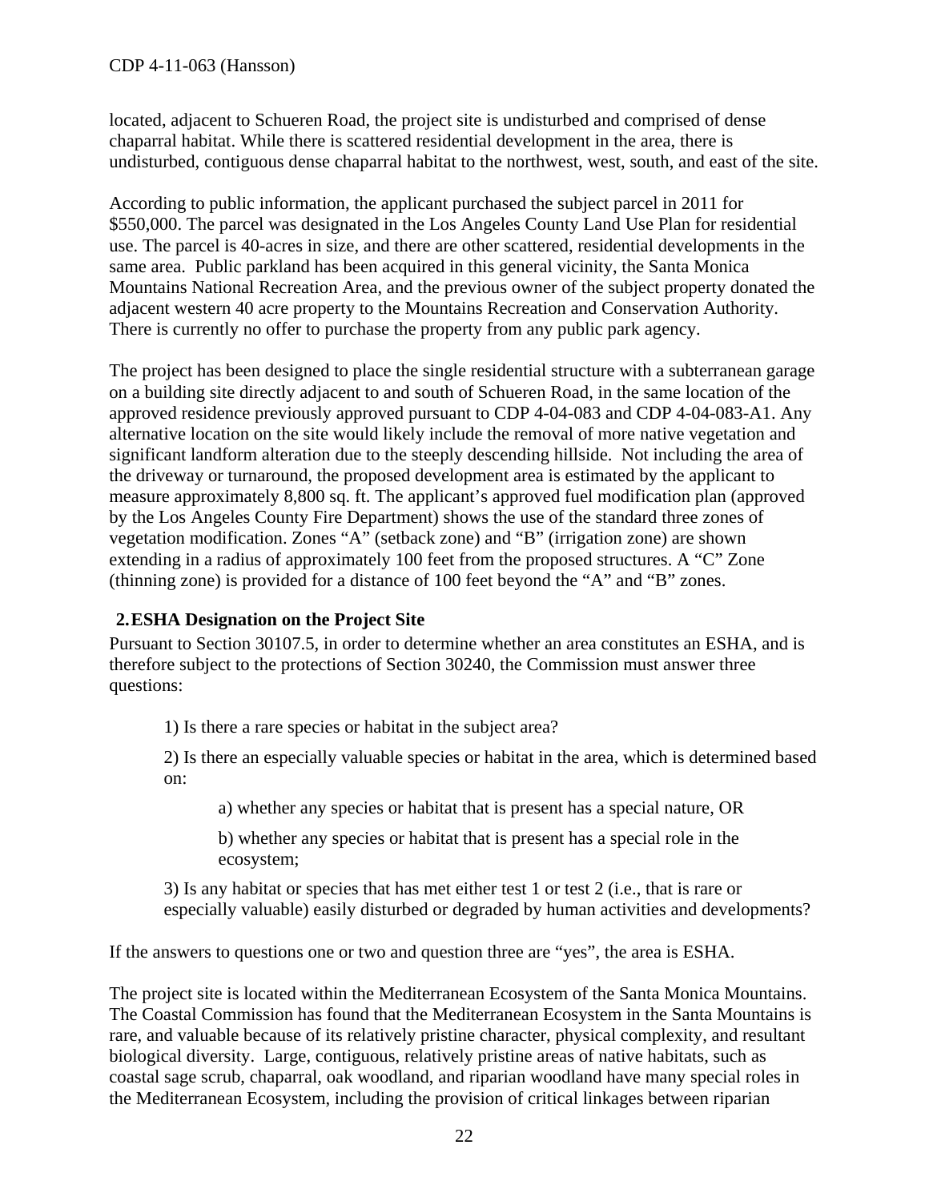located, adjacent to Schueren Road, the project site is undisturbed and comprised of dense chaparral habitat. While there is scattered residential development in the area, there is undisturbed, contiguous dense chaparral habitat to the northwest, west, south, and east of the site.

According to public information, the applicant purchased the subject parcel in 2011 for $550,000. The parcel was designated in the Los Angeles County Land Use Plan for residential use. The parcel is 40-acres in size, and there are other scattered, residential developments in the same area. Public parkland has been acquired in this general vicinity, the Santa Monica Mountains National Recreation Area, and the previous owner of the subject property donated the adjacent western 40 acre property to the Mountains Recreation and Conservation Authority. There is currently no offer to purchase the property from any public park agency.

The project has been designed to place the single residential structure with a subterranean garage on a building site directly adjacent to and south of Schueren Road, in the same location of the approved residence previously approved pursuant to CDP 4-04-083 and CDP 4-04-083-A1. Any alternative location on the site would likely include the removal of more native vegetation and significant landform alteration due to the steeply descending hillside. Not including the area of the driveway or turnaround, the proposed development area is estimated by the applicant to measure approximately 8,800 sq. ft. The applicant's approved fuel modification plan (approved by the Los Angeles County Fire Department) shows the use of the standard three zones of vegetation modification. Zones "A" (setback zone) and "B" (irrigation zone) are shown extending in a radius of approximately 100 feet from the proposed structures. A "C" Zone (thinning zone) is provided for a distance of 100 feet beyond the "A" and "B" zones.

### 2. ESHA Designation on the Project Site

Pursuant to Section 30107.5, in order to determine whether an area constitutes an ESHA, and is therefore subject to the protections of Section 30240, the Commission must answer three questions:

1) Is there a rare species or habitat in the subject area?

2) Is there an especially valuable species or habitat in the area, which is determined based on:

   a) whether any species or habitat that is present has a special nature, OR

   b) whether any species or habitat that is present has a special role in the ecosystem;

3) Is any habitat or species that has met either test 1 or test 2 (i.e., that is rare or especially valuable) easily disturbed or degraded by human activities and developments?

If the answers to questions one or two and question three are "yes", the area is ESHA.

The project site is located within the Mediterranean Ecosystem of the Santa Monica Mountains. The Coastal Commission has found that the Mediterranean Ecosystem in the Santa Mountains is rare, and valuable because of its relatively pristine character, physical complexity, and resultant biological diversity. Large, contiguous, relatively pristine areas of native habitats, such as coastal sage scrub, chaparral, oak woodland, and riparian woodland have many special roles in the Mediterranean Ecosystem, including the provision of critical linkages between riparian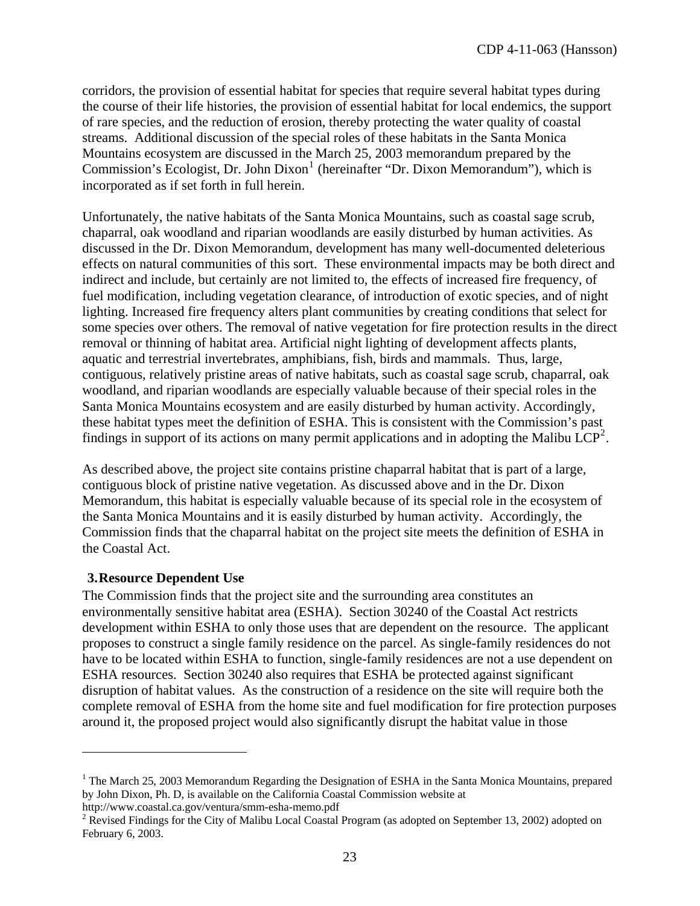corridors, the provision of essential habitat for species that require several habitat types during the course of their life histories, the provision of essential habitat for local endemics, the support of rare species, and the reduction of erosion, thereby protecting the water quality of coastal streams. Additional discussion of the special roles of these habitats in the Santa Monica Mountains ecosystem are discussed in the March 25, 2003 memorandum prepared by the Commission's Ecologist, Dr. John Dixon[1] (hereinafter "Dr. Dixon Memorandum"), which is incorporated as if set forth in full herein.

Unfortunately, the native habitats of the Santa Monica Mountains, such as coastal sage scrub, chaparral, oak woodland and riparian woodlands are easily disturbed by human activities. As discussed in the Dr. Dixon Memorandum, development has many well-documented deleterious effects on natural communities of this sort. These environmental impacts may be both direct and indirect and include, but certainly are not limited to, the effects of increased fire frequency, of fuel modification, including vegetation clearance, of introduction of exotic species, and of night lighting. Increased fire frequency alters plant communities by creating conditions that select for some species over others. The removal of native vegetation for fire protection results in the direct removal or thinning of habitat area. Artificial night lighting of development affects plants, aquatic and terrestrial invertebrates, amphibians, fish, birds and mammals. Thus, large, contiguous, relatively pristine areas of native habitats, such as coastal sage scrub, chaparral, oak woodland, and riparian woodlands are especially valuable because of their special roles in the Santa Monica Mountains ecosystem and are easily disturbed by human activity. Accordingly, these habitat types meet the definition of ESHA. This is consistent with the Commission's past findings in support of its actions on many permit applications and in adopting the Malibu LCP[2].

As described above, the project site contains pristine chaparral habitat that is part of a large, contiguous block of pristine native vegetation. As discussed above and in the Dr. Dixon Memorandum, this habitat is especially valuable because of its special role in the ecosystem of the Santa Monica Mountains and it is easily disturbed by human activity. Accordingly, the Commission finds that the chaparral habitat on the project site meets the definition of ESHA in the Coastal Act.

### 3. Resource Dependent Use

The Commission finds that the project site and the surrounding area constitutes an environmentally sensitive habitat area (ESHA). Section 30240 of the Coastal Act restricts development within ESHA to only those uses that are dependent on the resource. The applicant proposes to construct a single family residence on the parcel. As single-family residences do not have to be located within ESHA to function, single-family residences are not a use dependent on ESHA resources. Section 30240 also requires that ESHA be protected against significant disruption of habitat values. As the construction of a residence on the site will require both the complete removal of ESHA from the home site and fuel modification for fire protection purposes around it, the proposed project would also significantly disrupt the habitat value in those

---

[1] The March 25, 2003 Memorandum Regarding the Designation of ESHA in the Santa Monica Mountains, prepared by John Dixon, Ph. D, is available on the California Coastal Commission website at http://www.coastal.ca.gov/ventura/smm-esha-memo.pdf

[2] Revised Findings for the City of Malibu Local Coastal Program (as adopted on September 13, 2002) adopted on February 6, 2003.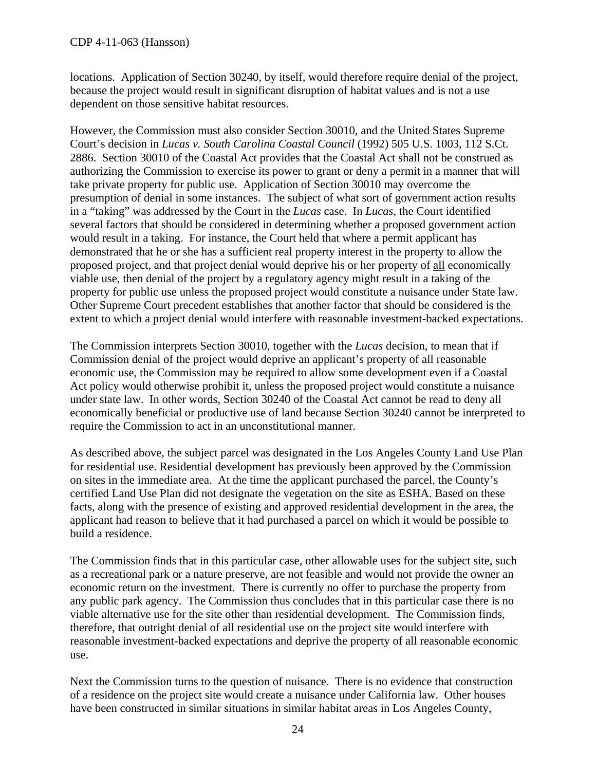locations. Application of Section 30240, by itself, would therefore require denial of the project, because the project would result in significant disruption of habitat values and is not a use dependent on those sensitive habitat resources.

However, the Commission must also consider Section 30010, and the United States Supreme Court's decision in *Lucas v. South Carolina Coastal Council* (1992) 505 U.S. 1003, 112 S.Ct. 2886. Section 30010 of the Coastal Act provides that the Coastal Act shall not be construed as authorizing the Commission to exercise its power to grant or deny a permit in a manner that will take private property for public use. Application of Section 30010 may overcome the presumption of denial in some instances. The subject of what sort of government action results in a "taking" was addressed by the Court in the *Lucas* case. In *Lucas*, the Court identified several factors that should be considered in determining whether a proposed government action would result in a taking. For instance, the Court held that where a permit applicant has demonstrated that he or she has a sufficient real property interest in the property to allow the proposed project, and that project denial would deprive his or her property of <u>all</u> economically viable use, then denial of the project by a regulatory agency might result in a taking of the property for public use unless the proposed project would constitute a nuisance under State law. Other Supreme Court precedent establishes that another factor that should be considered is the extent to which a project denial would interfere with reasonable investment-backed expectations.

The Commission interprets Section 30010, together with the *Lucas* decision, to mean that if Commission denial of the project would deprive an applicant's property of all reasonable economic use, the Commission may be required to allow some development even if a Coastal Act policy would otherwise prohibit it, unless the proposed project would constitute a nuisance under state law. In other words, Section 30240 of the Coastal Act cannot be read to deny all economically beneficial or productive use of land because Section 30240 cannot be interpreted to require the Commission to act in an unconstitutional manner.

As described above, the subject parcel was designated in the Los Angeles County Land Use Plan for residential use. Residential development has previously been approved by the Commission on sites in the immediate area. At the time the applicant purchased the parcel, the County's certified Land Use Plan did not designate the vegetation on the site as ESHA. Based on these facts, along with the presence of existing and approved residential development in the area, the applicant had reason to believe that it had purchased a parcel on which it would be possible to build a residence.

The Commission finds that in this particular case, other allowable uses for the subject site, such as a recreational park or a nature preserve, are not feasible and would not provide the owner an economic return on the investment. There is currently no offer to purchase the property from any public park agency. The Commission thus concludes that in this particular case there is no viable alternative use for the site other than residential development. The Commission finds, therefore, that outright denial of all residential use on the project site would interfere with reasonable investment-backed expectations and deprive the property of all reasonable economic use.

Next the Commission turns to the question of nuisance. There is no evidence that construction of a residence on the project site would create a nuisance under California law. Other houses have been constructed in similar situations in similar habitat areas in Los Angeles County,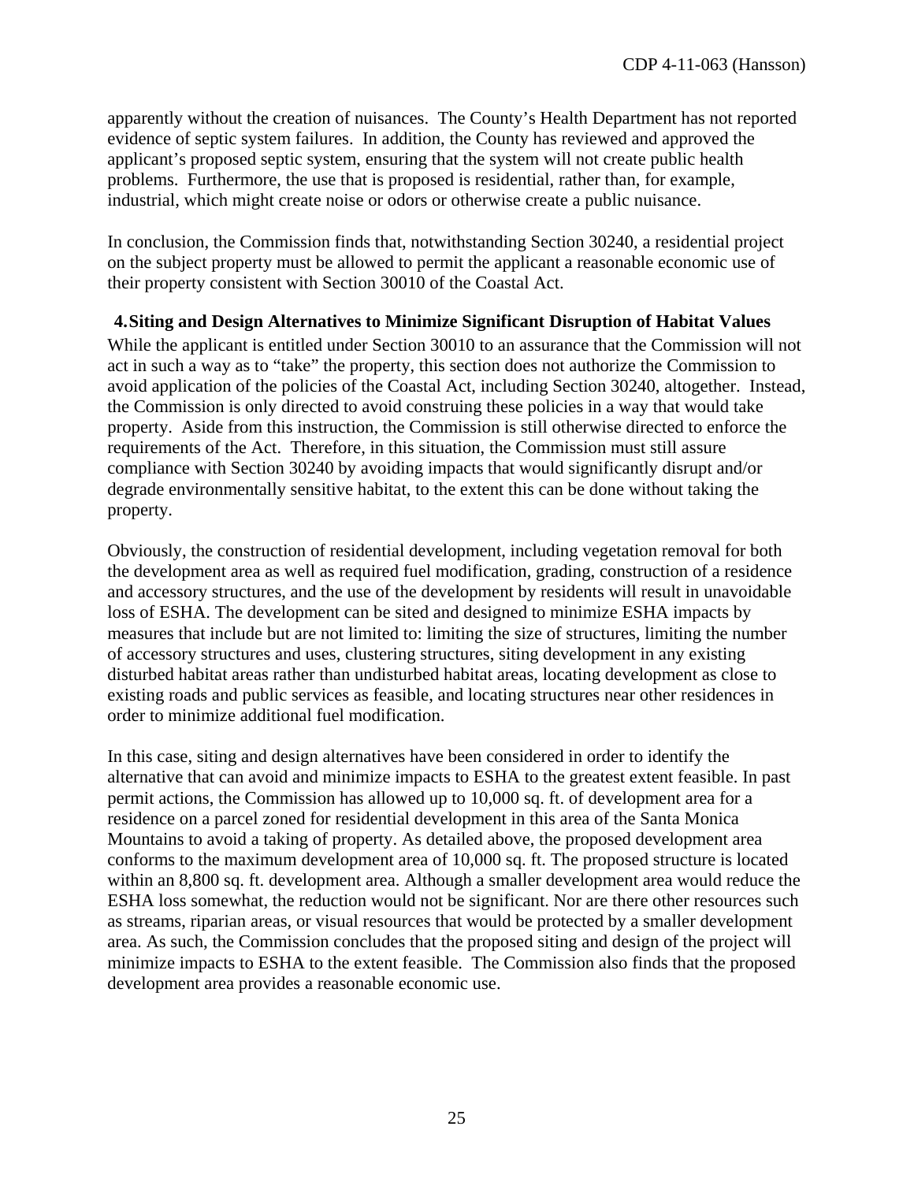apparently without the creation of nuisances. The County's Health Department has not reported evidence of septic system failures. In addition, the County has reviewed and approved the applicant's proposed septic system, ensuring that the system will not create public health problems. Furthermore, the use that is proposed is residential, rather than, for example, industrial, which might create noise or odors or otherwise create a public nuisance.

In conclusion, the Commission finds that, notwithstanding Section 30240, a residential project on the subject property must be allowed to permit the applicant a reasonable economic use of their property consistent with Section 30010 of the Coastal Act.

**4. Siting and Design Alternatives to Minimize Significant Disruption of Habitat Values**

While the applicant is entitled under Section 30010 to an assurance that the Commission will not act in such a way as to "take" the property, this section does not authorize the Commission to avoid application of the policies of the Coastal Act, including Section 30240, altogether. Instead, the Commission is only directed to avoid construing these policies in a way that would take property. Aside from this instruction, the Commission is still otherwise directed to enforce the requirements of the Act. Therefore, in this situation, the Commission must still assure compliance with Section 30240 by avoiding impacts that would significantly disrupt and/or degrade environmentally sensitive habitat, to the extent this can be done without taking the property.

Obviously, the construction of residential development, including vegetation removal for both the development area as well as required fuel modification, grading, construction of a residence and accessory structures, and the use of the development by residents will result in unavoidable loss of ESHA. The development can be sited and designed to minimize ESHA impacts by measures that include but are not limited to: limiting the size of structures, limiting the number of accessory structures and uses, clustering structures, siting development in any existing disturbed habitat areas rather than undisturbed habitat areas, locating development as close to existing roads and public services as feasible, and locating structures near other residences in order to minimize additional fuel modification.

In this case, siting and design alternatives have been considered in order to identify the alternative that can avoid and minimize impacts to ESHA to the greatest extent feasible. In past permit actions, the Commission has allowed up to 10,000 sq. ft. of development area for a residence on a parcel zoned for residential development in this area of the Santa Monica Mountains to avoid a taking of property. As detailed above, the proposed development area conforms to the maximum development area of 10,000 sq. ft. The proposed structure is located within an 8,800 sq. ft. development area. Although a smaller development area would reduce the ESHA loss somewhat, the reduction would not be significant. Nor are there other resources such as streams, riparian areas, or visual resources that would be protected by a smaller development area. As such, the Commission concludes that the proposed siting and design of the project will minimize impacts to ESHA to the extent feasible. The Commission also finds that the proposed development area provides a reasonable economic use.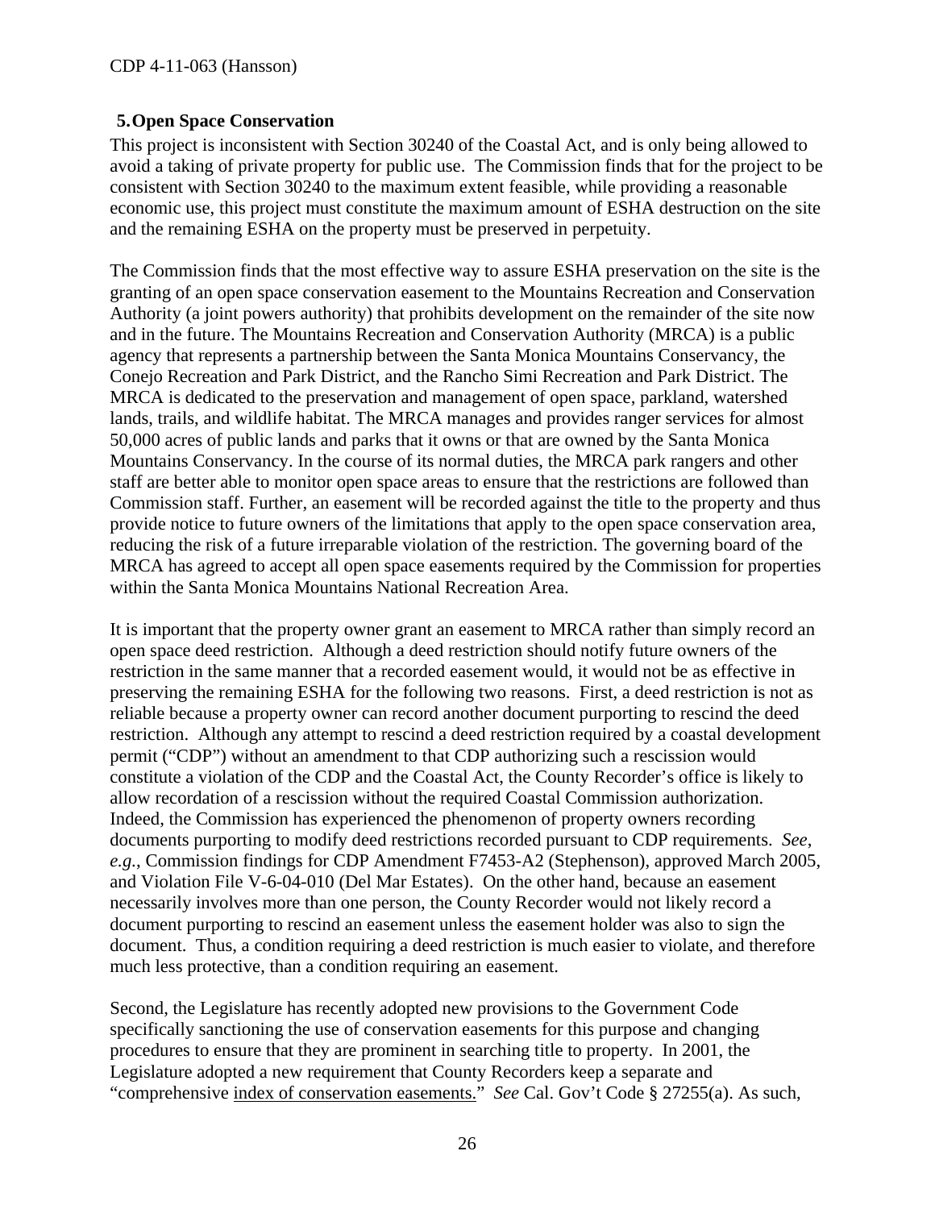### 5. Open Space Conservation

This project is inconsistent with Section 30240 of the Coastal Act, and is only being allowed to avoid a taking of private property for public use. The Commission finds that for the project to be consistent with Section 30240 to the maximum extent feasible, while providing a reasonable economic use, this project must constitute the maximum amount of ESHA destruction on the site and the remaining ESHA on the property must be preserved in perpetuity.

The Commission finds that the most effective way to assure ESHA preservation on the site is the granting of an open space conservation easement to the Mountains Recreation and Conservation Authority (a joint powers authority) that prohibits development on the remainder of the site now and in the future. The Mountains Recreation and Conservation Authority (MRCA) is a public agency that represents a partnership between the Santa Monica Mountains Conservancy, the Conejo Recreation and Park District, and the Rancho Simi Recreation and Park District. The MRCA is dedicated to the preservation and management of open space, parkland, watershed lands, trails, and wildlife habitat. The MRCA manages and provides ranger services for almost 50,000 acres of public lands and parks that it owns or that are owned by the Santa Monica Mountains Conservancy. In the course of its normal duties, the MRCA park rangers and other staff are better able to monitor open space areas to ensure that the restrictions are followed than Commission staff. Further, an easement will be recorded against the title to the property and thus provide notice to future owners of the limitations that apply to the open space conservation area, reducing the risk of a future irreparable violation of the restriction. The governing board of the MRCA has agreed to accept all open space easements required by the Commission for properties within the Santa Monica Mountains National Recreation Area.

It is important that the property owner grant an easement to MRCA rather than simply record an open space deed restriction. Although a deed restriction should notify future owners of the restriction in the same manner that a recorded easement would, it would not be as effective in preserving the remaining ESHA for the following two reasons. First, a deed restriction is not as reliable because a property owner can record another document purporting to rescind the deed restriction. Although any attempt to rescind a deed restriction required by a coastal development permit ("CDP") without an amendment to that CDP authorizing such a rescission would constitute a violation of the CDP and the Coastal Act, the County Recorder's office is likely to allow recordation of a rescission without the required Coastal Commission authorization. Indeed, the Commission has experienced the phenomenon of property owners recording documents purporting to modify deed restrictions recorded pursuant to CDP requirements. *See, e.g.*, Commission findings for CDP Amendment F7453-A2 (Stephenson), approved March 2005, and Violation File V-6-04-010 (Del Mar Estates). On the other hand, because an easement necessarily involves more than one person, the County Recorder would not likely record a document purporting to rescind an easement unless the easement holder was also to sign the document. Thus, a condition requiring a deed restriction is much easier to violate, and therefore much less protective, than a condition requiring an easement.

Second, the Legislature has recently adopted new provisions to the Government Code specifically sanctioning the use of conservation easements for this purpose and changing procedures to ensure that they are prominent in searching title to property. In 2001, the Legislature adopted a new requirement that County Recorders keep a separate and "comprehensive index of conservation easements." *See* Cal. Gov't Code § 27255(a). As such,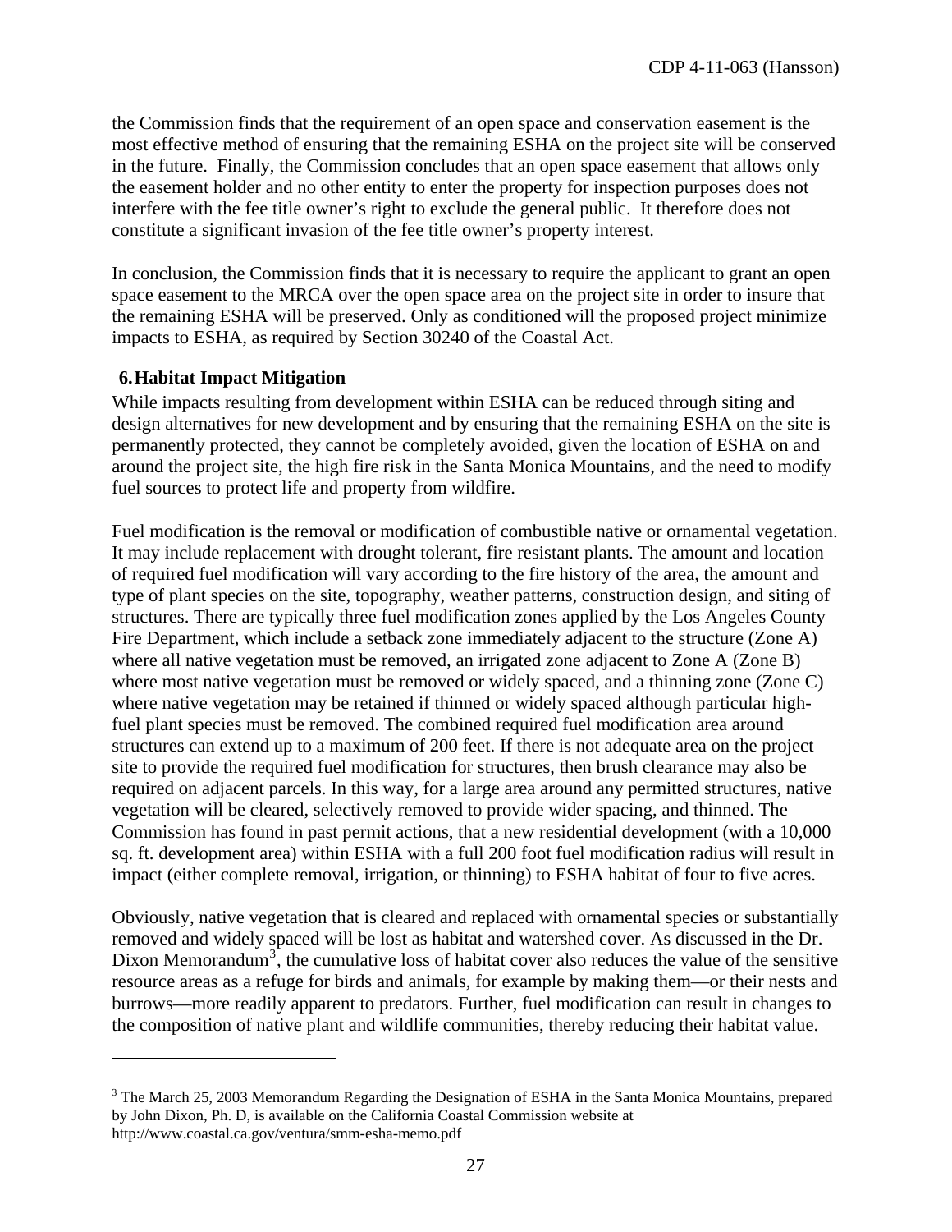the Commission finds that the requirement of an open space and conservation easement is the most effective method of ensuring that the remaining ESHA on the project site will be conserved in the future. Finally, the Commission concludes that an open space easement that allows only the easement holder and no other entity to enter the property for inspection purposes does not interfere with the fee title owner's right to exclude the general public. It therefore does not constitute a significant invasion of the fee title owner's property interest.

In conclusion, the Commission finds that it is necessary to require the applicant to grant an open space easement to the MRCA over the open space area on the project site in order to insure that the remaining ESHA will be preserved. Only as conditioned will the proposed project minimize impacts to ESHA, as required by Section 30240 of the Coastal Act.

### 6. Habitat Impact Mitigation

While impacts resulting from development within ESHA can be reduced through siting and design alternatives for new development and by ensuring that the remaining ESHA on the site is permanently protected, they cannot be completely avoided, given the location of ESHA on and around the project site, the high fire risk in the Santa Monica Mountains, and the need to modify fuel sources to protect life and property from wildfire.

Fuel modification is the removal or modification of combustible native or ornamental vegetation. It may include replacement with drought tolerant, fire resistant plants. The amount and location of required fuel modification will vary according to the fire history of the area, the amount and type of plant species on the site, topography, weather patterns, construction design, and siting of structures. There are typically three fuel modification zones applied by the Los Angeles County Fire Department, which include a setback zone immediately adjacent to the structure (Zone A) where all native vegetation must be removed, an irrigated zone adjacent to Zone A (Zone B) where most native vegetation must be removed or widely spaced, and a thinning zone (Zone C) where native vegetation may be retained if thinned or widely spaced although particular high-fuel plant species must be removed. The combined required fuel modification area around structures can extend up to a maximum of 200 feet. If there is not adequate area on the project site to provide the required fuel modification for structures, then brush clearance may also be required on adjacent parcels. In this way, for a large area around any permitted structures, native vegetation will be cleared, selectively removed to provide wider spacing, and thinned. The Commission has found in past permit actions, that a new residential development (with a 10,000 sq. ft. development area) within ESHA with a full 200 foot fuel modification radius will result in impact (either complete removal, irrigation, or thinning) to ESHA habitat of four to five acres.

Obviously, native vegetation that is cleared and replaced with ornamental species or substantially removed and widely spaced will be lost as habitat and watershed cover. As discussed in the Dr. Dixon Memorandum[3], the cumulative loss of habitat cover also reduces the value of the sensitive resource areas as a refuge for birds and animals, for example by making them—or their nests and burrows—more readily apparent to predators. Further, fuel modification can result in changes to the composition of native plant and wildlife communities, thereby reducing their habitat value.

---

[3] The March 25, 2003 Memorandum Regarding the Designation of ESHA in the Santa Monica Mountains, prepared by John Dixon, Ph. D, is available on the California Coastal Commission website at http://www.coastal.ca.gov/ventura/smm-esha-memo.pdf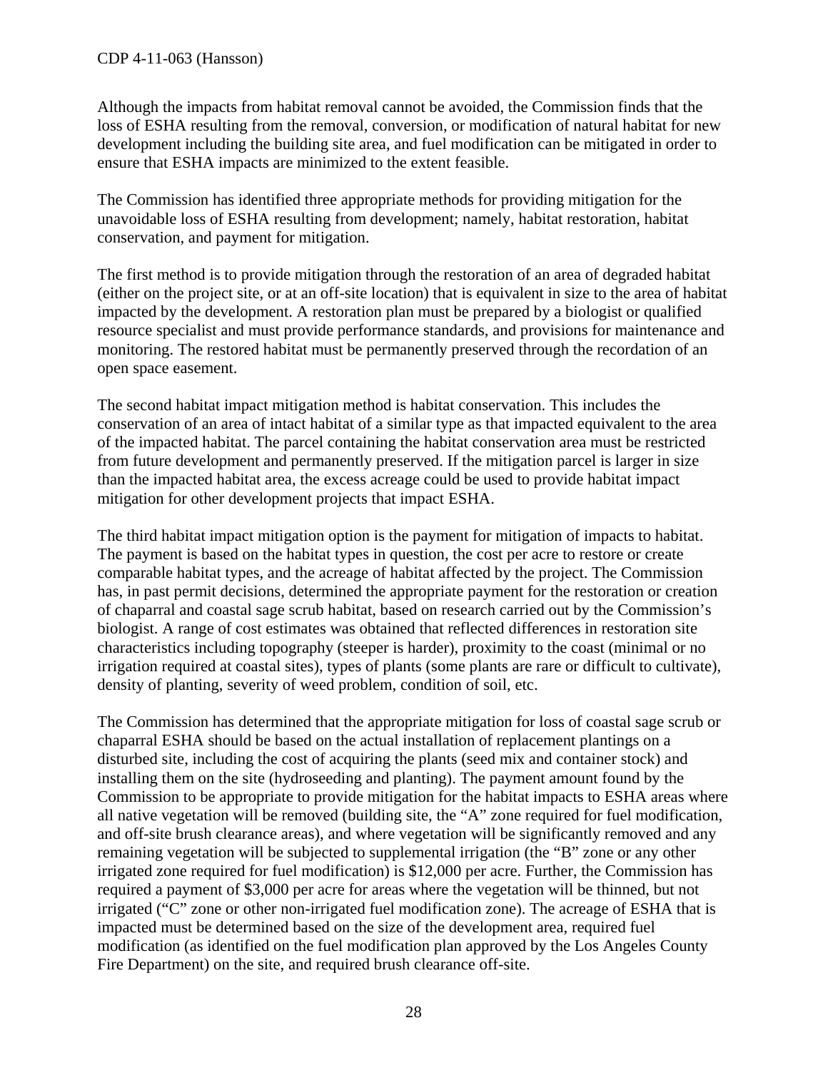Although the impacts from habitat removal cannot be avoided, the Commission finds that the loss of ESHA resulting from the removal, conversion, or modification of natural habitat for new development including the building site area, and fuel modification can be mitigated in order to ensure that ESHA impacts are minimized to the extent feasible.

The Commission has identified three appropriate methods for providing mitigation for the unavoidable loss of ESHA resulting from development; namely, habitat restoration, habitat conservation, and payment for mitigation.

The first method is to provide mitigation through the restoration of an area of degraded habitat (either on the project site, or at an off-site location) that is equivalent in size to the area of habitat impacted by the development. A restoration plan must be prepared by a biologist or qualified resource specialist and must provide performance standards, and provisions for maintenance and monitoring. The restored habitat must be permanently preserved through the recordation of an open space easement.

The second habitat impact mitigation method is habitat conservation. This includes the conservation of an area of intact habitat of a similar type as that impacted equivalent to the area of the impacted habitat. The parcel containing the habitat conservation area must be restricted from future development and permanently preserved. If the mitigation parcel is larger in size than the impacted habitat area, the excess acreage could be used to provide habitat impact mitigation for other development projects that impact ESHA.

The third habitat impact mitigation option is the payment for mitigation of impacts to habitat. The payment is based on the habitat types in question, the cost per acre to restore or create comparable habitat types, and the acreage of habitat affected by the project. The Commission has, in past permit decisions, determined the appropriate payment for the restoration or creation of chaparral and coastal sage scrub habitat, based on research carried out by the Commission's biologist. A range of cost estimates was obtained that reflected differences in restoration site characteristics including topography (steeper is harder), proximity to the coast (minimal or no irrigation required at coastal sites), types of plants (some plants are rare or difficult to cultivate), density of planting, severity of weed problem, condition of soil, etc.

The Commission has determined that the appropriate mitigation for loss of coastal sage scrub or chaparral ESHA should be based on the actual installation of replacement plantings on a disturbed site, including the cost of acquiring the plants (seed mix and container stock) and installing them on the site (hydroseeding and planting). The payment amount found by the Commission to be appropriate to provide mitigation for the habitat impacts to ESHA areas where all native vegetation will be removed (building site, the "A" zone required for fuel modification, and off-site brush clearance areas), and where vegetation will be significantly removed and any remaining vegetation will be subjected to supplemental irrigation (the "B" zone or any other irrigated zone required for fuel modification) is $12,000 per acre. Further, the Commission has required a payment of $3,000 per acre for areas where the vegetation will be thinned, but not irrigated ("C" zone or other non-irrigated fuel modification zone). The acreage of ESHA that is impacted must be determined based on the size of the development area, required fuel modification (as identified on the fuel modification plan approved by the Los Angeles County Fire Department) on the site, and required brush clearance off-site.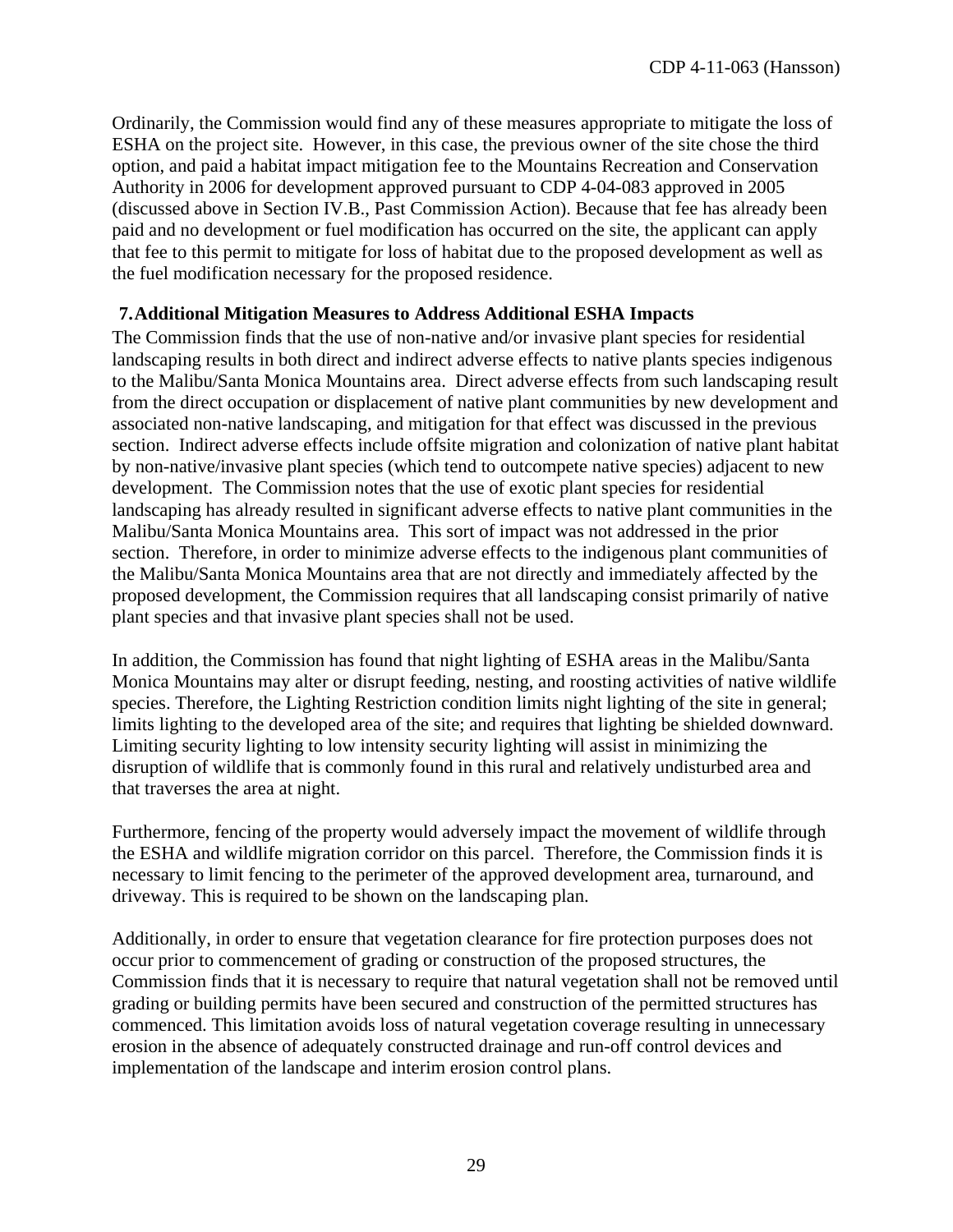Ordinarily, the Commission would find any of these measures appropriate to mitigate the loss of ESHA on the project site. However, in this case, the previous owner of the site chose the third option, and paid a habitat impact mitigation fee to the Mountains Recreation and Conservation Authority in 2006 for development approved pursuant to CDP 4-04-083 approved in 2005 (discussed above in Section IV.B., Past Commission Action). Because that fee has already been paid and no development or fuel modification has occurred on the site, the applicant can apply that fee to this permit to mitigate for loss of habitat due to the proposed development as well as the fuel modification necessary for the proposed residence.

### 7. Additional Mitigation Measures to Address Additional ESHA Impacts

The Commission finds that the use of non-native and/or invasive plant species for residential landscaping results in both direct and indirect adverse effects to native plants species indigenous to the Malibu/Santa Monica Mountains area. Direct adverse effects from such landscaping result from the direct occupation or displacement of native plant communities by new development and associated non-native landscaping, and mitigation for that effect was discussed in the previous section. Indirect adverse effects include offsite migration and colonization of native plant habitat by non-native/invasive plant species (which tend to outcompete native species) adjacent to new development. The Commission notes that the use of exotic plant species for residential landscaping has already resulted in significant adverse effects to native plant communities in the Malibu/Santa Monica Mountains area. This sort of impact was not addressed in the prior section. Therefore, in order to minimize adverse effects to the indigenous plant communities of the Malibu/Santa Monica Mountains area that are not directly and immediately affected by the proposed development, the Commission requires that all landscaping consist primarily of native plant species and that invasive plant species shall not be used.

In addition, the Commission has found that night lighting of ESHA areas in the Malibu/Santa Monica Mountains may alter or disrupt feeding, nesting, and roosting activities of native wildlife species. Therefore, the Lighting Restriction condition limits night lighting of the site in general; limits lighting to the developed area of the site; and requires that lighting be shielded downward. Limiting security lighting to low intensity security lighting will assist in minimizing the disruption of wildlife that is commonly found in this rural and relatively undisturbed area and that traverses the area at night.

Furthermore, fencing of the property would adversely impact the movement of wildlife through the ESHA and wildlife migration corridor on this parcel. Therefore, the Commission finds it is necessary to limit fencing to the perimeter of the approved development area, turnaround, and driveway. This is required to be shown on the landscaping plan.

Additionally, in order to ensure that vegetation clearance for fire protection purposes does not occur prior to commencement of grading or construction of the proposed structures, the Commission finds that it is necessary to require that natural vegetation shall not be removed until grading or building permits have been secured and construction of the permitted structures has commenced. This limitation avoids loss of natural vegetation coverage resulting in unnecessary erosion in the absence of adequately constructed drainage and run-off control devices and implementation of the landscape and interim erosion control plans.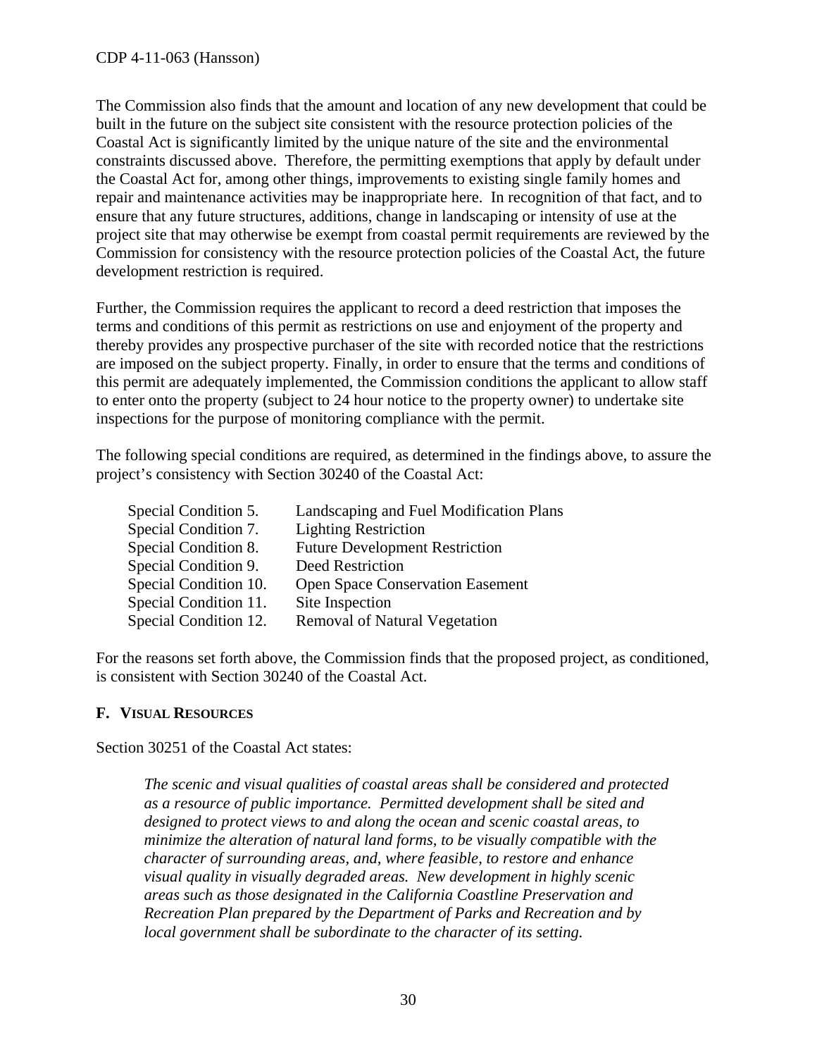The Commission also finds that the amount and location of any new development that could be built in the future on the subject site consistent with the resource protection policies of the Coastal Act is significantly limited by the unique nature of the site and the environmental constraints discussed above. Therefore, the permitting exemptions that apply by default under the Coastal Act for, among other things, improvements to existing single family homes and repair and maintenance activities may be inappropriate here. In recognition of that fact, and to ensure that any future structures, additions, change in landscaping or intensity of use at the project site that may otherwise be exempt from coastal permit requirements are reviewed by the Commission for consistency with the resource protection policies of the Coastal Act, the future development restriction is required.

Further, the Commission requires the applicant to record a deed restriction that imposes the terms and conditions of this permit as restrictions on use and enjoyment of the property and thereby provides any prospective purchaser of the site with recorded notice that the restrictions are imposed on the subject property. Finally, in order to ensure that the terms and conditions of this permit are adequately implemented, the Commission conditions the applicant to allow staff to enter onto the property (subject to 24 hour notice to the property owner) to undertake site inspections for the purpose of monitoring compliance with the permit.

The following special conditions are required, as determined in the findings above, to assure the project's consistency with Section 30240 of the Coastal Act:

| | |
|---|---|
| Special Condition 5. | Landscaping and Fuel Modification Plans |
| Special Condition 7. | Lighting Restriction |
| Special Condition 8. | Future Development Restriction |
| Special Condition 9. | Deed Restriction |
| Special Condition 10. | Open Space Conservation Easement |
| Special Condition 11. | Site Inspection |
| Special Condition 12. | Removal of Natural Vegetation |

For the reasons set forth above, the Commission finds that the proposed project, as conditioned, is consistent with Section 30240 of the Coastal Act.

### F. VISUAL RESOURCES

Section 30251 of the Coastal Act states:

> *The scenic and visual qualities of coastal areas shall be considered and protected as a resource of public importance. Permitted development shall be sited and designed to protect views to and along the ocean and scenic coastal areas, to minimize the alteration of natural land forms, to be visually compatible with the character of surrounding areas, and, where feasible, to restore and enhance visual quality in visually degraded areas. New development in highly scenic areas such as those designated in the California Coastline Preservation and Recreation Plan prepared by the Department of Parks and Recreation and by local government shall be subordinate to the character of its setting.*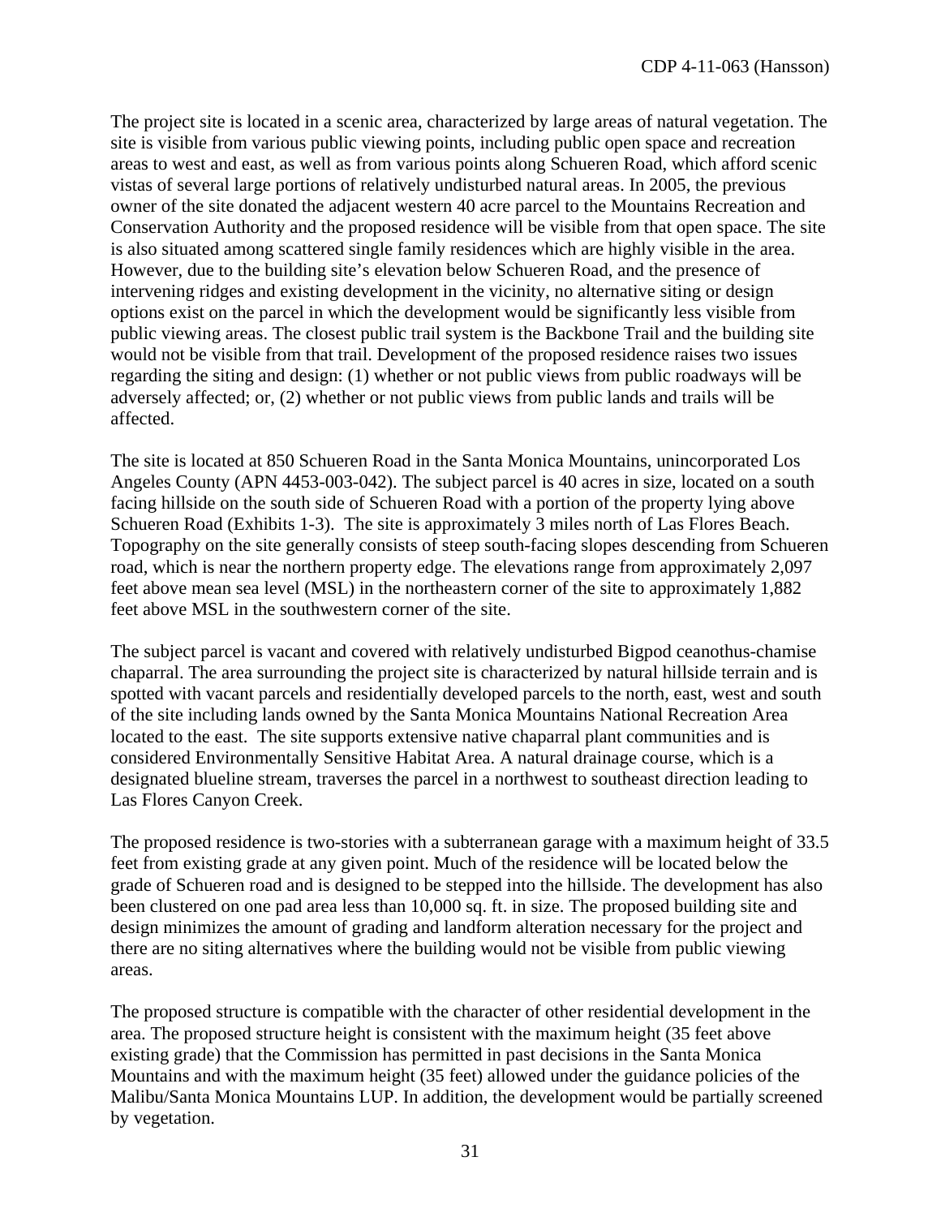The project site is located in a scenic area, characterized by large areas of natural vegetation. The site is visible from various public viewing points, including public open space and recreation areas to west and east, as well as from various points along Schueren Road, which afford scenic vistas of several large portions of relatively undisturbed natural areas. In 2005, the previous owner of the site donated the adjacent western 40 acre parcel to the Mountains Recreation and Conservation Authority and the proposed residence will be visible from that open space. The site is also situated among scattered single family residences which are highly visible in the area. However, due to the building site's elevation below Schueren Road, and the presence of intervening ridges and existing development in the vicinity, no alternative siting or design options exist on the parcel in which the development would be significantly less visible from public viewing areas. The closest public trail system is the Backbone Trail and the building site would not be visible from that trail. Development of the proposed residence raises two issues regarding the siting and design: (1) whether or not public views from public roadways will be adversely affected; or, (2) whether or not public views from public lands and trails will be affected.

The site is located at 850 Schueren Road in the Santa Monica Mountains, unincorporated Los Angeles County (APN 4453-003-042). The subject parcel is 40 acres in size, located on a south facing hillside on the south side of Schueren Road with a portion of the property lying above Schueren Road (Exhibits 1-3). The site is approximately 3 miles north of Las Flores Beach. Topography on the site generally consists of steep south-facing slopes descending from Schueren road, which is near the northern property edge. The elevations range from approximately 2,097 feet above mean sea level (MSL) in the northeastern corner of the site to approximately 1,882 feet above MSL in the southwestern corner of the site.

The subject parcel is vacant and covered with relatively undisturbed Bigpod ceanothus-chamise chaparral. The area surrounding the project site is characterized by natural hillside terrain and is spotted with vacant parcels and residentially developed parcels to the north, east, west and south of the site including lands owned by the Santa Monica Mountains National Recreation Area located to the east. The site supports extensive native chaparral plant communities and is considered Environmentally Sensitive Habitat Area. A natural drainage course, which is a designated blueline stream, traverses the parcel in a northwest to southeast direction leading to Las Flores Canyon Creek.

The proposed residence is two-stories with a subterranean garage with a maximum height of 33.5 feet from existing grade at any given point. Much of the residence will be located below the grade of Schueren road and is designed to be stepped into the hillside. The development has also been clustered on one pad area less than 10,000 sq. ft. in size. The proposed building site and design minimizes the amount of grading and landform alteration necessary for the project and there are no siting alternatives where the building would not be visible from public viewing areas.

The proposed structure is compatible with the character of other residential development in the area. The proposed structure height is consistent with the maximum height (35 feet above existing grade) that the Commission has permitted in past decisions in the Santa Monica Mountains and with the maximum height (35 feet) allowed under the guidance policies of the Malibu/Santa Monica Mountains LUP. In addition, the development would be partially screened by vegetation.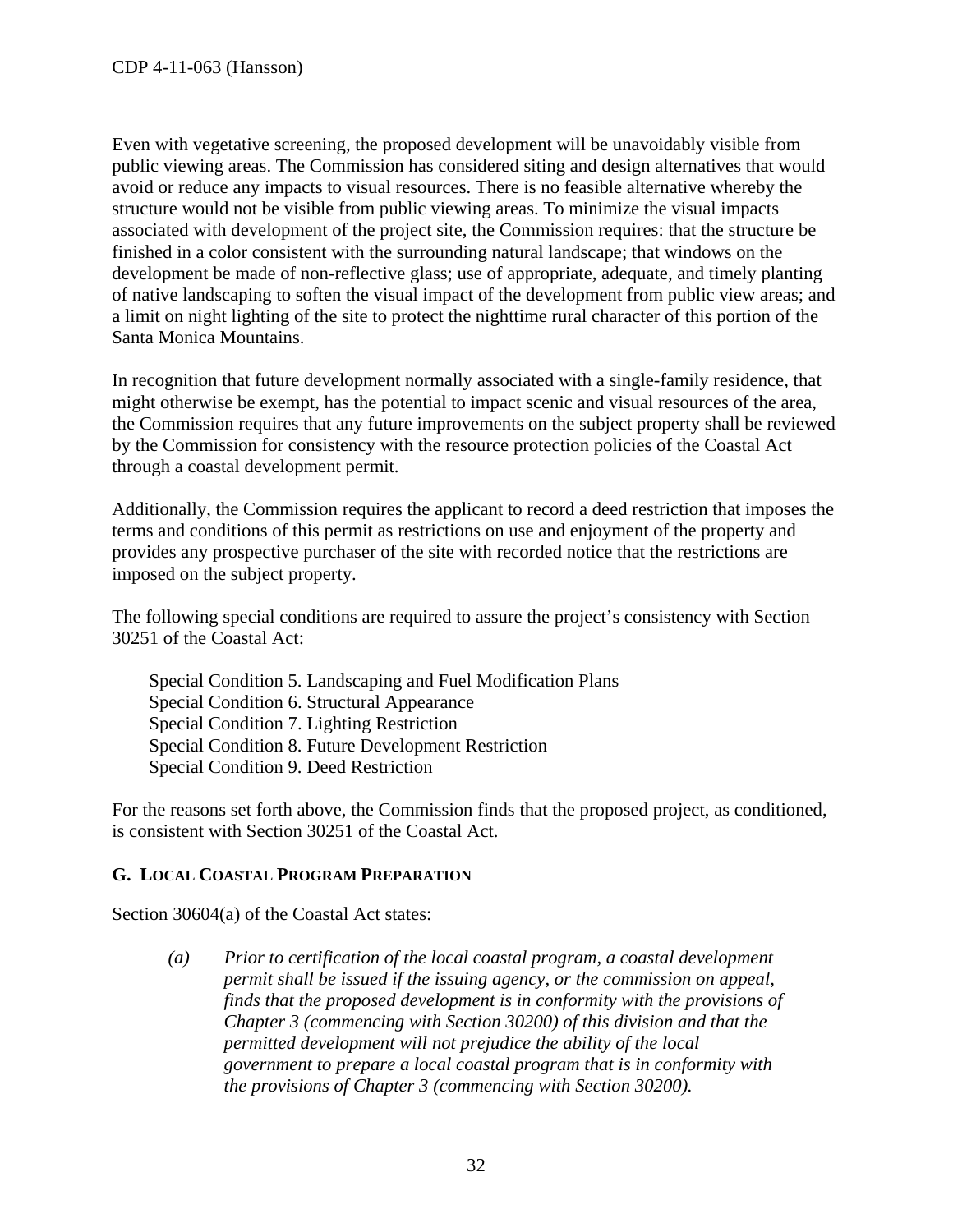Even with vegetative screening, the proposed development will be unavoidably visible from public viewing areas. The Commission has considered siting and design alternatives that would avoid or reduce any impacts to visual resources. There is no feasible alternative whereby the structure would not be visible from public viewing areas. To minimize the visual impacts associated with development of the project site, the Commission requires: that the structure be finished in a color consistent with the surrounding natural landscape; that windows on the development be made of non-reflective glass; use of appropriate, adequate, and timely planting of native landscaping to soften the visual impact of the development from public view areas; and a limit on night lighting of the site to protect the nighttime rural character of this portion of the Santa Monica Mountains.

In recognition that future development normally associated with a single-family residence, that might otherwise be exempt, has the potential to impact scenic and visual resources of the area, the Commission requires that any future improvements on the subject property shall be reviewed by the Commission for consistency with the resource protection policies of the Coastal Act through a coastal development permit.

Additionally, the Commission requires the applicant to record a deed restriction that imposes the terms and conditions of this permit as restrictions on use and enjoyment of the property and provides any prospective purchaser of the site with recorded notice that the restrictions are imposed on the subject property.

The following special conditions are required to assure the project's consistency with Section 30251 of the Coastal Act:

Special Condition 5. Landscaping and Fuel Modification Plans
Special Condition 6. Structural Appearance
Special Condition 7. Lighting Restriction
Special Condition 8. Future Development Restriction
Special Condition 9. Deed Restriction

For the reasons set forth above, the Commission finds that the proposed project, as conditioned, is consistent with Section 30251 of the Coastal Act.

### G. LOCAL COASTAL PROGRAM PREPARATION

Section 30604(a) of the Coastal Act states:

> *(a) Prior to certification of the local coastal program, a coastal development permit shall be issued if the issuing agency, or the commission on appeal, finds that the proposed development is in conformity with the provisions of Chapter 3 (commencing with Section 30200) of this division and that the permitted development will not prejudice the ability of the local government to prepare a local coastal program that is in conformity with the provisions of Chapter 3 (commencing with Section 30200).*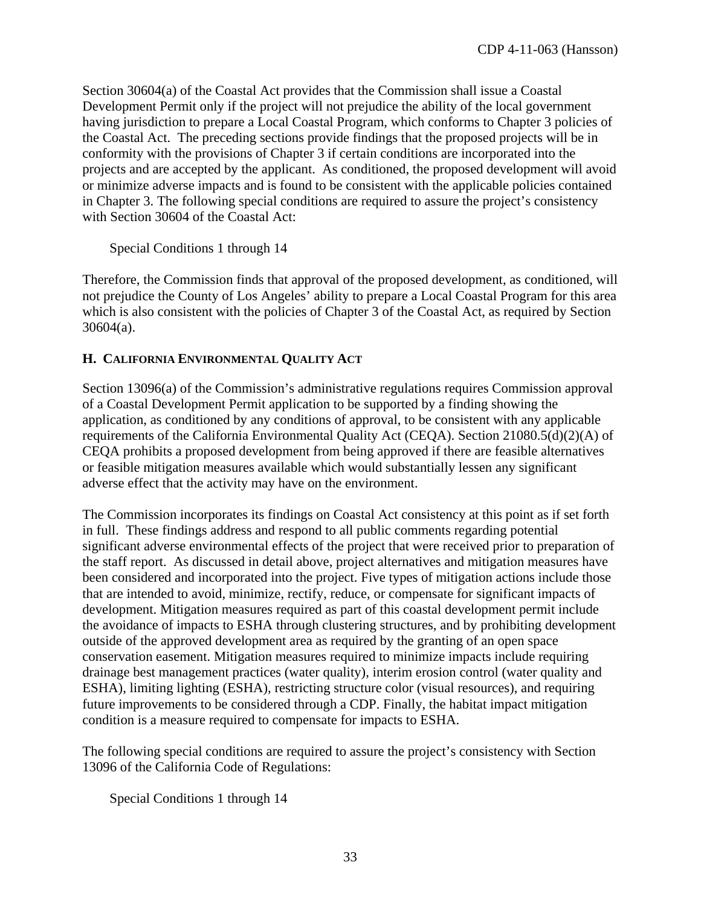Section 30604(a) of the Coastal Act provides that the Commission shall issue a Coastal Development Permit only if the project will not prejudice the ability of the local government having jurisdiction to prepare a Local Coastal Program, which conforms to Chapter 3 policies of the Coastal Act. The preceding sections provide findings that the proposed projects will be in conformity with the provisions of Chapter 3 if certain conditions are incorporated into the projects and are accepted by the applicant. As conditioned, the proposed development will avoid or minimize adverse impacts and is found to be consistent with the applicable policies contained in Chapter 3. The following special conditions are required to assure the project's consistency with Section 30604 of the Coastal Act:

Special Conditions 1 through 14

Therefore, the Commission finds that approval of the proposed development, as conditioned, will not prejudice the County of Los Angeles' ability to prepare a Local Coastal Program for this area which is also consistent with the policies of Chapter 3 of the Coastal Act, as required by Section 30604(a).

### H. CALIFORNIA ENVIRONMENTAL QUALITY ACT

Section 13096(a) of the Commission's administrative regulations requires Commission approval of a Coastal Development Permit application to be supported by a finding showing the application, as conditioned by any conditions of approval, to be consistent with any applicable requirements of the California Environmental Quality Act (CEQA). Section 21080.5(d)(2)(A) of CEQA prohibits a proposed development from being approved if there are feasible alternatives or feasible mitigation measures available which would substantially lessen any significant adverse effect that the activity may have on the environment.

The Commission incorporates its findings on Coastal Act consistency at this point as if set forth in full. These findings address and respond to all public comments regarding potential significant adverse environmental effects of the project that were received prior to preparation of the staff report. As discussed in detail above, project alternatives and mitigation measures have been considered and incorporated into the project. Five types of mitigation actions include those that are intended to avoid, minimize, rectify, reduce, or compensate for significant impacts of development. Mitigation measures required as part of this coastal development permit include the avoidance of impacts to ESHA through clustering structures, and by prohibiting development outside of the approved development area as required by the granting of an open space conservation easement. Mitigation measures required to minimize impacts include requiring drainage best management practices (water quality), interim erosion control (water quality and ESHA), limiting lighting (ESHA), restricting structure color (visual resources), and requiring future improvements to be considered through a CDP. Finally, the habitat impact mitigation condition is a measure required to compensate for impacts to ESHA.

The following special conditions are required to assure the project's consistency with Section 13096 of the California Code of Regulations:

Special Conditions 1 through 14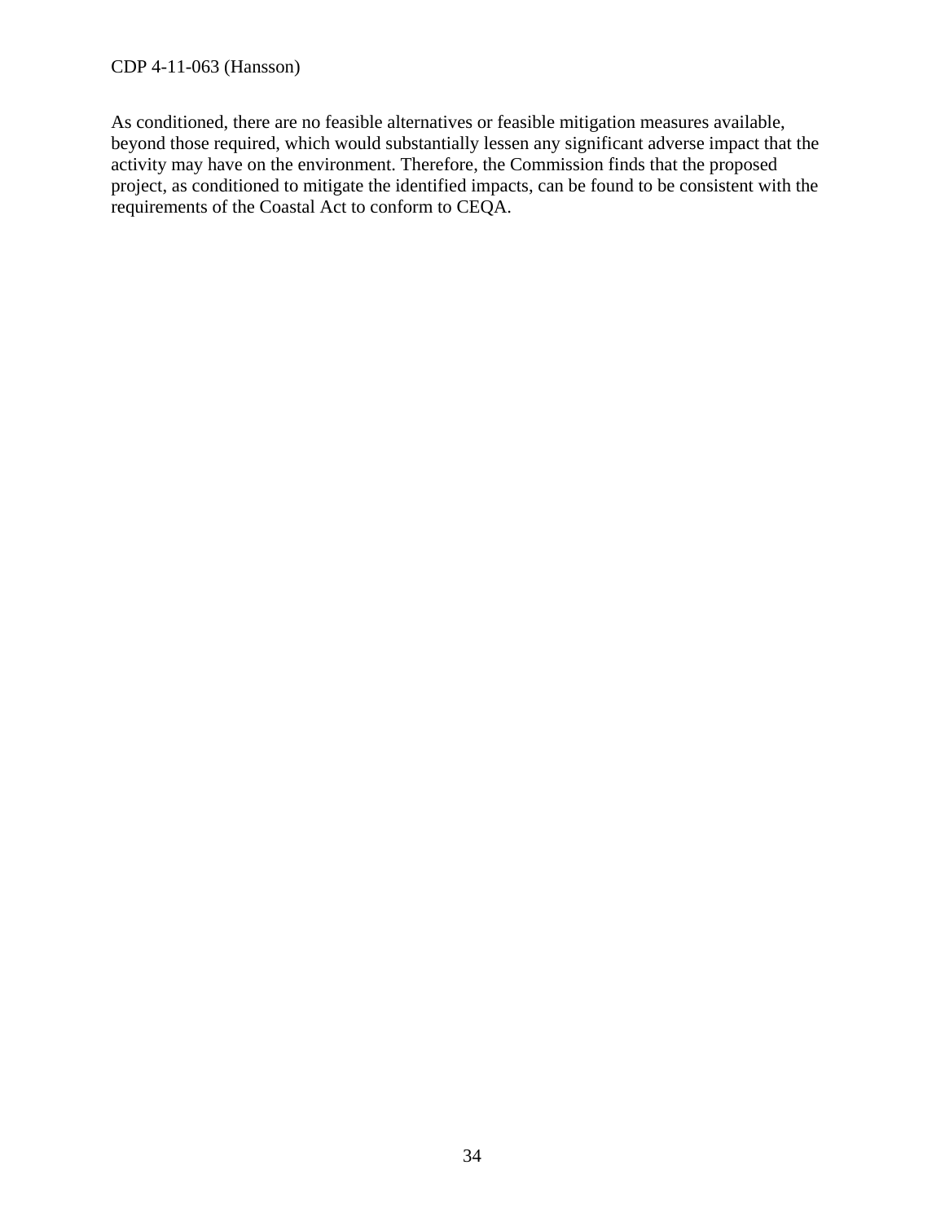As conditioned, there are no feasible alternatives or feasible mitigation measures available, beyond those required, which would substantially lessen any significant adverse impact that the activity may have on the environment. Therefore, the Commission finds that the proposed project, as conditioned to mitigate the identified impacts, can be found to be consistent with the requirements of the Coastal Act to conform to CEQA.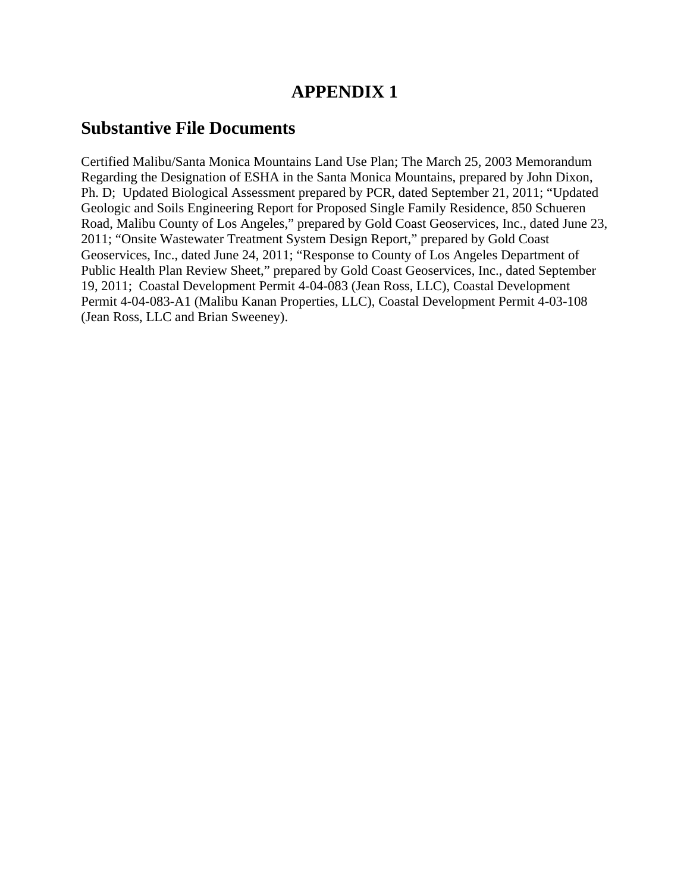# APPENDIX 1

## Substantive File Documents

Certified Malibu/Santa Monica Mountains Land Use Plan; The March 25, 2003 Memorandum Regarding the Designation of ESHA in the Santa Monica Mountains, prepared by John Dixon, Ph. D; Updated Biological Assessment prepared by PCR, dated September 21, 2011; "Updated Geologic and Soils Engineering Report for Proposed Single Family Residence, 850 Schueren Road, Malibu County of Los Angeles," prepared by Gold Coast Geoservices, Inc., dated June 23, 2011; "Onsite Wastewater Treatment System Design Report," prepared by Gold Coast Geoservices, Inc., dated June 24, 2011; "Response to County of Los Angeles Department of Public Health Plan Review Sheet," prepared by Gold Coast Geoservices, Inc., dated September 19, 2011; Coastal Development Permit 4-04-083 (Jean Ross, LLC), Coastal Development Permit 4-04-083-A1 (Malibu Kanan Properties, LLC), Coastal Development Permit 4-03-108 (Jean Ross, LLC and Brian Sweeney).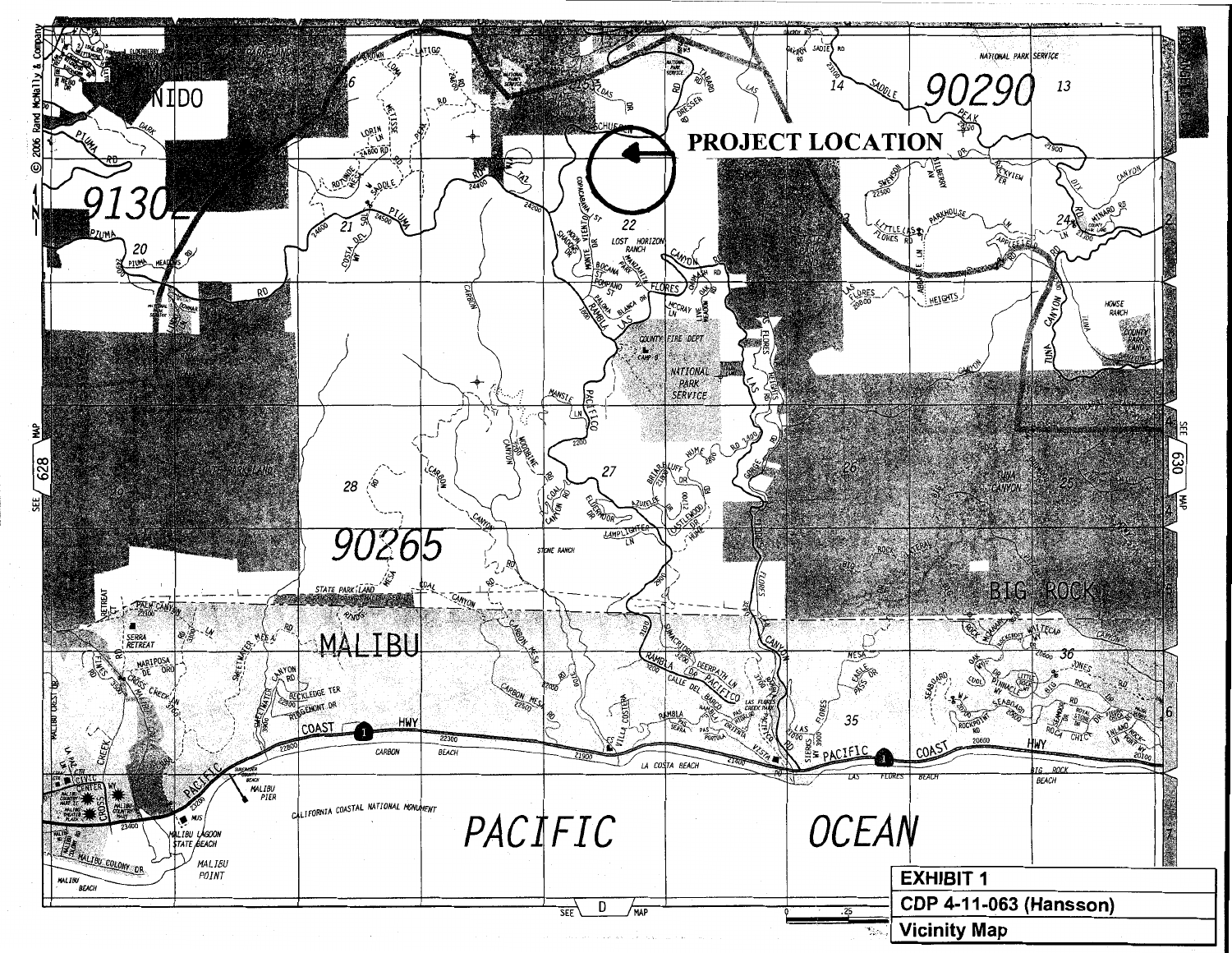PROJECT LOCATION

**EXHIBIT 1**

**CDP 4-11-063 (Hansson)**

**Vicinity Map**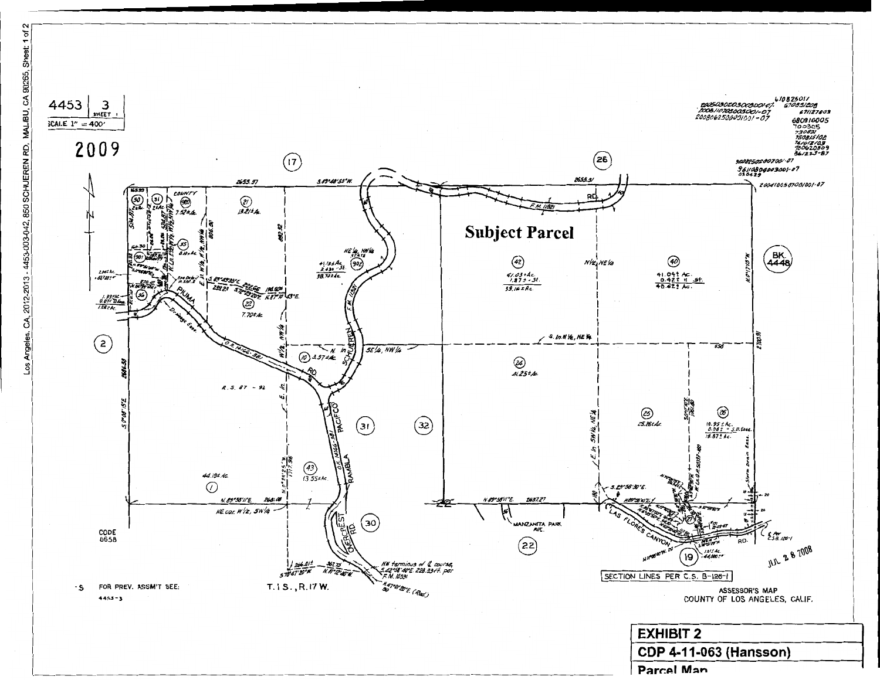Los Angeles, CA, 2012-2013 - 4453-003-042, 850 SCHUEREN RD, MALIBU, CA 90265, Sheet: 1 of 2

4453 | 3 SHEET

SCALE 1" = 400'

2009

**Subject Parcel**

SECTION LINES PER C.S. B-126-1

ASSESSOR'S MAP
COUNTY OF LOS ANGELES, CALIF.

T. 1 S., R. 17 W.

CODE 8658

FOR PREV. ASSM'T SEE: 4453-3

JUL 28 2008

| EXHIBIT 2 |
|---|
| CDP 4-11-063 (Hansson) |
| Parcel Map |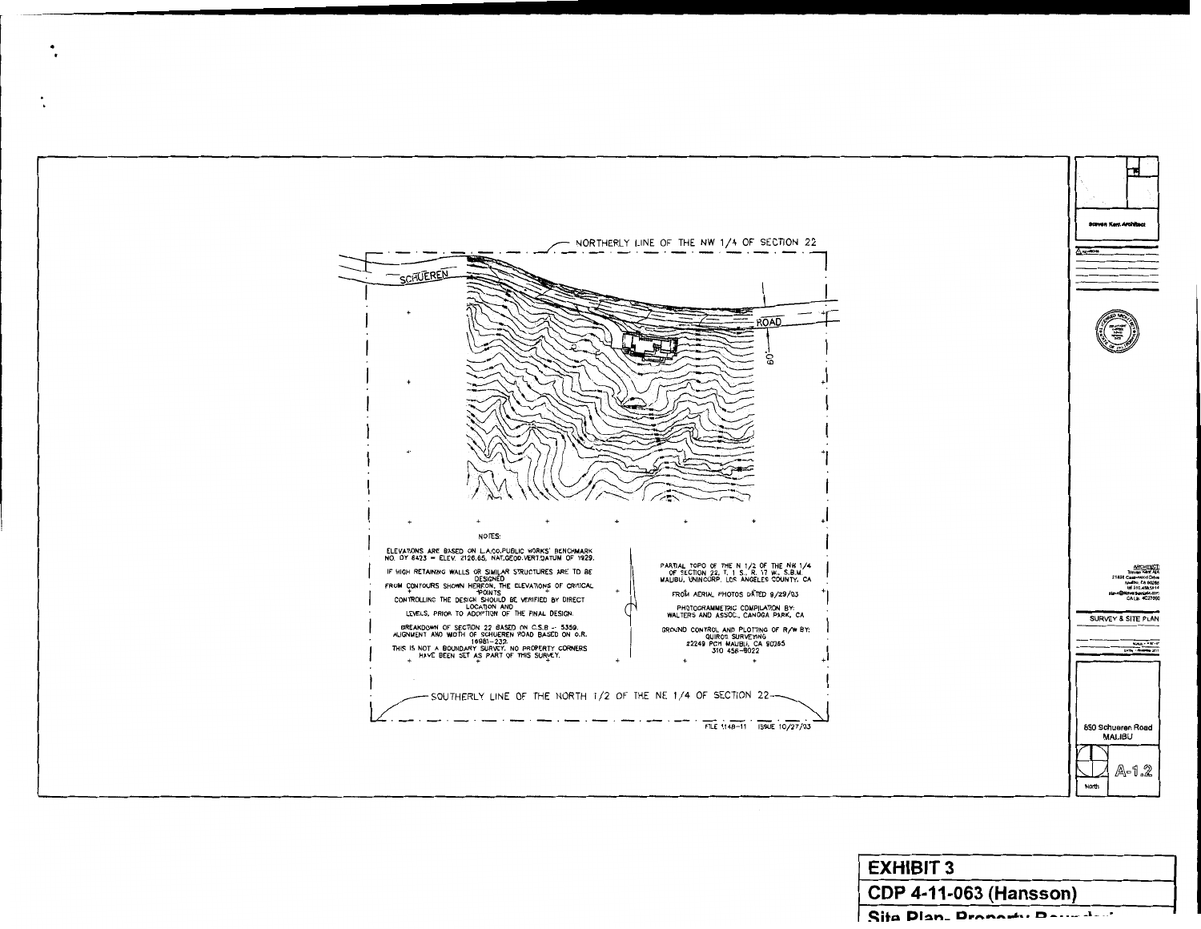NORTHERLY LINE OF THE NW 1/4 OF SECTION 22

SCHUEREN ROAD

60'

NOTES:

ELEVATIONS ARE BASED ON L.A.CO.PUBLIC WORKS' BENCHMARK NO. DY 6423 = ELEV. 2126.65, NAT.GEOD.VERT.DATUM OF 1929.

IF HIGH RETAINING WALLS OR SIMILAR STRUCTURES ARE TO BE DESIGNED FROM CONTOURS SHOWN HEREON, THE ELEVATIONS OF CRITICAL POINTS CONTROLLING THE DESIGN SHOULD BE VERIFIED BY DIRECT LOCATION AND LEVELS, PRIOR TO ADOPTION OF THE FINAL DESIGN.

BREAKDOWN OF SECTION 22 BASED ON C.S.B -- 5359. ALIGNMENT AND WIDTH OF SCHUEREN ROAD BASED ON O.R. 16981-232.

THIS IS NOT A BOUNDARY SURVEY. NO PROPERTY CORNERS HAVE BEEN SET AS PART OF THIS SURVEY.

PARTIAL TOPO OF THE N 1/2 OF THE NW 1/4 OF SECTION 22, T. 1 S., R. 17 W., S.B.M. MALIBU, UNINCORP. LOS ANGELES COUNTY, CA

FROM AERIAL PHOTOS DATED 9/29/03

PHOTOGRAMMETRIC COMPILATION BY: WALTERS AND ASSOC., CANOGA PARK, CA

GROUND CONTROL AND PLOTTING OF R/W BY: QUIROS SURVEYING 22249 PCH MALIBU, CA 90265 310 456-8022

SOUTHERLY LINE OF THE NORTH 1/2 OF THE NE 1/4 OF SECTION 22

FILE 1148-11 ISSUE 10/27/03

Steven Kent Architect

SURVEY & SITE PLAN

850 Schueren Road
MALIBU

North

A-1.2

**EXHIBIT 3**

**CDP 4-11-063 (Hansson)**

**Site Plan- Property Boundary**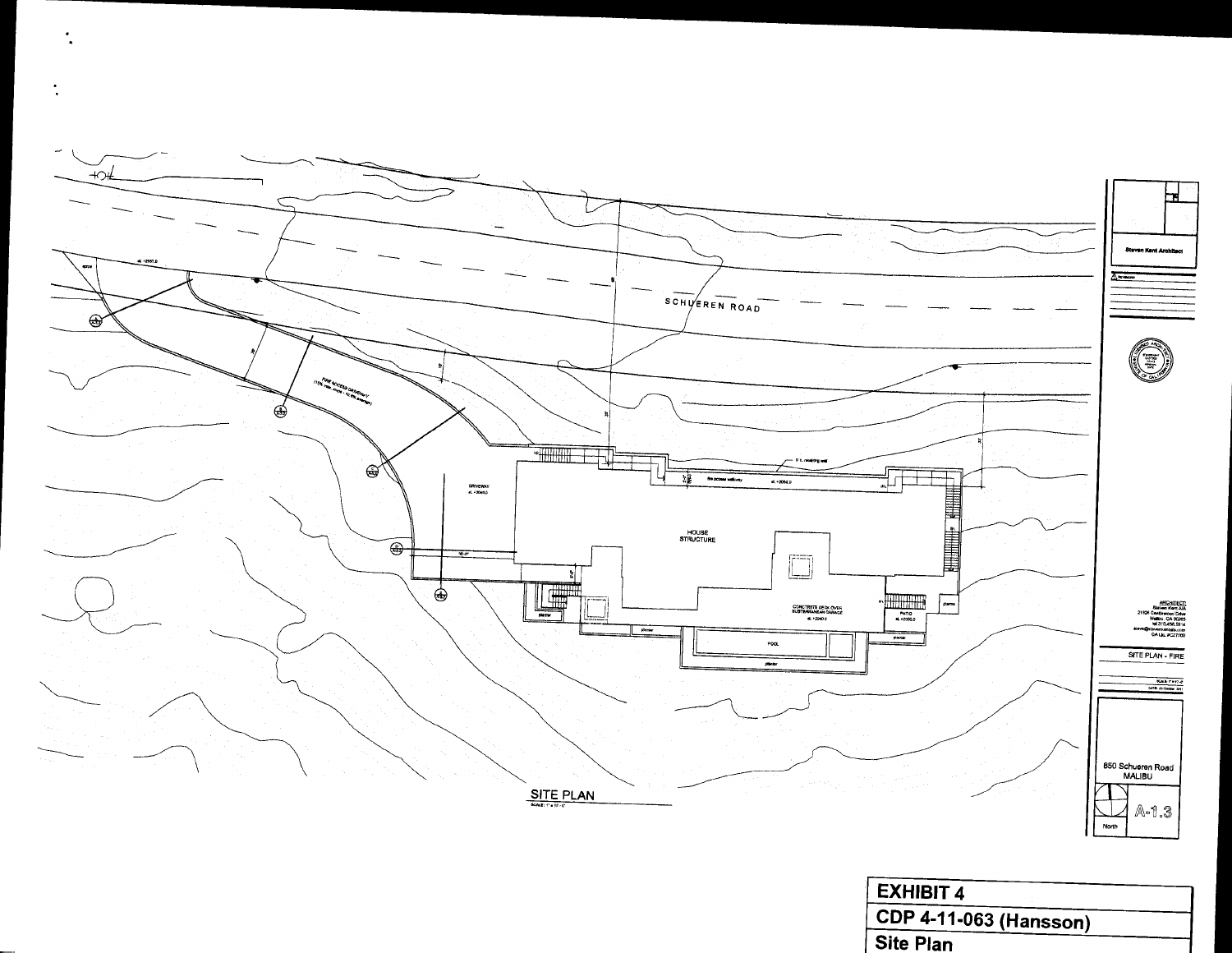SCHUEREN ROAD

FIRE ACCESS DRIVEWAY

DRIVEWAY

HOUSE STRUCTURE

fire access walkway

CONCRETE DECK OVER SUBTERRANEAN GARAGE

PATIO

POOL

planter

SITE PLAN

Steven Kent Architect

ARCHITECT:
Steven Kent AIA
21826 Castlewood Drive
Malibu, CA 90265
tel 310.456.5514
steve@stevenkentaia.com
CA Lic #C27700

SITE PLAN - FIRE

650 Schueren Road
MALIBU

North

A-1.3

**EXHIBIT 4**

**CDP 4-11-063 (Hansson)**

**Site Plan**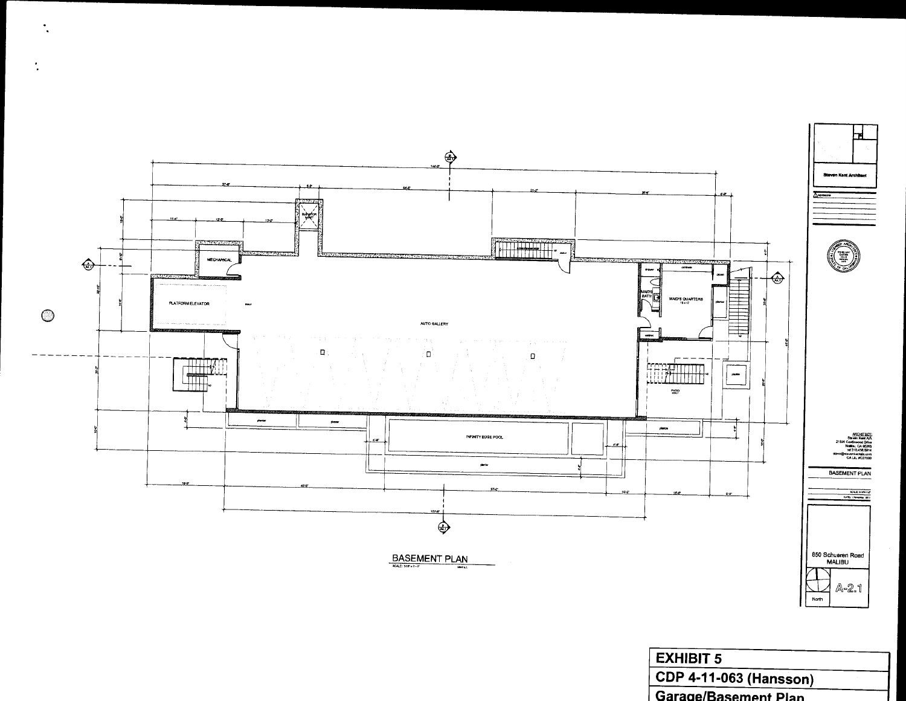MECHANICAL

PLATFORM ELEVATOR

AUTO GALLERY

MAID'S BATH

MAID'S QUARTERS

PATIO

INFINITY EDGE POOL

BASEMENT PLAN

Steven Kent Architect

ARCHITECT:
Steven Kent AIA
21526 Castlewood Drive
Malibu, CA 90265
tel 310.456.5914
steve@stevenkentaia.com
CA Lic. #C27000

BASEMENT PLAN

850 Schueren Road
MALIBU

A-2.1

North

**EXHIBIT 5**

**CDP 4-11-063 (Hansson)**

**Garage/Basement Plan**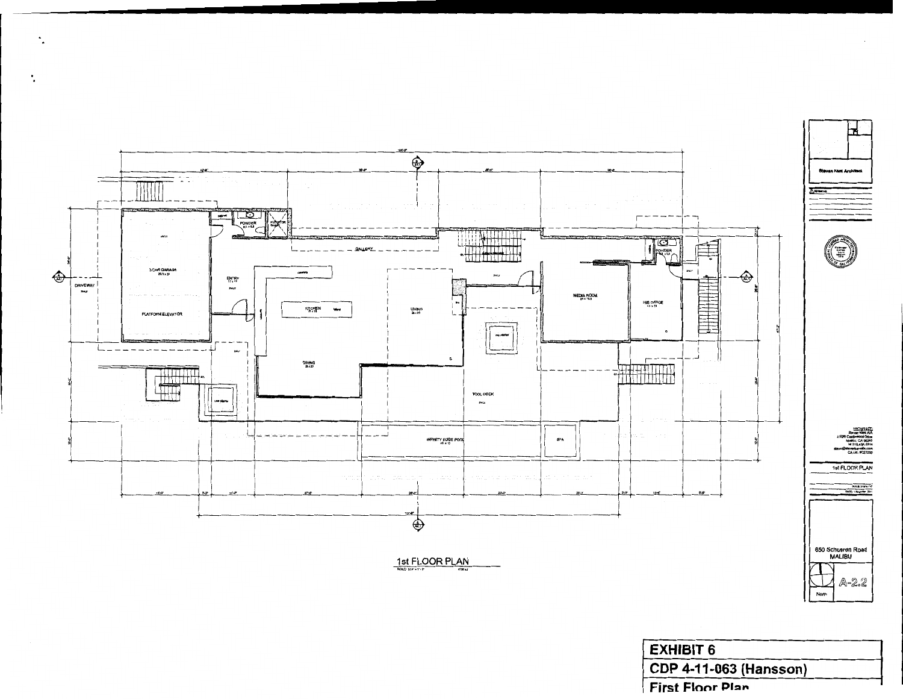1st FLOOR PLAN

Steven Kent Architect

650 Schueren Road
MALIBU

A-2.2

**EXHIBIT 6**

**CDP 4-11-063 (Hansson)**

**First Floor Plan**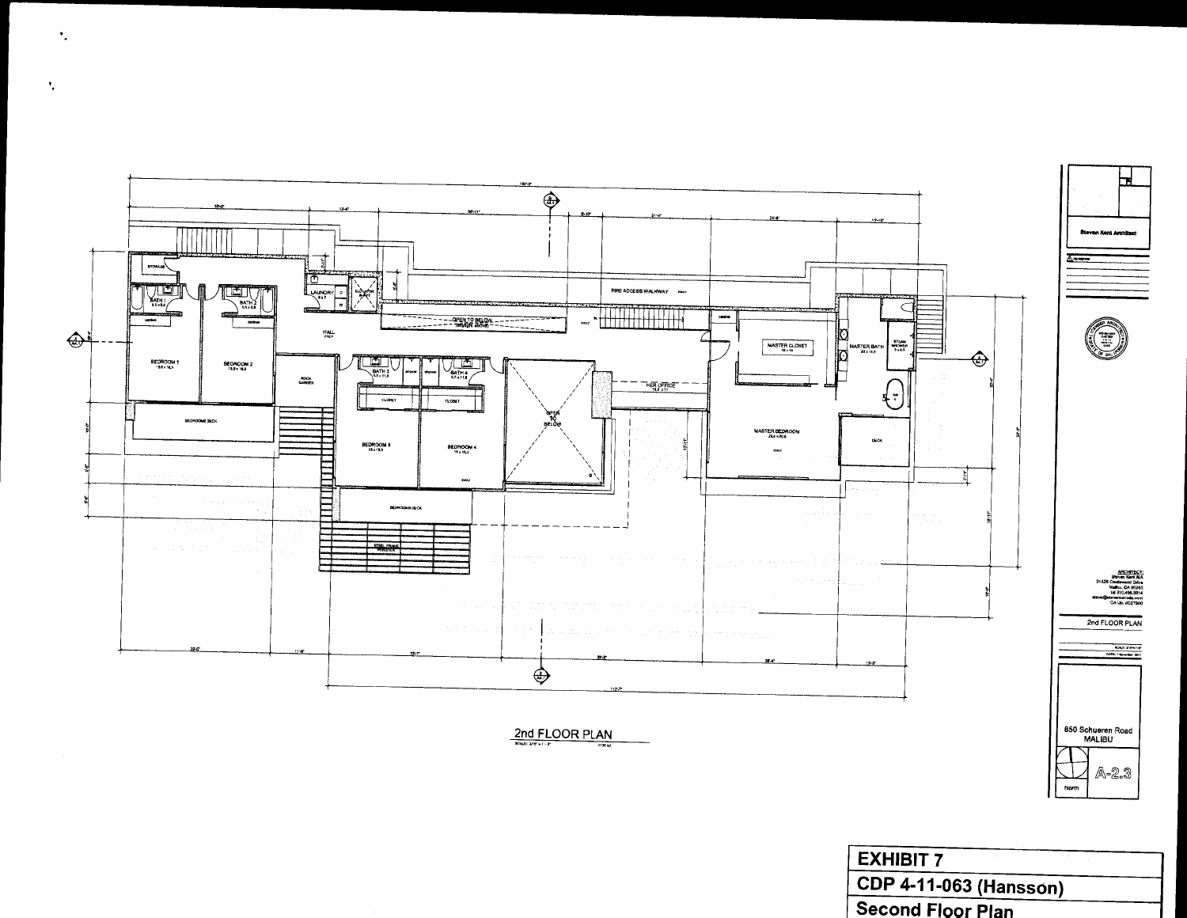2nd FLOOR PLAN

Steven Kent Architect

ARCHITECT:
Steven Kent AIA
21126 Crestwood Drive
Malibu, CA 90265

2nd FLOOR PLAN

850 Schueren Road
MALIBU

A-2.3

North

EXHIBIT 7

CDP 4-11-063 (Hansson)

Second Floor Plan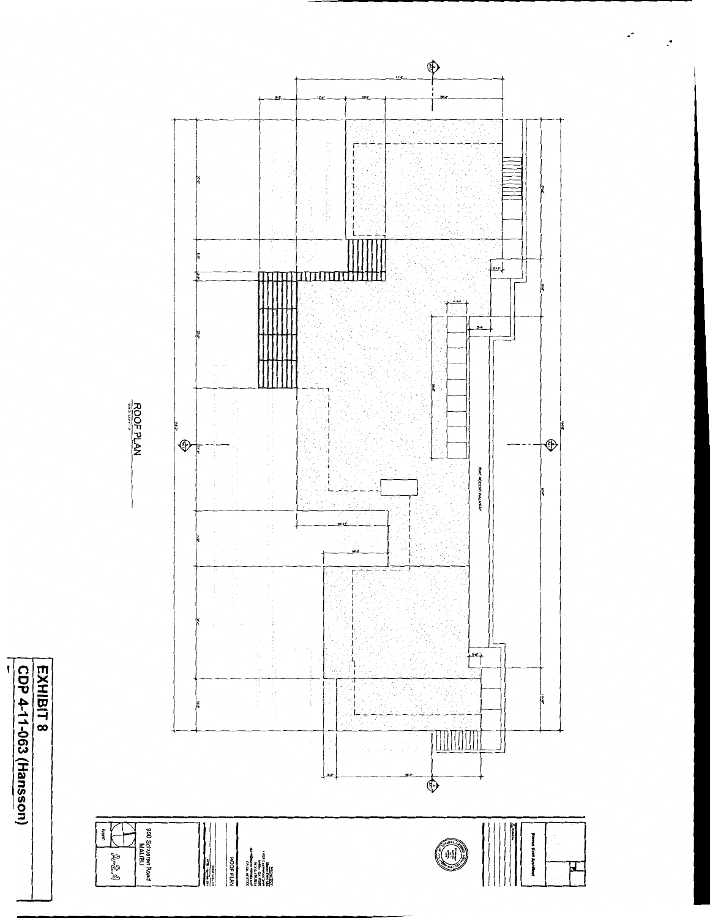ROOF PLAN

FIRE ACCESS WALKWAY

850 Schueren Road
MALIBU

ROOF PLAN

North

A-2.4

Steven Kent Architect

**EXHIBIT 8**
**CDP 4-11-063 (Hansson)**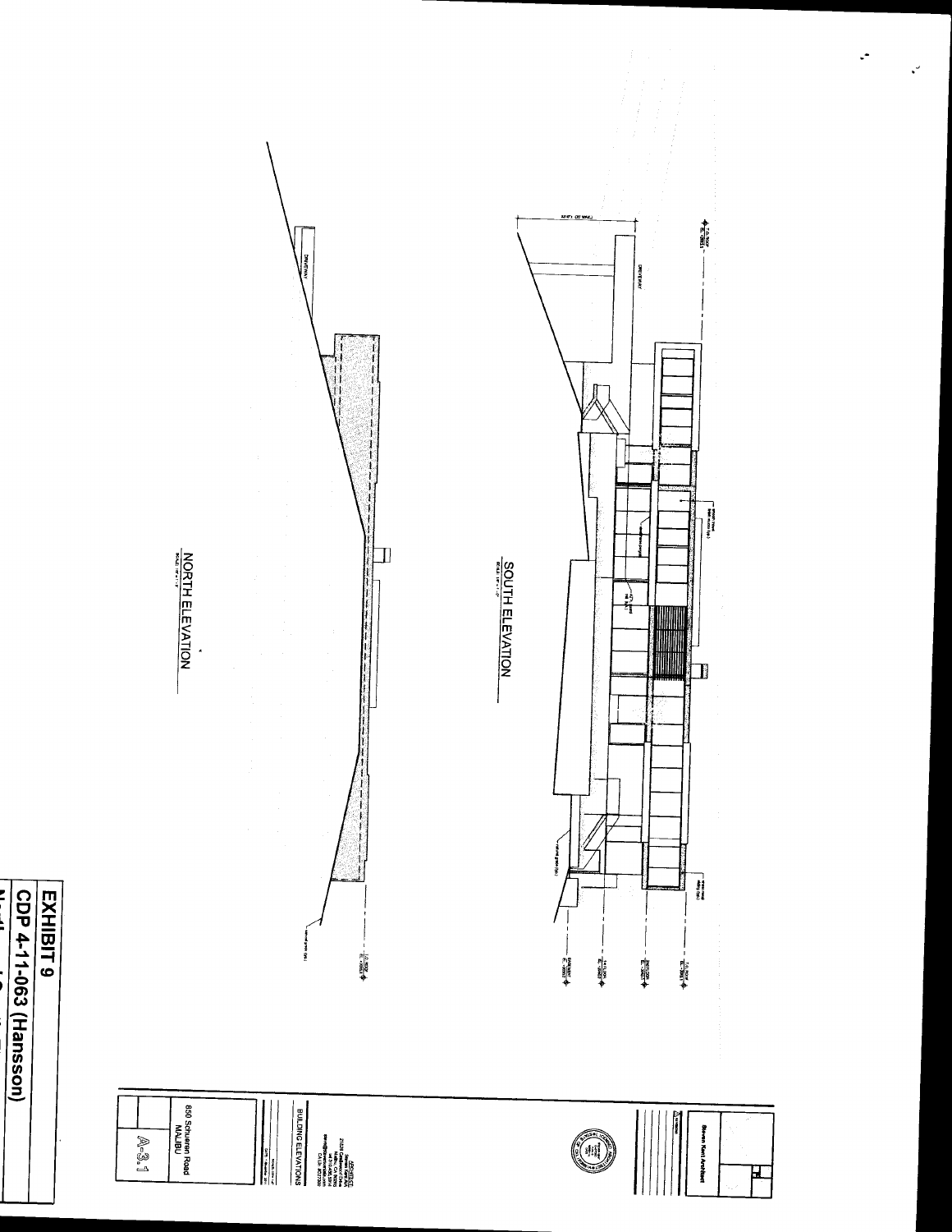SOUTH ELEVATION

NORTH ELEVATION

**EXHIBIT 9**

**CDP 4-11-063 (Hansson)**

Steven Kent Architect

BUILDING ELEVATIONS

650 Schueren Road
MALIBU

A-3.1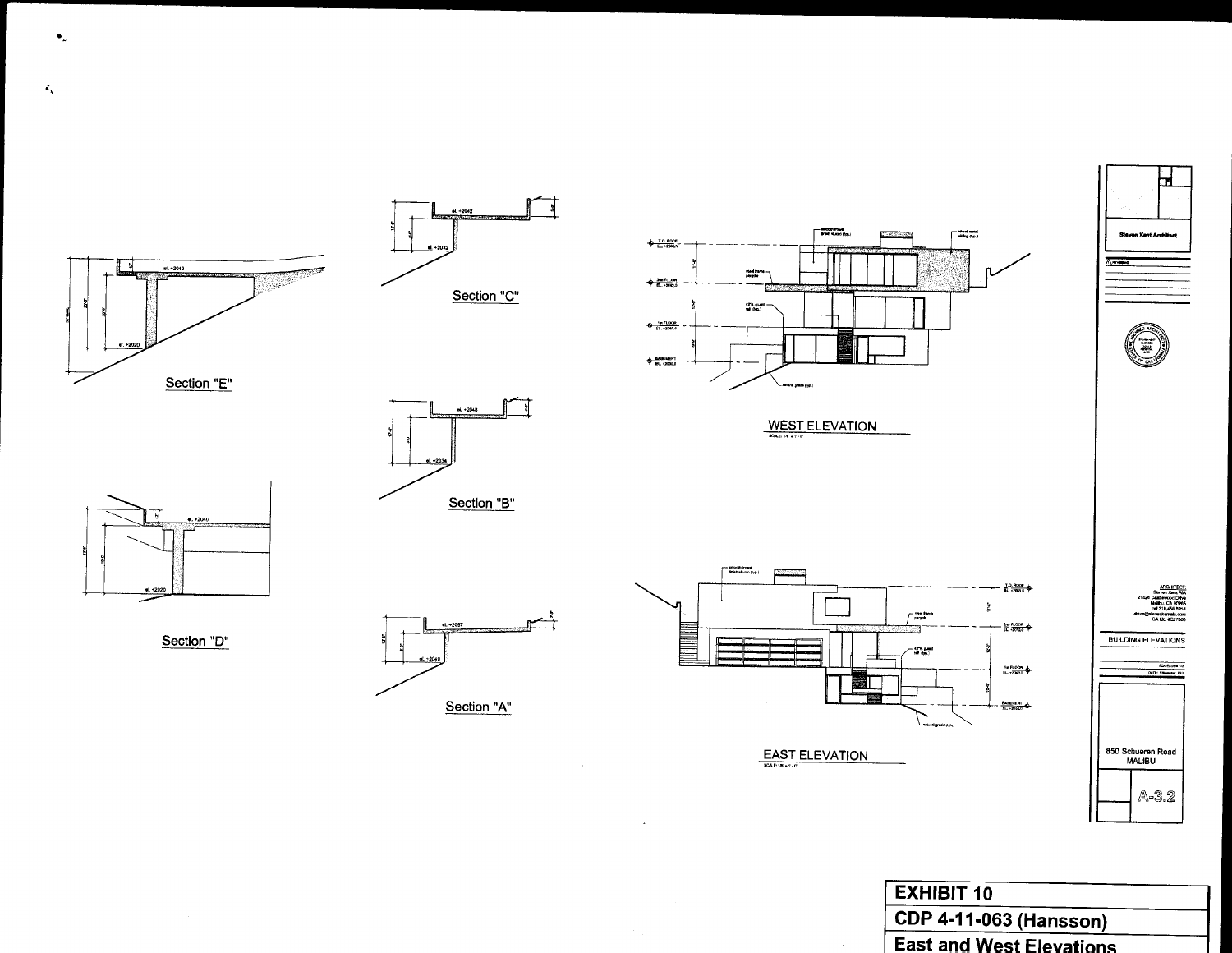Section "E"

Section "D"

Section "C"

Section "B"

Section "A"

WEST ELEVATION

EAST ELEVATION

Steven Kent Architect

BUILDING ELEVATIONS

850 Schueren Road
MALIBU

A-3.2

**EXHIBIT 10**

**CDP 4-11-063 (Hansson)**

**East and West Elevations**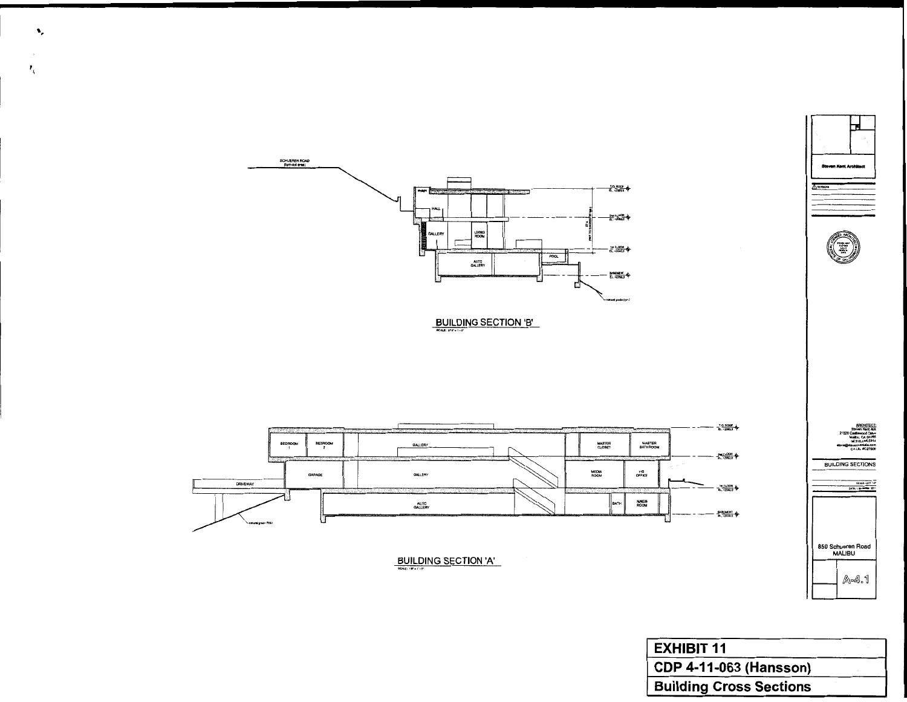SCHUEREN ROAD (turn-out area)

FOYER

HALL

GALLERY

LIVING ROOM

POOL

AUTO GALLERY

T.O. ROOF EL. +2083.5

2nd FLOOR EL. +2062.0

1st FLOOR EL. +2040.0

BASEMENT EL. +2030.0

natural grade (typ.)

## BUILDING SECTION 'B'

SCALE: 1/16" = 1'-0"

BEDROOM 1

BEDROOM 2

GALLERY

MASTER CLOSET

MASTER BATHROOM

GARAGE

GALLERY

MEDIA ROOM

HIS OFFICE

DRIVEWAY

AUTO GALLERY

BATH

MAIDS ROOM

natural grade (typ.)

T.O. ROOF EL. +2083.5

2nd FLOOR EL. +2062.0

1st FLOOR EL. +2040.0

BASEMENT EL. +2030.0

## BUILDING SECTION 'A'

SCALE: 1/8" = 1'-0"

Steven Kent Architect

REVISIONS

ARCHITECT: Steven Kent AIA 21526 Castlewood Drive Malibu, CA 90265 tel 310.456.5814 steve@stevenkentaia.com CA Lic. #C27000

BUILDING SECTIONS

850 Schueren Road MALIBU

A-4.1

| EXHIBIT 11 |
|---|
| CDP 4-11-063 (Hansson) |
| Building Cross Sections |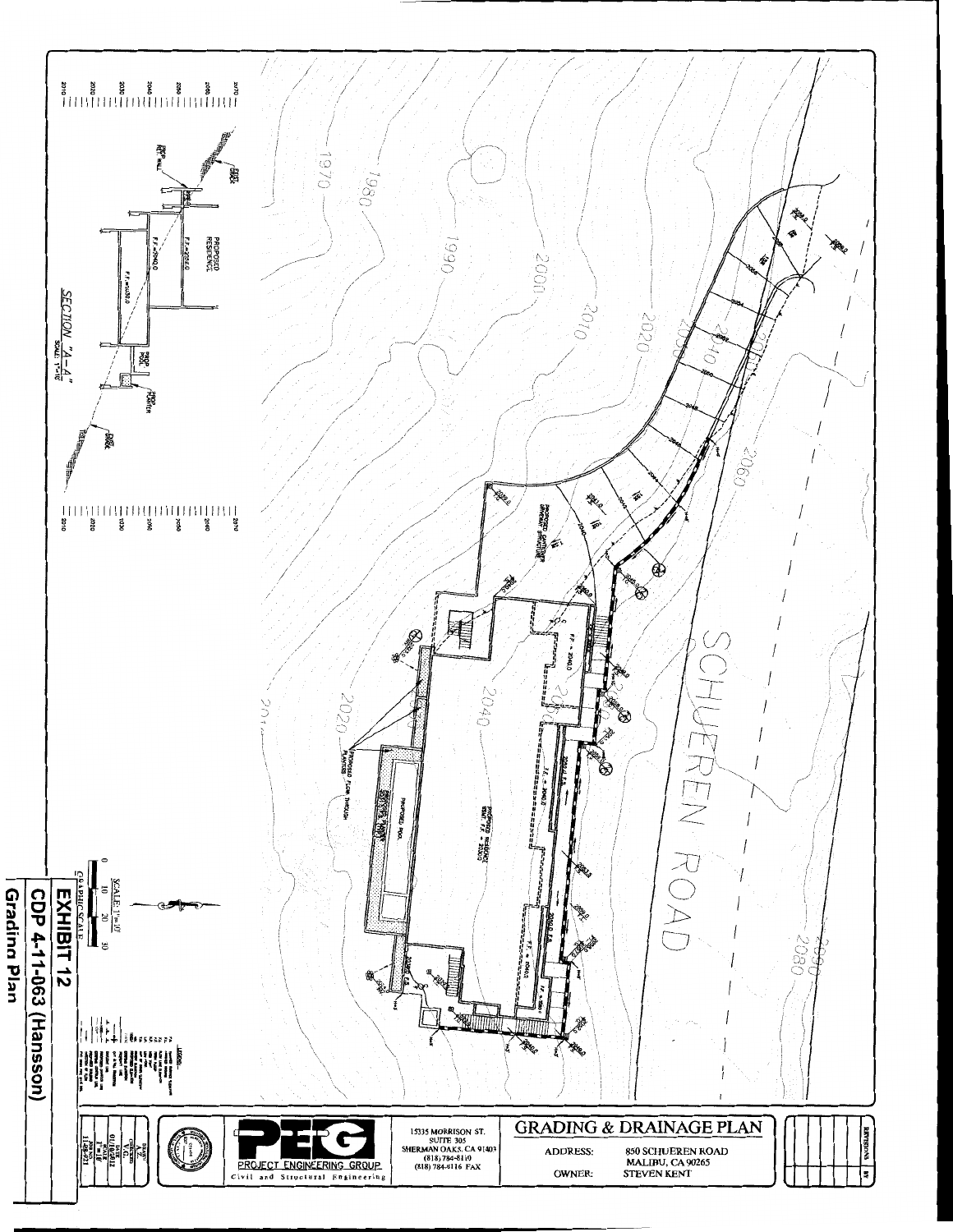# GRADING & DRAINAGE PLAN

ADDRESS: 850 SCHUEREN ROAD MALIBU, CA 90265

OWNER: STEVEN KENT

15335 MORRISON ST.
SUITE 305
SHERMAN OAKS, CA 91403
(818) 784-8110
(818) 784-8116 FAX

PEG
PROJECT ENGINEERING GROUP
Civil and Structural Engineering

SCHUEREN ROAD

PROPOSED RESIDENCE

PROPOSED POOL

PROPOSED FLOW THROUGH PLANTERS

PROPOSED CANTILEVER DRIVEWAY STRUCTURE

F.F. = 2040.0

SECTION "A-A"
SCALE: 1"=10'

PROP. RET. WALL

PROPOSED RESIDENCE

F.F.=2050.0

F.F.=2040.0

F.F.=2030.0

PROP. POOL

PROP. PLANTER

EXIST. GRADE

SCALE: 1"=10'

GRAPHIC SCALE

0 10 20 30

LEGEND

REVISIONS

# EXHIBIT 12

# CDP 4-11-063 (Hansson)

# Grading Plan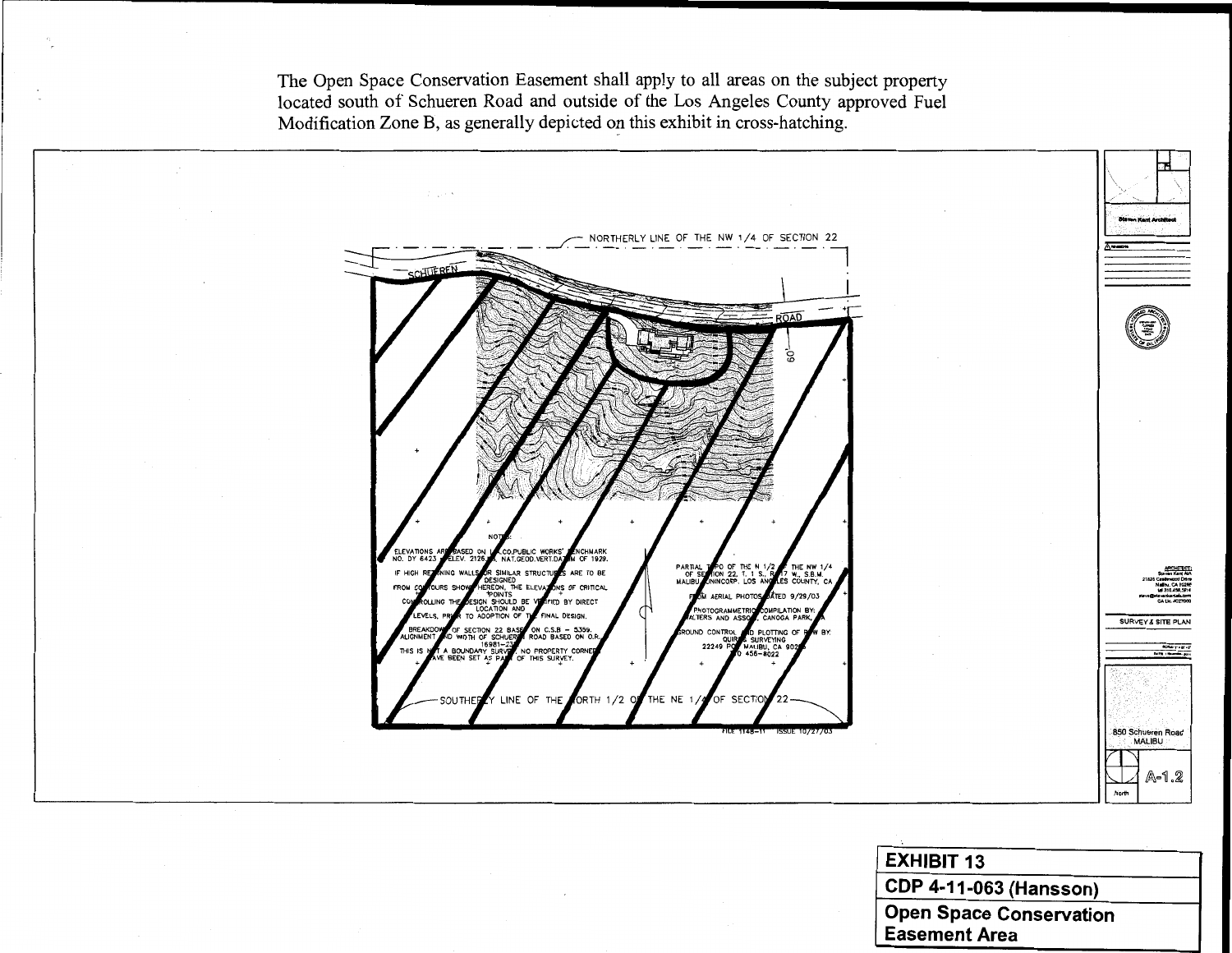The Open Space Conservation Easement shall apply to all areas on the subject property located south of Schueren Road and outside of the Los Angeles County approved Fuel Modification Zone B, as generally depicted on this exhibit in cross-hatching.

NORTHERLY LINE OF THE NW 1/4 OF SECTION 22

SCHUEREN

ROAD

60'

NOTES:

ELEVATIONS ARE BASED ON L.A.CO.PUBLIC WORKS' BENCHMARK NO. DY 6423 ELEV. 2126.1 NAT.GEOD.VERT.DATUM OF 1929.

IF HIGH RETAINING WALLS OR SIMILAR STRUCTURES ARE TO BE DESIGNED FROM CONTOURS SHOWN HEREON, THE ELEVATIONS OF CRITICAL POINTS CONTROLLING THE DESIGN SHOULD BE VERIFIED BY DIRECT LOCATION AND LEVELS, PRIOR TO ADOPTION OF THE FINAL DESIGN.

BREAKDOWN OF SECTION 22 BASED ON C.S.B – 5359. ALIGNMENT AND WIDTH OF SCHUEREN ROAD BASED ON O.R. 16981–23.

THIS IS NOT A BOUNDARY SURVEY. NO PROPERTY CORNERS HAVE BEEN SET AS PART OF THIS SURVEY.

PARTIAL TOPO OF THE N 1/2 OF THE NW 1/4 OF SECTION 22, T. 1 S., R. 17 W., S.B.M. MALIBU, UNINCORP. LOS ANGELES COUNTY, CA

FROM AERIAL PHOTOS DATED 9/29/03

PHOTOGRAMMETRIC COMPILATION BY: WALTERS AND ASSOC. CANOGA PARK, CA

GROUND CONTROL AND PLOTTING OF R/W BY: QUIRUS SURVEYING 22249 PCH MALIBU, CA 90265 310 456–8022

SOUTHERLY LINE OF THE NORTH 1/2 OF THE NE 1/4 OF SECTION 22

FILE 1148–11 ISSUE 10/27/03

Steven Kent Architect

SURVEY & SITE PLAN

850 Schueren Road MALIBU

A-1.2

north

**EXHIBIT 13**

**CDP 4-11-063 (Hansson)**

**Open Space Conservation Easement Area**